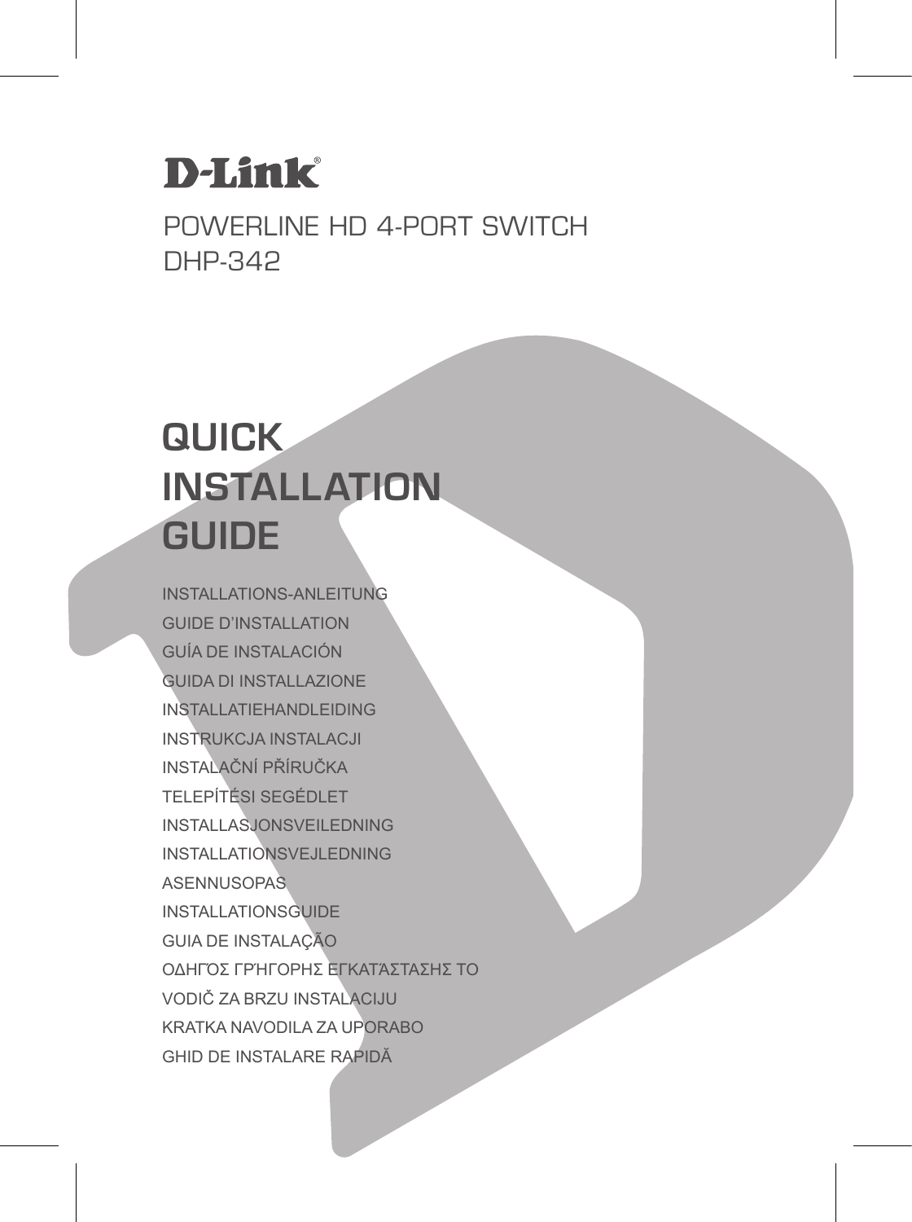D-Link®

POWERLINE HD 4-PORT SWITCH
DHP-342

# QUICK INSTALLATION GUIDE

INSTALLATIONS-ANLEITUNG

GUIDE D'INSTALLATION

GUÍA DE INSTALACIÓN

GUIDA DI INSTALLAZIONE

INSTALLATIEHANDLEIDING

INSTRUKCJA INSTALACJI

INSTALAČNÍ PŘÍRUČKA

TELEPÍTÉSI SEGÉDLET

INSTALLASJONSVEILEDNING

INSTALLATIONSVEJLEDNING

ASENNUSOPAS

INSTALLATIONSGUIDE

GUIA DE INSTALAÇÃO

ΟΔΗΓΌΣ ΓΡΉΓΟΡΗΣ ΕΓΚΑΤΆΣΤΑΣΗΣ ΤΟ

VODIČ ZA BRZU INSTALACIJU

KRATKA NAVODILA ZA UPORABO

GHID DE INSTALARE RAPIDĂ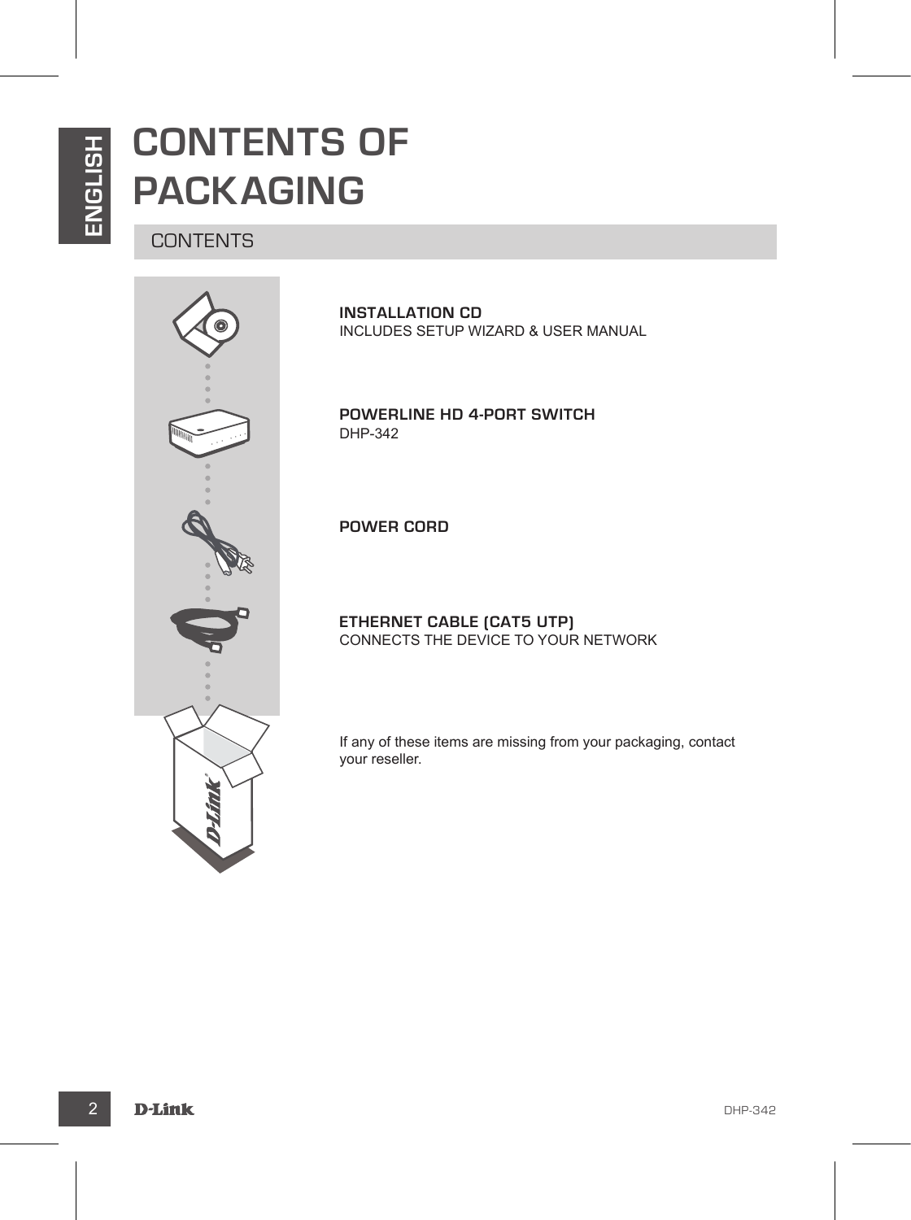# CONTENTS OF PACKAGING

## CONTENTS

**INSTALLATION CD**
INCLUDES SETUP WIZARD & USER MANUAL

**POWERLINE HD 4-PORT SWITCH**
DHP-342

**POWER CORD**

**ETHERNET CABLE (CAT5 UTP)**
CONNECTS THE DEVICE TO YOUR NETWORK

If any of these items are missing from your packaging, contact your reseller.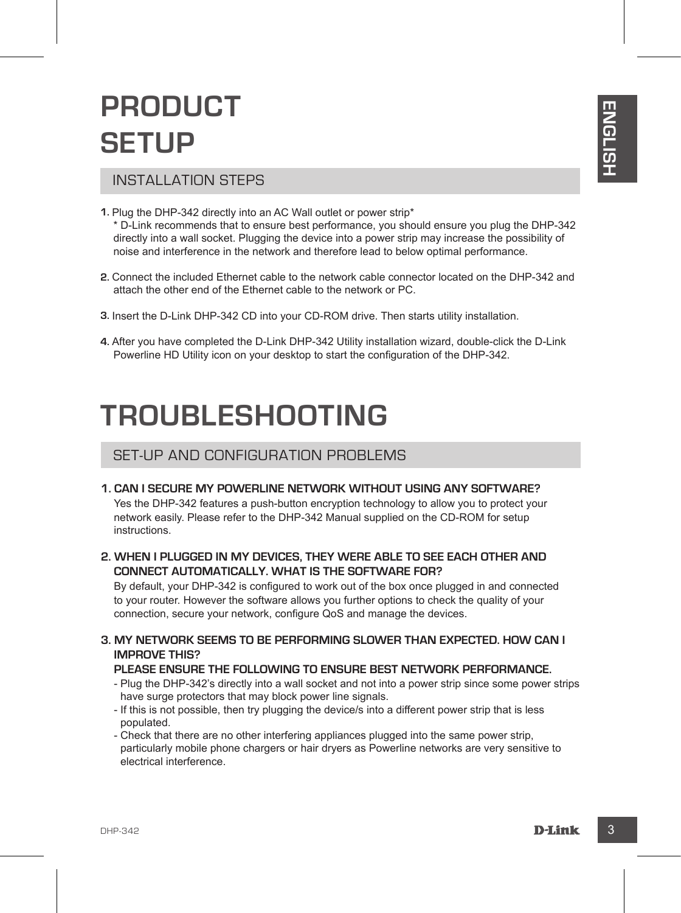# PRODUCT SETUP

## INSTALLATION STEPS

1. Plug the DHP-342 directly into an AC Wall outlet or power strip*
   * D-Link recommends that to ensure best performance, you should ensure you plug the DHP-342 directly into a wall socket. Plugging the device into a power strip may increase the possibility of noise and interference in the network and therefore lead to below optimal performance.

2. Connect the included Ethernet cable to the network cable connector located on the DHP-342 and attach the other end of the Ethernet cable to the network or PC.

3. Insert the D-Link DHP-342 CD into your CD-ROM drive. Then starts utility installation.

4. After you have completed the D-Link DHP-342 Utility installation wizard, double-click the D-Link Powerline HD Utility icon on your desktop to start the configuration of the DHP-342.

# TROUBLESHOOTING

## SET-UP AND CONFIGURATION PROBLEMS

1. **CAN I SECURE MY POWERLINE NETWORK WITHOUT USING ANY SOFTWARE?**
   Yes the DHP-342 features a push-button encryption technology to allow you to protect your network easily. Please refer to the DHP-342 Manual supplied on the CD-ROM for setup instructions.

2. **WHEN I PLUGGED IN MY DEVICES, THEY WERE ABLE TO SEE EACH OTHER AND CONNECT AUTOMATICALLY. WHAT IS THE SOFTWARE FOR?**
   By default, your DHP-342 is configured to work out of the box once plugged in and connected to your router. However the software allows you further options to check the quality of your connection, secure your network, configure QoS and manage the devices.

3. **MY NETWORK SEEMS TO BE PERFORMING SLOWER THAN EXPECTED. HOW CAN I IMPROVE THIS?**
   **PLEASE ENSURE THE FOLLOWING TO ENSURE BEST NETWORK PERFORMANCE.**
   - Plug the DHP-342's directly into a wall socket and not into a power strip since some power strips have surge protectors that may block power line signals.
   - If this is not possible, then try plugging the device/s into a different power strip that is less populated.
   - Check that there are no other interfering appliances plugged into the same power strip, particularly mobile phone chargers or hair dryers as Powerline networks are very sensitive to electrical interference.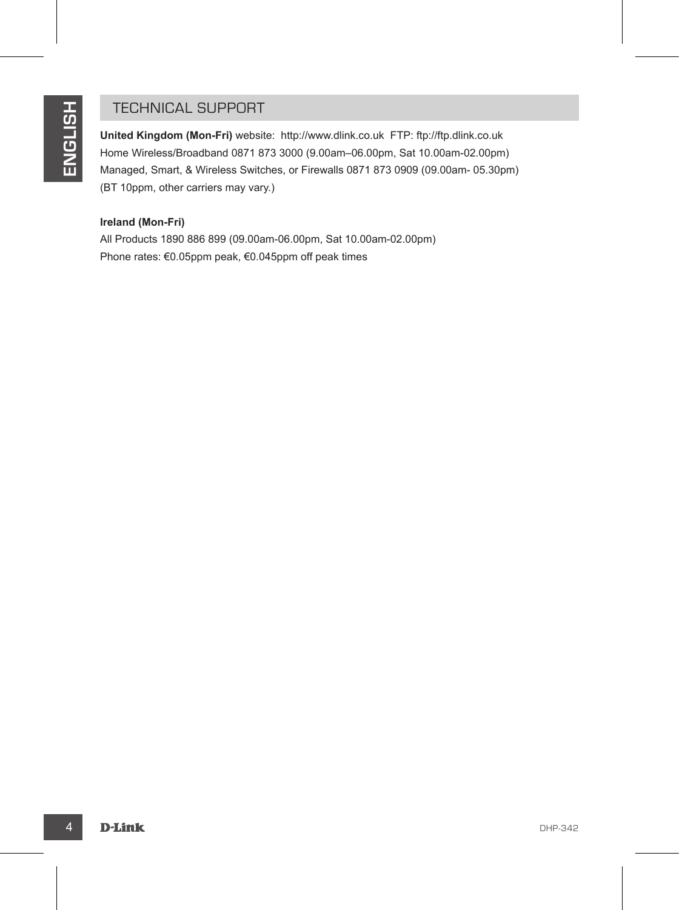## TECHNICAL SUPPORT

**United Kingdom (Mon-Fri)** website: http://www.dlink.co.uk FTP: ftp://ftp.dlink.co.uk
Home Wireless/Broadband 0871 873 3000 (9.00am–06.00pm, Sat 10.00am-02.00pm)
Managed, Smart, & Wireless Switches, or Firewalls 0871 873 0909 (09.00am- 05.30pm)
(BT 10ppm, other carriers may vary.)

**Ireland (Mon-Fri)**
All Products 1890 886 899 (09.00am-06.00pm, Sat 10.00am-02.00pm)
Phone rates: €0.05ppm peak, €0.045ppm off peak times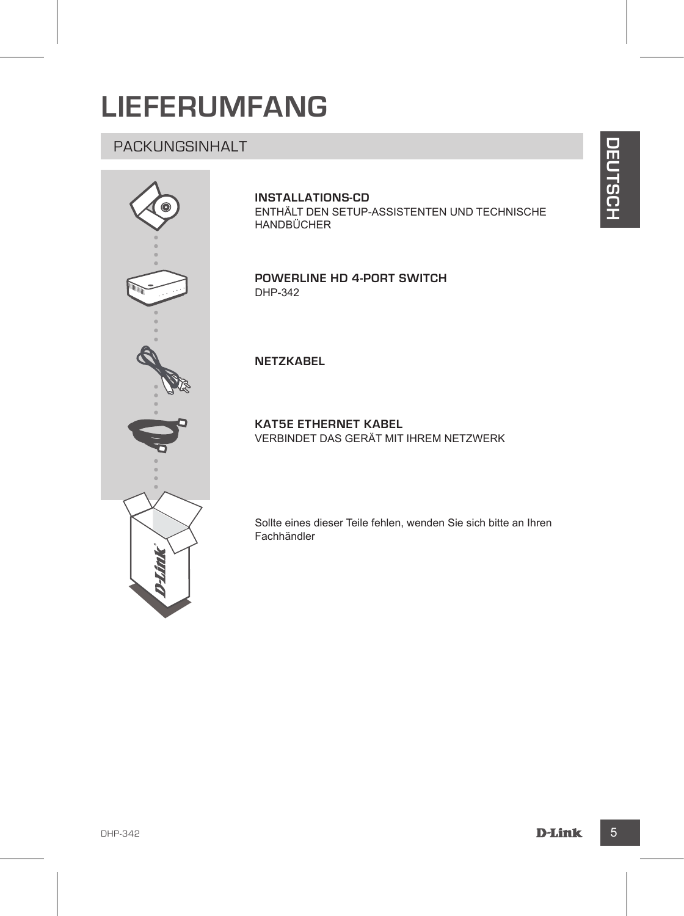# LIEFERUMFANG

## PACKUNGSINHALT

**INSTALLATIONS-CD**
ENTHÄLT DEN SETUP-ASSISTENTEN UND TECHNISCHE HANDBÜCHER

**POWERLINE HD 4-PORT SWITCH**
DHP-342

**NETZKABEL**

**KAT5E ETHERNET KABEL**
VERBINDET DAS GERÄT MIT IHREM NETZWERK

Sollte eines dieser Teile fehlen, wenden Sie sich bitte an Ihren Fachhändler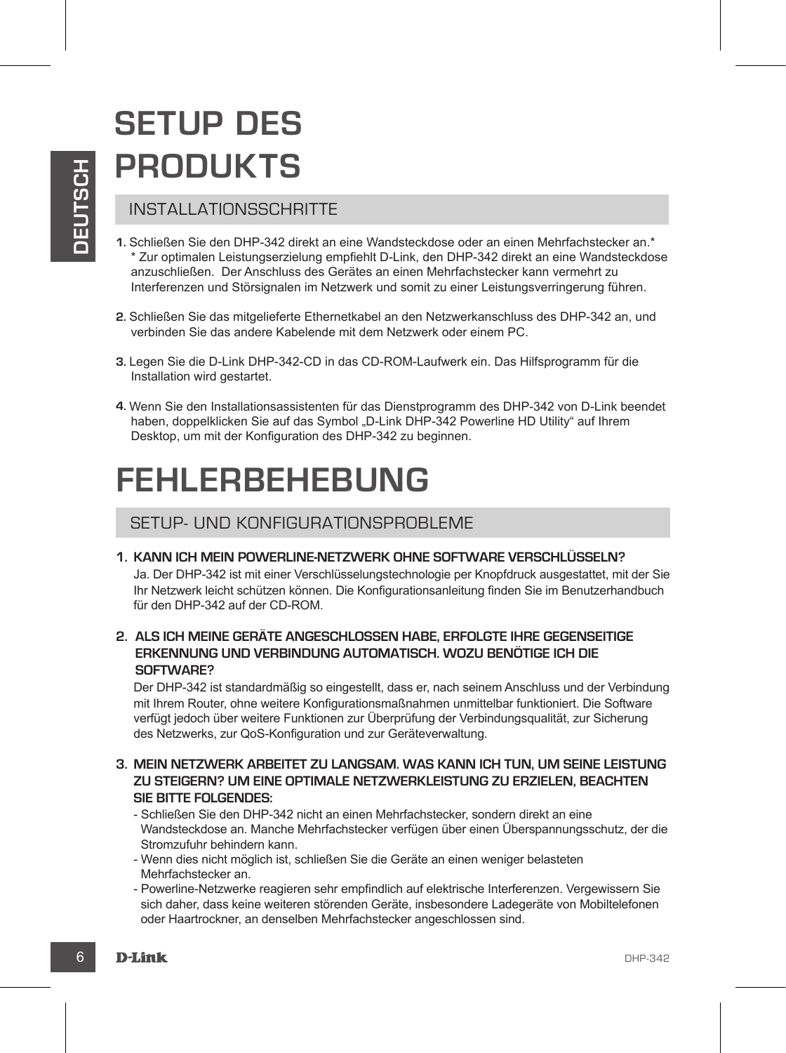# SETUP DES PRODUKTS

## INSTALLATIONSSCHRITTE

1. Schließen Sie den DHP-342 direkt an eine Wandsteckdose oder an einen Mehrfachstecker an.*
   * Zur optimalen Leistungserzielung empfiehlt D-Link, den DHP-342 direkt an eine Wandsteckdose anzuschließen. Der Anschluss des Gerätes an einen Mehrfachstecker kann vermehrt zu Interferenzen und Störsignalen im Netzwerk und somit zu einer Leistungsverringerung führen.

2. Schließen Sie das mitgelieferte Ethernetkabel an den Netzwerkanschluss des DHP-342 an, und verbinden Sie das andere Kabelende mit dem Netzwerk oder einem PC.

3. Legen Sie die D-Link DHP-342-CD in das CD-ROM-Laufwerk ein. Das Hilfsprogramm für die Installation wird gestartet.

4. Wenn Sie den Installationsassistenten für das Dienstprogramm des DHP-342 von D-Link beendet haben, doppelklicken Sie auf das Symbol „D-Link DHP-342 Powerline HD Utility“ auf Ihrem Desktop, um mit der Konfiguration des DHP-342 zu beginnen.

# FEHLERBEHEBUNG

## SETUP- UND KONFIGURATIONSPROBLEME

1. **KANN ICH MEIN POWERLINE-NETZWERK OHNE SOFTWARE VERSCHLÜSSELN?**
   Ja. Der DHP-342 ist mit einer Verschlüsselungstechnologie per Knopfdruck ausgestattet, mit der Sie Ihr Netzwerk leicht schützen können. Die Konfigurationsanleitung finden Sie im Benutzerhandbuch für den DHP-342 auf der CD-ROM.

2. **ALS ICH MEINE GERÄTE ANGESCHLOSSEN HABE, ERFOLGTE IHRE GEGENSEITIGE ERKENNUNG UND VERBINDUNG AUTOMATISCH. WOZU BENÖTIGE ICH DIE SOFTWARE?**
   Der DHP-342 ist standardmäßig so eingestellt, dass er, nach seinem Anschluss und der Verbindung mit Ihrem Router, ohne weitere Konfigurationsmaßnahmen unmittelbar funktioniert. Die Software verfügt jedoch über weitere Funktionen zur Überprüfung der Verbindungsqualität, zur Sicherung des Netzwerks, zur QoS-Konfiguration und zur Geräteverwaltung.

3. **MEIN NETZWERK ARBEITET ZU LANGSAM. WAS KANN ICH TUN, UM SEINE LEISTUNG ZU STEIGERN? UM EINE OPTIMALE NETZWERKLEISTUNG ZU ERZIELEN, BEACHTEN SIE BITTE FOLGENDES:**
   - Schließen Sie den DHP-342 nicht an einen Mehrfachstecker, sondern direkt an eine Wandsteckdose an. Manche Mehrfachstecker verfügen über einen Überspannungsschutz, der die Stromzufuhr behindern kann.
   - Wenn dies nicht möglich ist, schließen Sie die Geräte an einen weniger belasteten Mehrfachstecker an.
   - Powerline-Netzwerke reagieren sehr empfindlich auf elektrische Interferenzen. Vergewissern Sie sich daher, dass keine weiteren störenden Geräte, insbesondere Ladegeräte von Mobiltelefonen oder Haartrockner, an denselben Mehrfachstecker angeschlossen sind.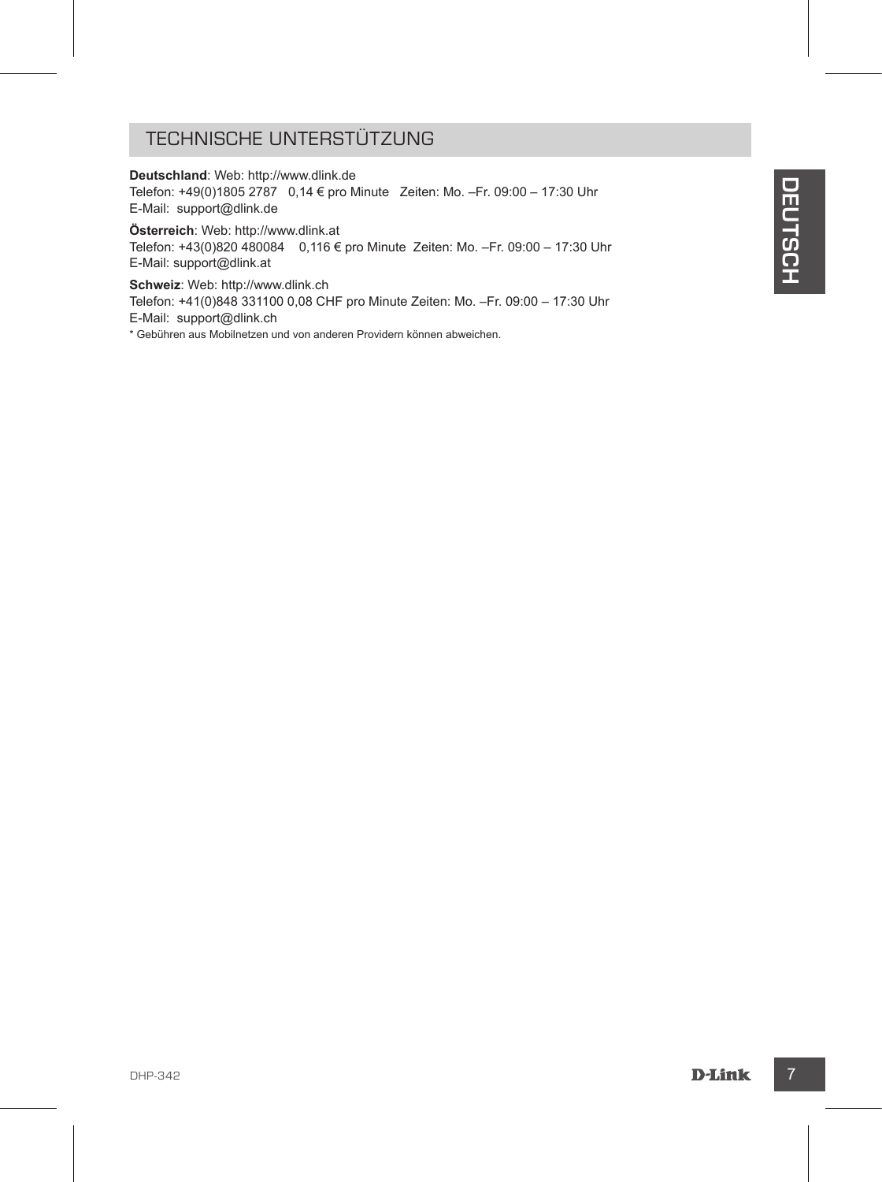## TECHNISCHE UNTERSTÜTZUNG

**Deutschland**: Web: http://www.dlink.de
Telefon: +49(0)1805 2787   0,14 € pro Minute   Zeiten: Mo. –Fr. 09:00 – 17:30 Uhr
E-Mail:  support@dlink.de

**Österreich**: Web: http://www.dlink.at
Telefon: +43(0)820 480084    0,116 € pro Minute  Zeiten: Mo. –Fr. 09:00 – 17:30 Uhr
E-Mail: support@dlink.at

**Schweiz**: Web: http://www.dlink.ch
Telefon: +41(0)848 331100 0,08 CHF pro Minute Zeiten: Mo. –Fr. 09:00 – 17:30 Uhr
E-Mail:  support@dlink.ch

* Gebühren aus Mobilnetzen und von anderen Providern können abweichen.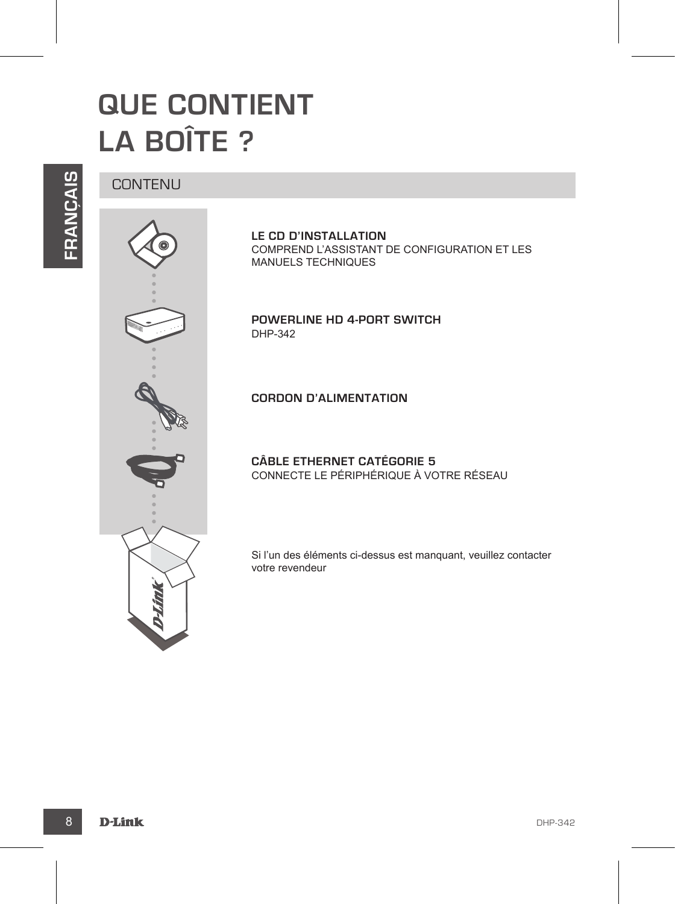# QUE CONTIENT LA BOÎTE ?

## CONTENU

**LE CD D'INSTALLATION**
COMPREND L'ASSISTANT DE CONFIGURATION ET LES MANUELS TECHNIQUES

**POWERLINE HD 4-PORT SWITCH**
DHP-342

**CORDON D'ALIMENTATION**

**CÂBLE ETHERNET CATÉGORIE 5**
CONNECTE LE PÉRIPHÉRIQUE À VOTRE RÉSEAU

Si l'un des éléments ci-dessus est manquant, veuillez contacter votre revendeur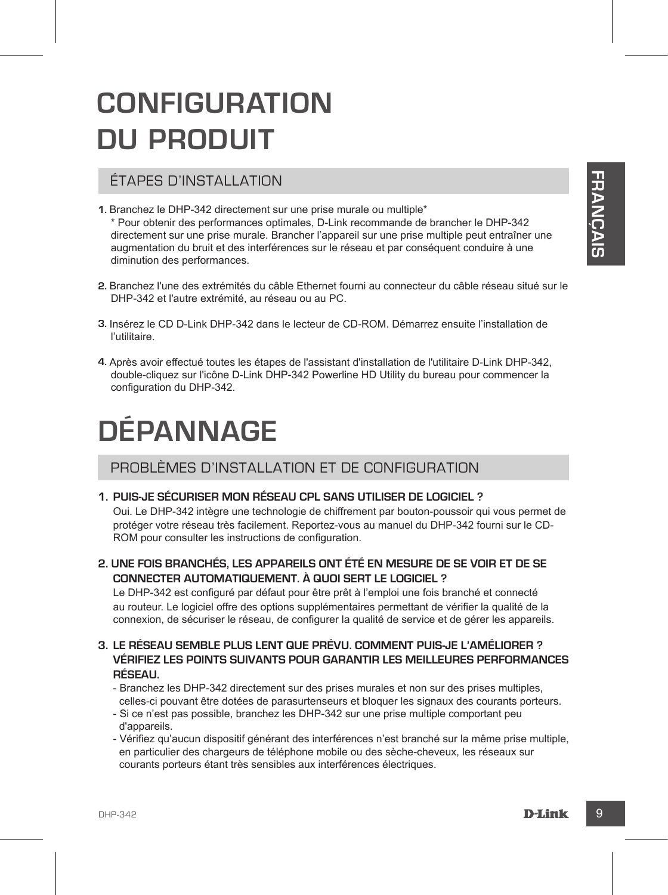# CONFIGURATION DU PRODUIT

## ÉTAPES D'INSTALLATION

1. Branchez le DHP-342 directement sur une prise murale ou multiple*
   * Pour obtenir des performances optimales, D-Link recommande de brancher le DHP-342 directement sur une prise murale. Brancher l'appareil sur une prise multiple peut entraîner une augmentation du bruit et des interférences sur le réseau et par conséquent conduire à une diminution des performances.

2. Branchez l'une des extrémités du câble Ethernet fourni au connecteur du câble réseau situé sur le DHP-342 et l'autre extrémité, au réseau ou au PC.

3. Insérez le CD D-Link DHP-342 dans le lecteur de CD-ROM. Démarrez ensuite l'installation de l'utilitaire.

4. Après avoir effectué toutes les étapes de l'assistant d'installation de l'utilitaire D-Link DHP-342, double-cliquez sur l'icône D-Link DHP-342 Powerline HD Utility du bureau pour commencer la configuration du DHP-342.

# DÉPANNAGE

## PROBLÈMES D'INSTALLATION ET DE CONFIGURATION

1. **PUIS-JE SÉCURISER MON RÉSEAU CPL SANS UTILISER DE LOGICIEL ?**
   Oui. Le DHP-342 intègre une technologie de chiffrement par bouton-poussoir qui vous permet de protéger votre réseau très facilement. Reportez-vous au manuel du DHP-342 fourni sur le CD-ROM pour consulter les instructions de configuration.

2. **UNE FOIS BRANCHÉS, LES APPAREILS ONT ÉTÉ EN MESURE DE SE VOIR ET DE SE CONNECTER AUTOMATIQUEMENT. À QUOI SERT LE LOGICIEL ?**
   Le DHP-342 est configuré par défaut pour être prêt à l'emploi une fois branché et connecté au routeur. Le logiciel offre des options supplémentaires permettant de vérifier la qualité de la connexion, de sécuriser le réseau, de configurer la qualité de service et de gérer les appareils.

3. **LE RÉSEAU SEMBLE PLUS LENT QUE PRÉVU. COMMENT PUIS-JE L'AMÉLIORER ? VÉRIFIEZ LES POINTS SUIVANTS POUR GARANTIR LES MEILLEURES PERFORMANCES RÉSEAU.**
   - Branchez les DHP-342 directement sur des prises murales et non sur des prises multiples, celles-ci pouvant être dotées de parasurtenseurs et bloquer les signaux des courants porteurs.
   - Si ce n'est pas possible, branchez les DHP-342 sur une prise multiple comportant peu d'appareils.
   - Vérifiez qu'aucun dispositif générant des interférences n'est branché sur la même prise multiple, en particulier des chargeurs de téléphone mobile ou des sèche-cheveux, les réseaux sur courants porteurs étant très sensibles aux interférences électriques.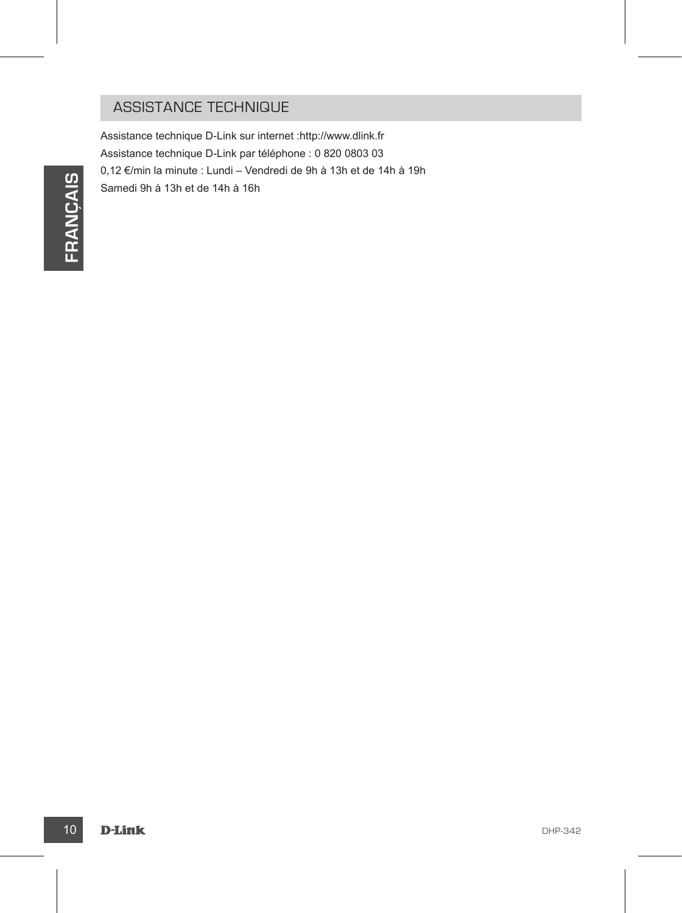## ASSISTANCE TECHNIQUE

Assistance technique D-Link sur internet :http://www.dlink.fr

Assistance technique D-Link par téléphone : 0 820 0803 03

0,12 €/min la minute : Lundi – Vendredi de 9h à 13h et de 14h à 19h

Samedi 9h à 13h et de 14h à 16h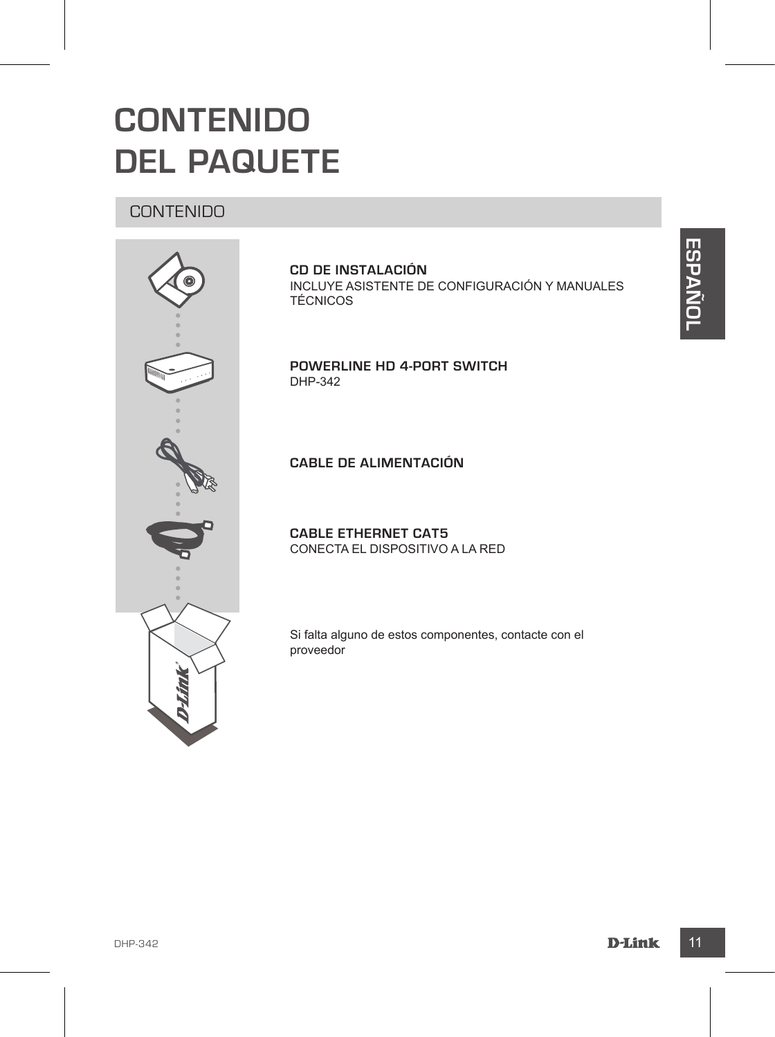# CONTENIDO DEL PAQUETE

## CONTENIDO

**CD DE INSTALACIÓN**
INCLUYE ASISTENTE DE CONFIGURACIÓN Y MANUALES TÉCNICOS

**POWERLINE HD 4-PORT SWITCH**
DHP-342

**CABLE DE ALIMENTACIÓN**

**CABLE ETHERNET CAT5**
CONECTA EL DISPOSITIVO A LA RED

Si falta alguno de estos componentes, contacte con el proveedor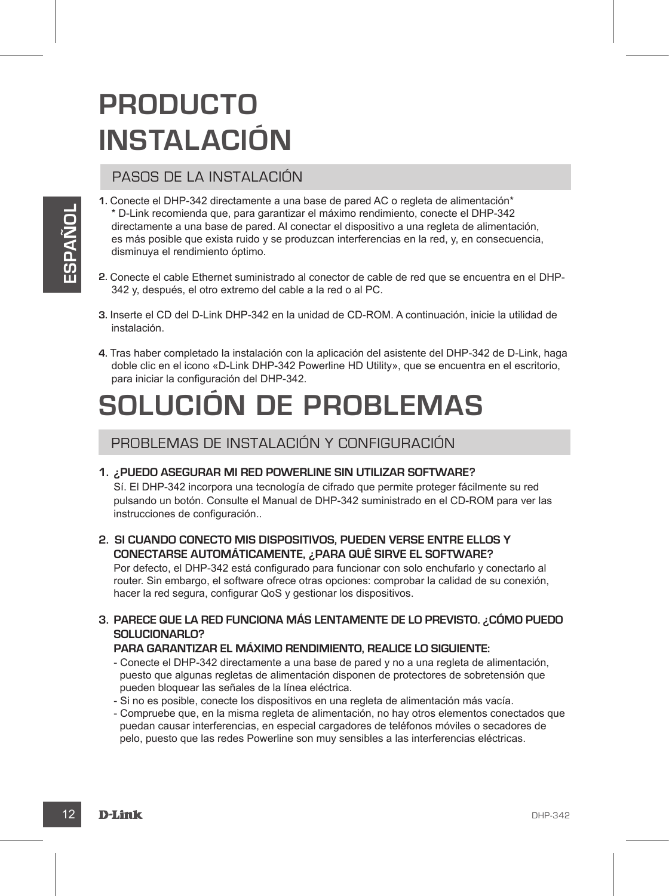# PRODUCTO INSTALACIÓN

## PASOS DE LA INSTALACIÓN

1. Conecte el DHP-342 directamente a una base de pared AC o regleta de alimentación*
   * D-Link recomienda que, para garantizar el máximo rendimiento, conecte el DHP-342 directamente a una base de pared. Al conectar el dispositivo a una regleta de alimentación, es más posible que exista ruido y se produzcan interferencias en la red, y, en consecuencia, disminuya el rendimiento óptimo.

2. Conecte el cable Ethernet suministrado al conector de cable de red que se encuentra en el DHP-342 y, después, el otro extremo del cable a la red o al PC.

3. Inserte el CD del D-Link DHP-342 en la unidad de CD-ROM. A continuación, inicie la utilidad de instalación.

4. Tras haber completado la instalación con la aplicación del asistente del DHP-342 de D-Link, haga doble clic en el icono «D-Link DHP-342 Powerline HD Utility», que se encuentra en el escritorio, para iniciar la configuración del DHP-342.

# SOLUCIÓN DE PROBLEMAS

## PROBLEMAS DE INSTALACIÓN Y CONFIGURACIÓN

1. **¿PUEDO ASEGURAR MI RED POWERLINE SIN UTILIZAR SOFTWARE?**
   Sí. El DHP-342 incorpora una tecnología de cifrado que permite proteger fácilmente su red pulsando un botón. Consulte el Manual de DHP-342 suministrado en el CD-ROM para ver las instrucciones de configuración..

2. **SI CUANDO CONECTO MIS DISPOSITIVOS, PUEDEN VERSE ENTRE ELLOS Y CONECTARSE AUTOMÁTICAMENTE, ¿PARA QUÉ SIRVE EL SOFTWARE?**
   Por defecto, el DHP-342 está configurado para funcionar con solo enchufarlo y conectarlo al router. Sin embargo, el software ofrece otras opciones: comprobar la calidad de su conexión, hacer la red segura, configurar QoS y gestionar los dispositivos.

3. **PARECE QUE LA RED FUNCIONA MÁS LENTAMENTE DE LO PREVISTO. ¿CÓMO PUEDO SOLUCIONARLO?**
   **PARA GARANTIZAR EL MÁXIMO RENDIMIENTO, REALICE LO SIGUIENTE:**
   - Conecte el DHP-342 directamente a una base de pared y no a una regleta de alimentación, puesto que algunas regletas de alimentación disponen de protectores de sobretensión que pueden bloquear las señales de la línea eléctrica.
   - Si no es posible, conecte los dispositivos en una regleta de alimentación más vacía.
   - Compruebe que, en la misma regleta de alimentación, no hay otros elementos conectados que puedan causar interferencias, en especial cargadores de teléfonos móviles o secadores de pelo, puesto que las redes Powerline son muy sensibles a las interferencias eléctricas.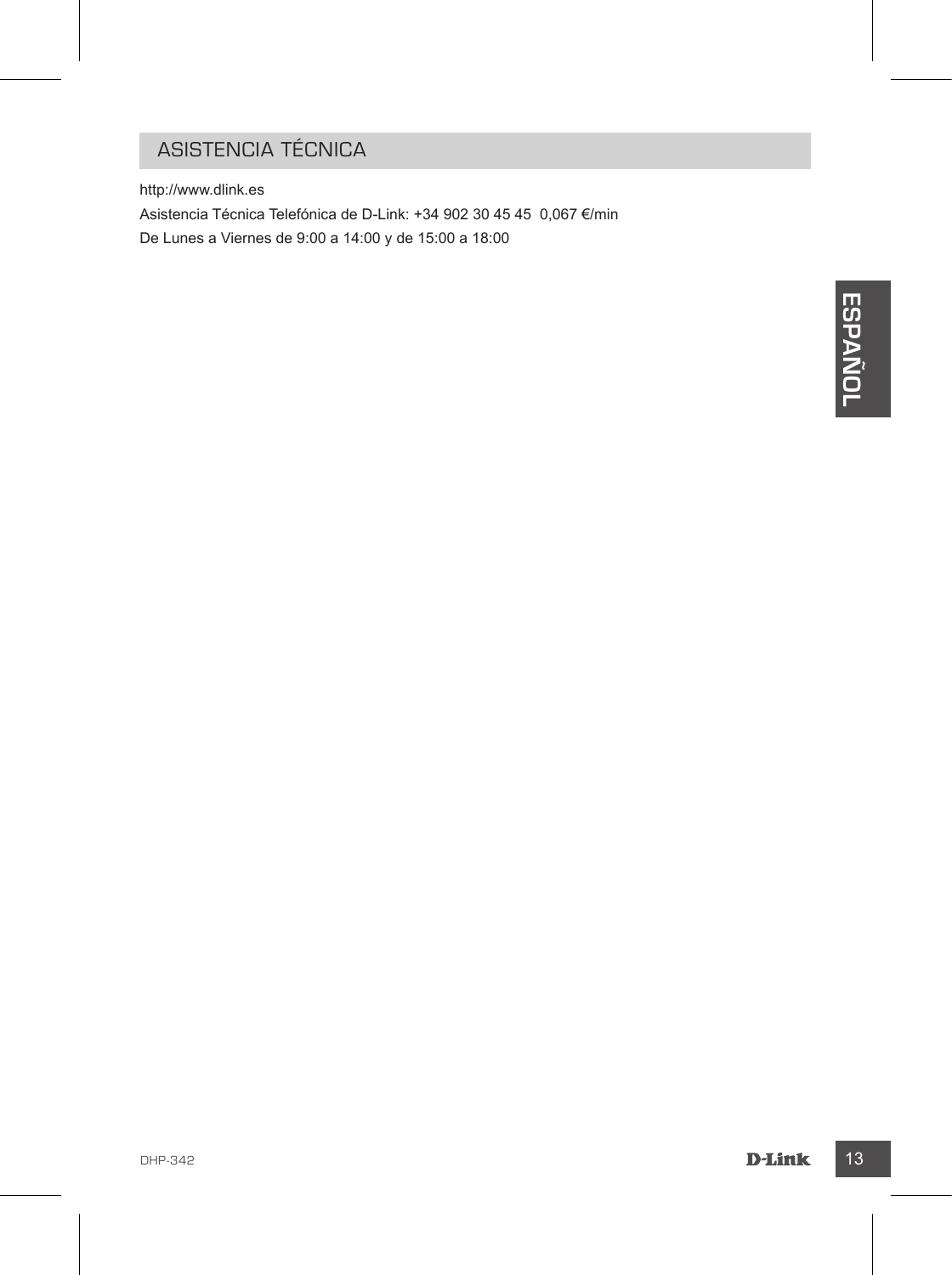## ASISTENCIA TÉCNICA

http://www.dlink.es

Asistencia Técnica Telefónica de D-Link: +34 902 30 45 45  0,067 €/min

De Lunes a Viernes de 9:00 a 14:00 y de 15:00 a 18:00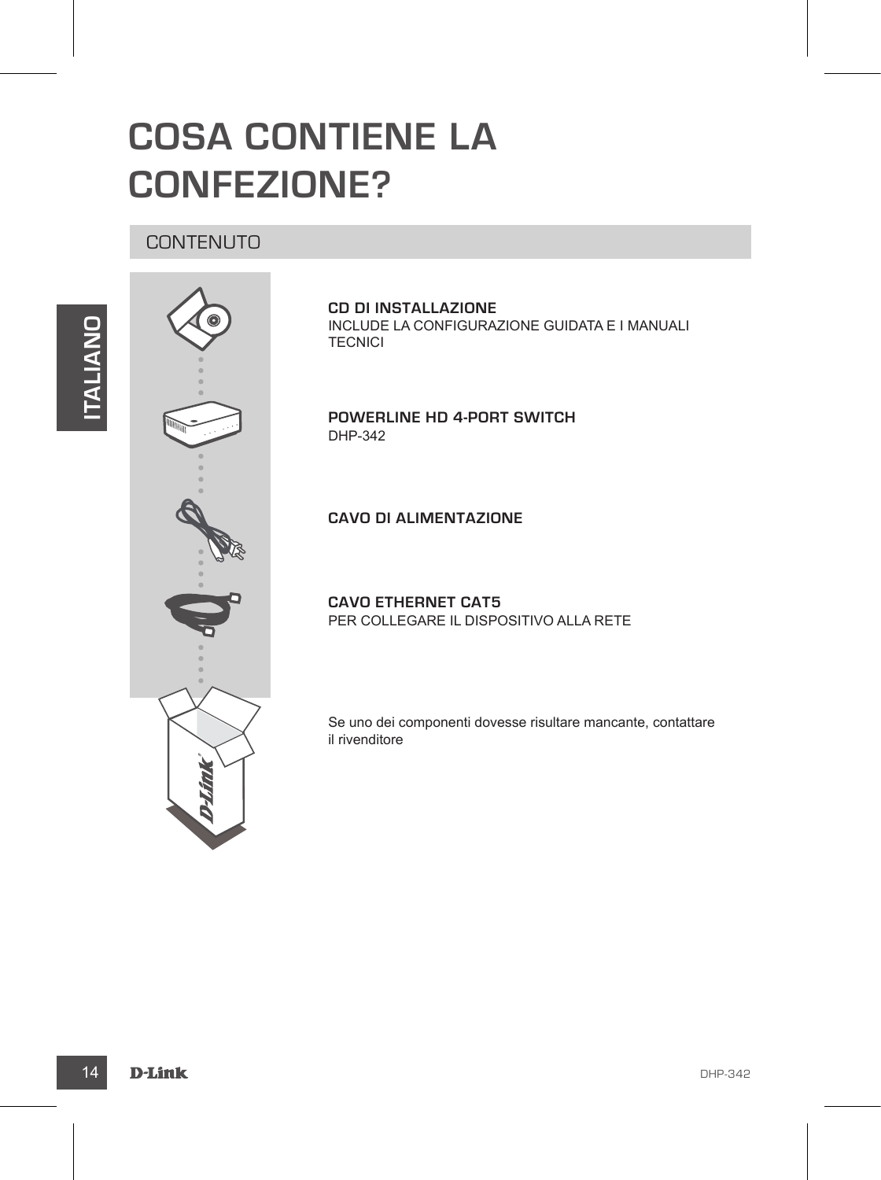# COSA CONTIENE LA CONFEZIONE?

## CONTENUTO

**CD DI INSTALLAZIONE**
INCLUDE LA CONFIGURAZIONE GUIDATA E I MANUALI TECNICI

**POWERLINE HD 4-PORT SWITCH**
DHP-342

**CAVO DI ALIMENTAZIONE**

**CAVO ETHERNET CAT5**
PER COLLEGARE IL DISPOSITIVO ALLA RETE

Se uno dei componenti dovesse risultare mancante, contattare il rivenditore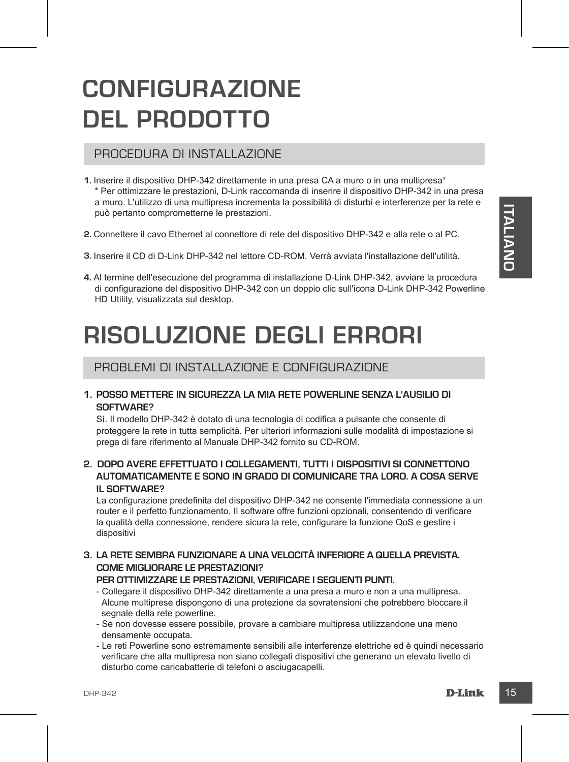# CONFIGURAZIONE DEL PRODOTTO

## PROCEDURA DI INSTALLAZIONE

1. Inserire il dispositivo DHP-342 direttamente in una presa CA a muro o in una multipresa*
   * Per ottimizzare le prestazioni, D-Link raccomanda di inserire il dispositivo DHP-342 in una presa a muro. L'utilizzo di una multipresa incrementa la possibilità di disturbi e interferenze per la rete e può pertanto comprometterne le prestazioni.

2. Connettere il cavo Ethernet al connettore di rete del dispositivo DHP-342 e alla rete o al PC.

3. Inserire il CD di D-Link DHP-342 nel lettore CD-ROM. Verrà avviata l'installazione dell'utilità.

4. Al termine dell'esecuzione del programma di installazione D-Link DHP-342, avviare la procedura di configurazione del dispositivo DHP-342 con un doppio clic sull'icona D-Link DHP-342 Powerline HD Utility, visualizzata sul desktop.

# RISOLUZIONE DEGLI ERRORI

## PROBLEMI DI INSTALLAZIONE E CONFIGURAZIONE

1. **POSSO METTERE IN SICUREZZA LA MIA RETE POWERLINE SENZA L'AUSILIO DI SOFTWARE?**
   Sì. Il modello DHP-342 è dotato di una tecnologia di codifica a pulsante che consente di proteggere la rete in tutta semplicità. Per ulteriori informazioni sulle modalità di impostazione si prega di fare riferimento al Manuale DHP-342 fornito su CD-ROM.

2. **DOPO AVERE EFFETTUATO I COLLEGAMENTI, TUTTI I DISPOSITIVI SI CONNETTONO AUTOMATICAMENTE E SONO IN GRADO DI COMUNICARE TRA LORO. A COSA SERVE IL SOFTWARE?**
   La configurazione predefinita del dispositivo DHP-342 ne consente l'immediata connessione a un router e il perfetto funzionamento. Il software offre funzioni opzionali, consentendo di verificare la qualità della connessione, rendere sicura la rete, configurare la funzione QoS e gestire i dispositivi

3. **LA RETE SEMBRA FUNZIONARE A UNA VELOCITÀ INFERIORE A QUELLA PREVISTA. COME MIGLIORARE LE PRESTAZIONI?**
   **PER OTTIMIZZARE LE PRESTAZIONI, VERIFICARE I SEGUENTI PUNTI.**
   - Collegare il dispositivo DHP-342 direttamente a una presa a muro e non a una multipresa. Alcune multiprese dispongono di una protezione da sovratensioni che potrebbero bloccare il segnale della rete powerline.
   - Se non dovesse essere possibile, provare a cambiare multipresa utilizzandone una meno densamente occupata.
   - Le reti Powerline sono estremamente sensibili alle interferenze elettriche ed è quindi necessario verificare che alla multipresa non siano collegati dispositivi che generano un elevato livello di disturbo come caricabatterie di telefoni o asciugacapelli.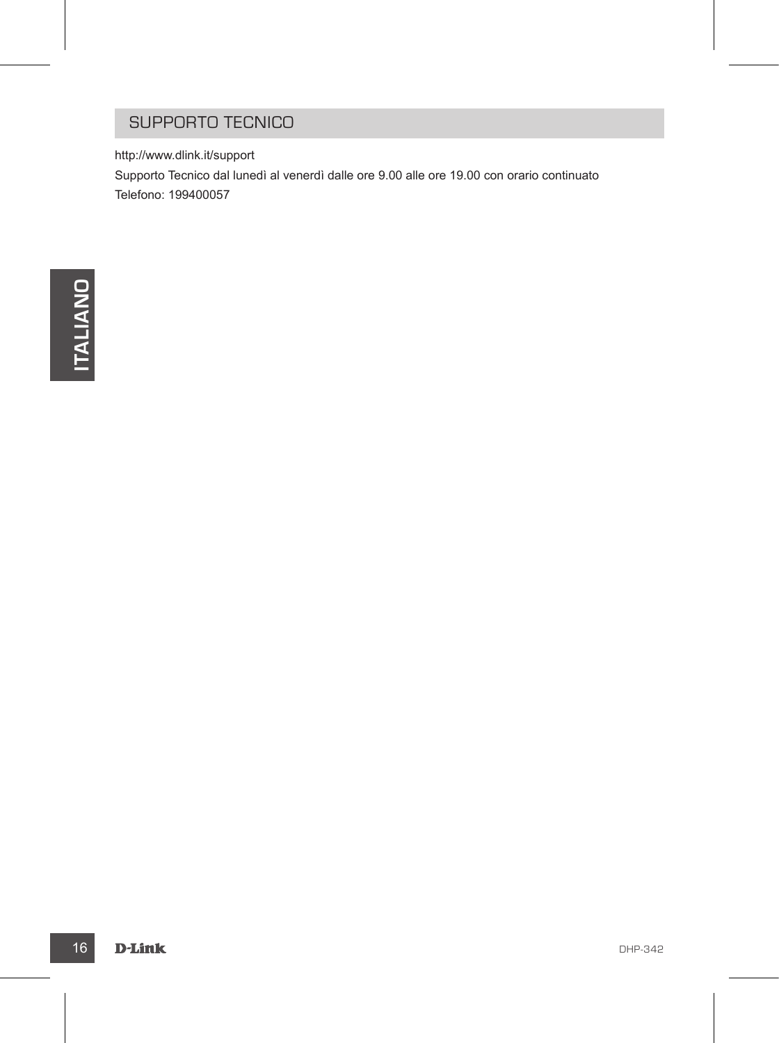## SUPPORTO TECNICO

http://www.dlink.it/support

Supporto Tecnico dal lunedì al venerdì dalle ore 9.00 alle ore 19.00 con orario continuato

Telefono: 199400057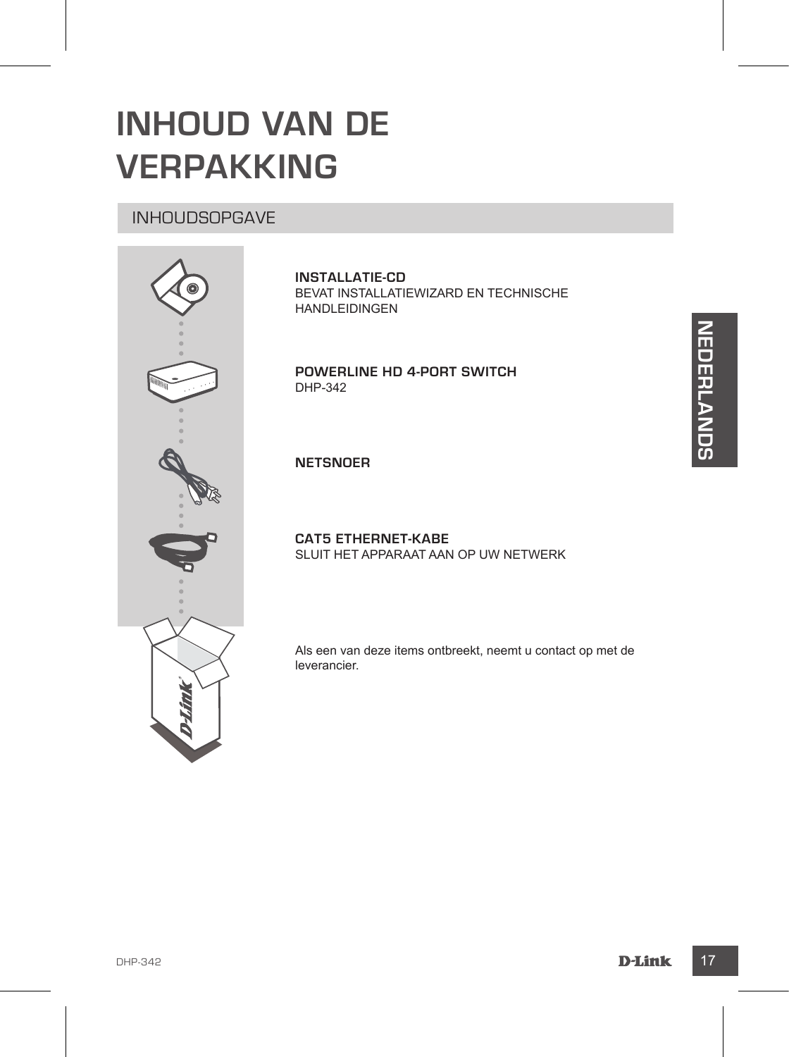# INHOUD VAN DE VERPAKKING

## INHOUDSOPGAVE

**INSTALLATIE-CD**
BEVAT INSTALLATIEWIZARD EN TECHNISCHE HANDLEIDINGEN

**POWERLINE HD 4-PORT SWITCH**
DHP-342

**NETSNOER**

**CAT5 ETHERNET-KABE**
SLUIT HET APPARAAT AAN OP UW NETWERK

Als een van deze items ontbreekt, neemt u contact op met de leverancier.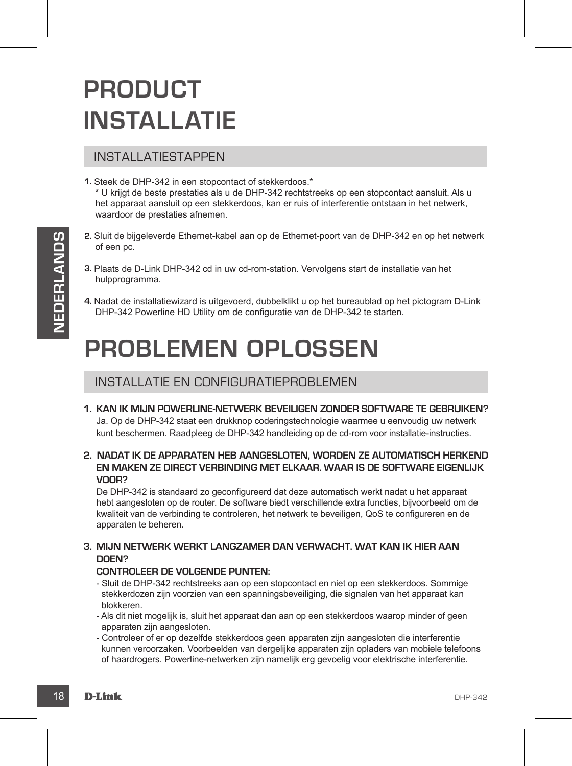# PRODUCT INSTALLATIE

## INSTALLATIESTAPPEN

1. Steek de DHP-342 in een stopcontact of stekkerdoos.*
   * U krijgt de beste prestaties als u de DHP-342 rechtstreeks op een stopcontact aansluit. Als u het apparaat aansluit op een stekkerdoos, kan er ruis of interferentie ontstaan in het netwerk, waardoor de prestaties afnemen.

2. Sluit de bijgeleverde Ethernet-kabel aan op de Ethernet-poort van de DHP-342 en op het netwerk of een pc.

3. Plaats de D-Link DHP-342 cd in uw cd-rom-station. Vervolgens start de installatie van het hulpprogramma.

4. Nadat de installatiewizard is uitgevoerd, dubbelklikt u op het bureaublad op het pictogram D-Link DHP-342 Powerline HD Utility om de configuratie van de DHP-342 te starten.

# PROBLEMEN OPLOSSEN

## INSTALLATIE EN CONFIGURATIEPROBLEMEN

1. **KAN IK MIJN POWERLINE-NETWERK BEVEILIGEN ZONDER SOFTWARE TE GEBRUIKEN?**
   Ja. Op de DHP-342 staat een drukknop coderingstechnologie waarmee u eenvoudig uw netwerk kunt beschermen. Raadpleeg de DHP-342 handleiding op de cd-rom voor installatie-instructies.

2. **NADAT IK DE APPARATEN HEB AANGESLOTEN, WORDEN ZE AUTOMATISCH HERKEND EN MAKEN ZE DIRECT VERBINDING MET ELKAAR. WAAR IS DE SOFTWARE EIGENLIJK VOOR?**
   De DHP-342 is standaard zo geconfigureerd dat deze automatisch werkt nadat u het apparaat hebt aangesloten op de router. De software biedt verschillende extra functies, bijvoorbeeld om de kwaliteit van de verbinding te controleren, het netwerk te beveiligen, QoS te configureren en de apparaten te beheren.

3. **MIJN NETWERK WERKT LANGZAMER DAN VERWACHT. WAT KAN IK HIER AAN DOEN?**
   **CONTROLEER DE VOLGENDE PUNTEN:**
   - Sluit de DHP-342 rechtstreeks aan op een stopcontact en niet op een stekkerdoos. Sommige stekkerdozen zijn voorzien van een spanningsbeveiliging, die signalen van het apparaat kan blokkeren.
   - Als dit niet mogelijk is, sluit het apparaat dan aan op een stekkerdoos waarop minder of geen apparaten zijn aangesloten.
   - Controleer of er op dezelfde stekkerdoos geen apparaten zijn aangesloten die interferentie kunnen veroorzaken. Voorbeelden van dergelijke apparaten zijn opladers van mobiele telefoons of haardrogers. Powerline-netwerken zijn namelijk erg gevoelig voor elektrische interferentie.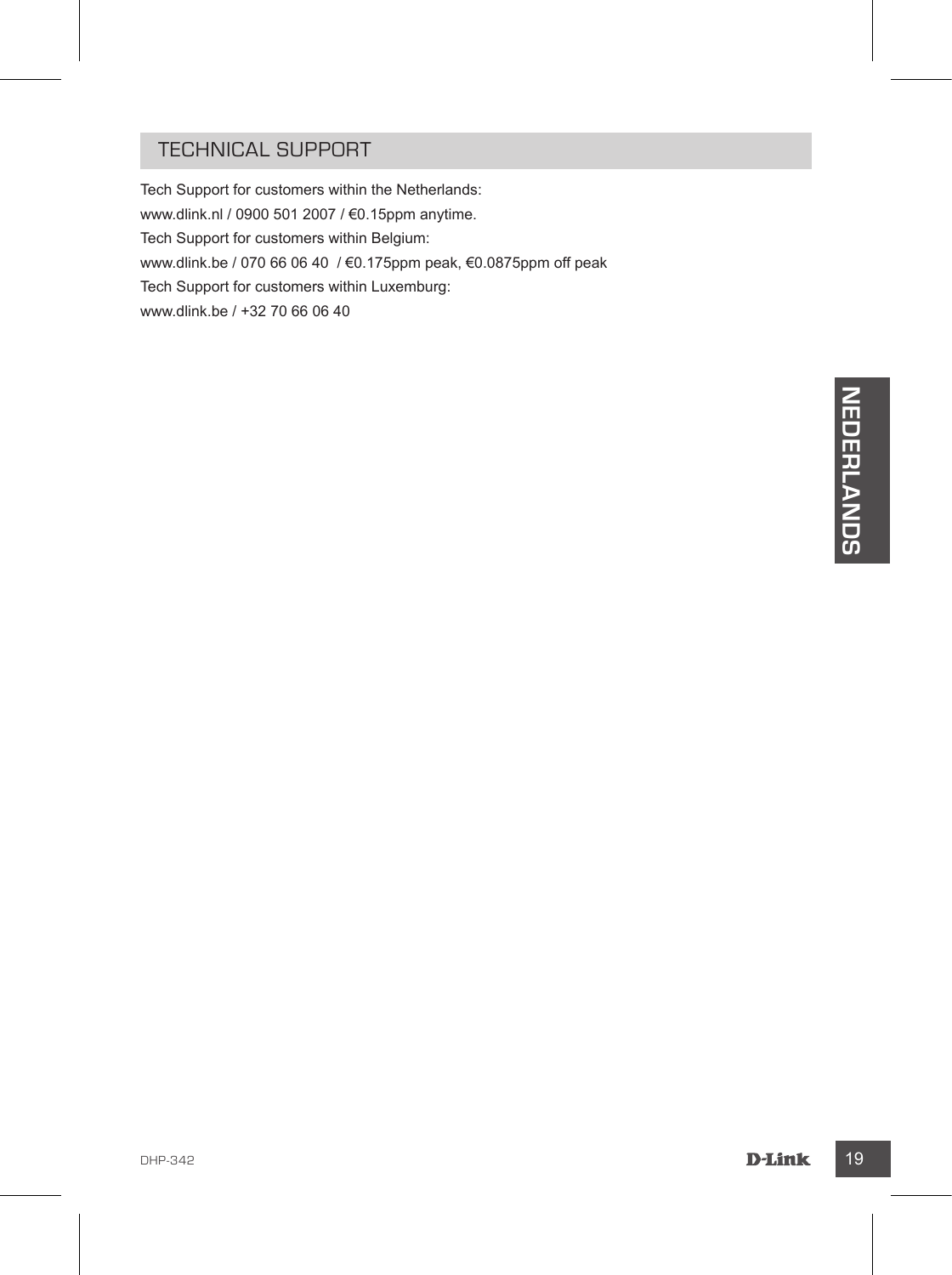## TECHNICAL SUPPORT

Tech Support for customers within the Netherlands:
www.dlink.nl / 0900 501 2007 / €0.15ppm anytime.
Tech Support for customers within Belgium:
www.dlink.be / 070 66 06 40 / €0.175ppm peak, €0.0875ppm off peak
Tech Support for customers within Luxemburg:
www.dlink.be / +32 70 66 06 40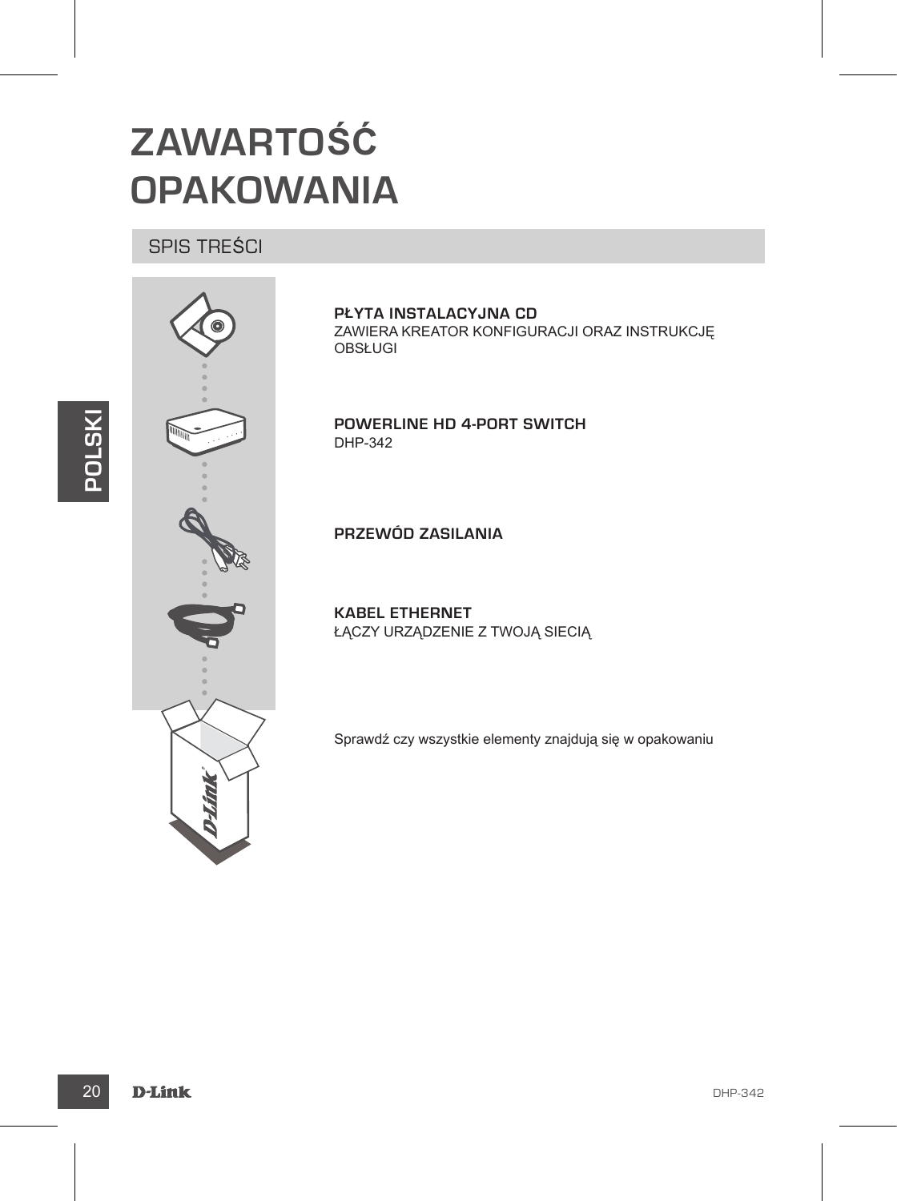# ZAWARTOŚĆ OPAKOWANIA

## SPIS TREŚCI

**PŁYTA INSTALACYJNA CD**
ZAWIERA KREATOR KONFIGURACJI ORAZ INSTRUKCJĘ OBSŁUGI

**POWERLINE HD 4-PORT SWITCH**
DHP-342

**PRZEWÓD ZASILANIA**

**KABEL ETHERNET**
ŁĄCZY URZĄDZENIE Z TWOJĄ SIECIĄ

Sprawdź czy wszystkie elementy znajdują się w opakowaniu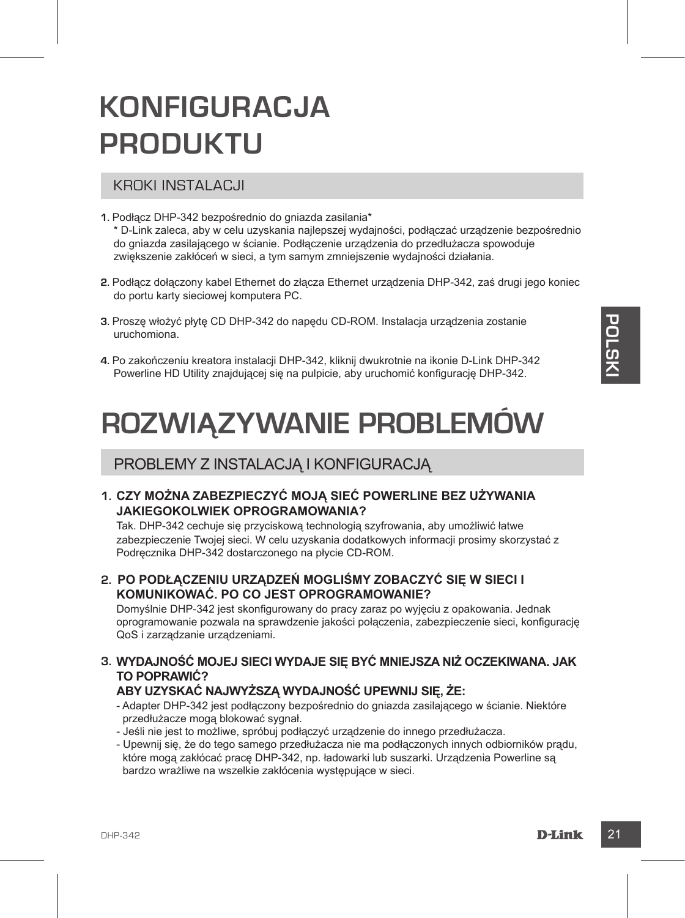# KONFIGURACJA PRODUKTU

## KROKI INSTALACJI

1. Podłącz DHP-342 bezpośrednio do gniazda zasilania*
   * D-Link zaleca, aby w celu uzyskania najlepszej wydajności, podłączać urządzenie bezpośrednio do gniazda zasilającego w ścianie. Podłączenie urządzenia do przedłużacza spowoduje zwiększenie zakłóceń w sieci, a tym samym zmniejszenie wydajności działania.

2. Podłącz dołączony kabel Ethernet do złącza Ethernet urządzenia DHP-342, zaś drugi jego koniec do portu karty sieciowej komputera PC.

3. Proszę włożyć płytę CD DHP-342 do napędu CD-ROM. Instalacja urządzenia zostanie uruchomiona.

4. Po zakończeniu kreatora instalacji DHP-342, kliknij dwukrotnie na ikonie D-Link DHP-342 Powerline HD Utility znajdującej się na pulpicie, aby uruchomić konfigurację DHP-342.

# ROZWIĄZYWANIE PROBLEMÓW

## PROBLEMY Z INSTALACJĄ I KONFIGURACJĄ

1. **CZY MOŻNA ZABEZPIECZYĆ MOJĄ SIEĆ POWERLINE BEZ UŻYWANIA JAKIEGOKOLWIEK OPROGRAMOWANIA?**
   Tak. DHP-342 cechuje się przyciskową technologią szyfrowania, aby umożliwić łatwe zabezpieczenie Twojej sieci. W celu uzyskania dodatkowych informacji prosimy skorzystać z Podręcznika DHP-342 dostarczonego na płycie CD-ROM.

2. **PO PODŁĄCZENIU URZĄDZEŃ MOGLIŚMY ZOBACZYĆ SIĘ W SIECI I KOMUNIKOWAĆ. PO CO JEST OPROGRAMOWANIE?**
   Domyślnie DHP-342 jest skonfigurowany do pracy zaraz po wyjęciu z opakowania. Jednak oprogramowanie pozwala na sprawdzenie jakości połączenia, zabezpieczenie sieci, konfigurację QoS i zarządzanie urządzeniami.

3. **WYDAJNOŚĆ MOJEJ SIECI WYDAJE SIĘ BYĆ MNIEJSZA NIŻ OCZEKIWANA. JAK TO POPRAWIĆ?**
   **ABY UZYSKAĆ NAJWYŻSZĄ WYDAJNOŚĆ UPEWNIJ SIĘ, ŻE:**
   - Adapter DHP-342 jest podłączony bezpośrednio do gniazda zasilającego w ścianie. Niektóre przedłużacze mogą blokować sygnał.
   - Jeśli nie jest to możliwe, spróbuj podłączyć urządzenie do innego przedłużacza.
   - Upewnij się, że do tego samego przedłużacza nie ma podłączonych innych odbiorników prądu, które mogą zakłócać pracę DHP-342, np. ładowarki lub suszarki. Urządzenia Powerline są bardzo wrażliwe na wszelkie zakłócenia występujące w sieci.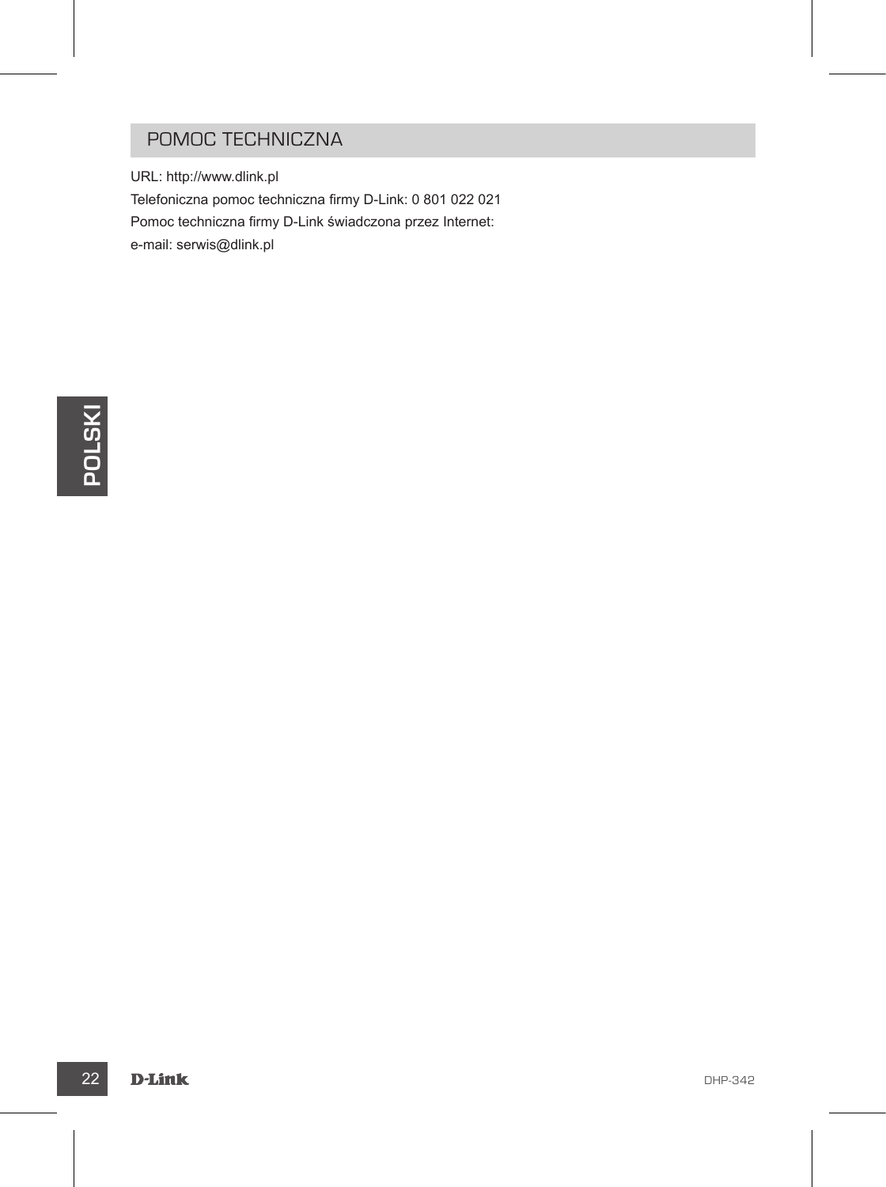## POMOC TECHNICZNA

URL: http://www.dlink.pl

Telefoniczna pomoc techniczna firmy D-Link: 0 801 022 021

Pomoc techniczna firmy D-Link świadczona przez Internet:

e-mail: serwis@dlink.pl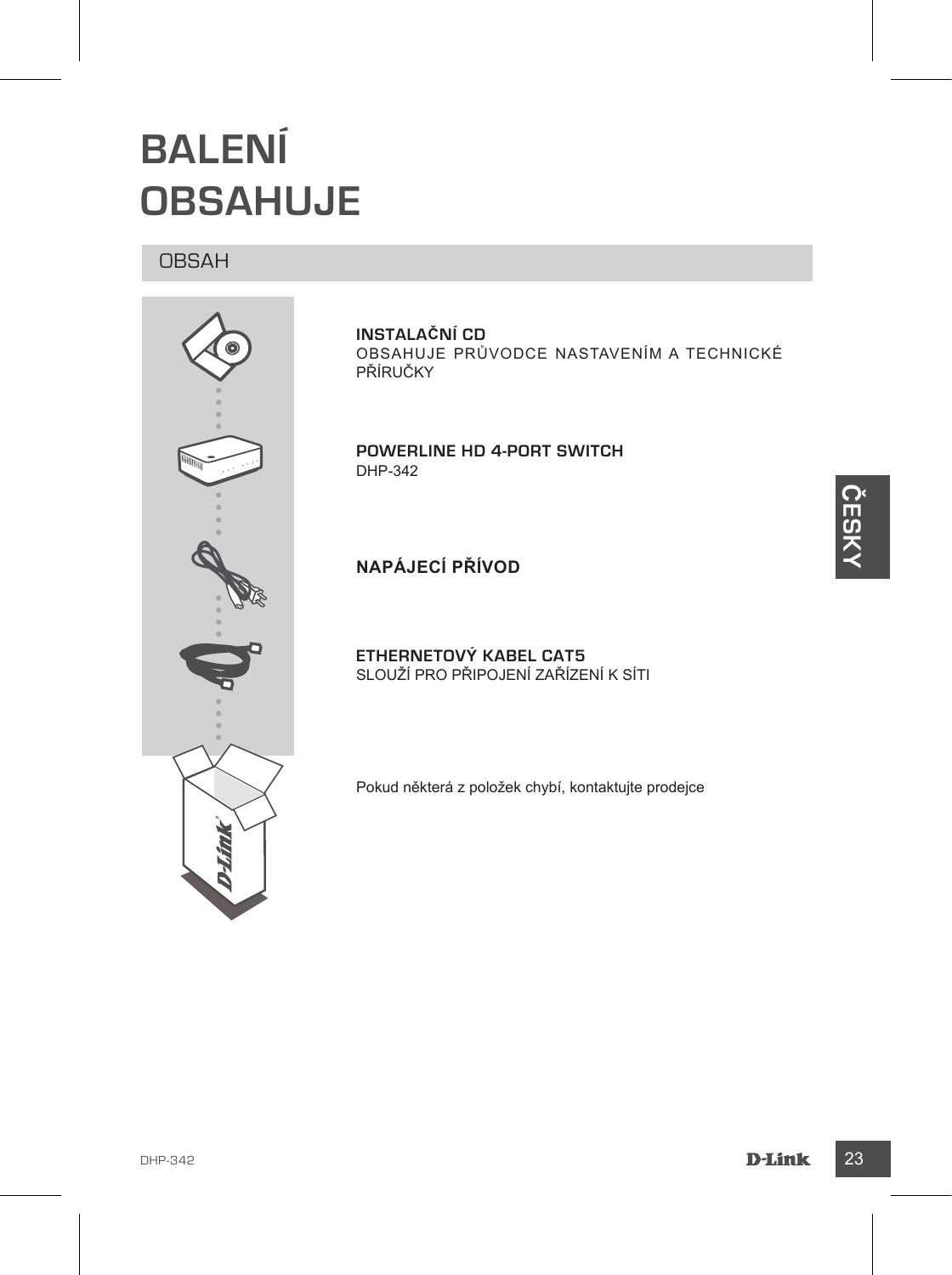# BALENÍ OBSAHUJE

## OBSAH

**INSTALAČNÍ CD**
OBSAHUJE PRŮVODCE NASTAVENÍM A TECHNICKÉ PŘÍRUČKY

**POWERLINE HD 4-PORT SWITCH**
DHP-342

**NAPÁJECÍ PŘÍVOD**

**ETHERNETOVÝ KABEL CAT5**
SLOUŽÍ PRO PŘIPOJENÍ ZAŘÍZENÍ K SÍTI

Pokud některá z položek chybí, kontaktujte prodejce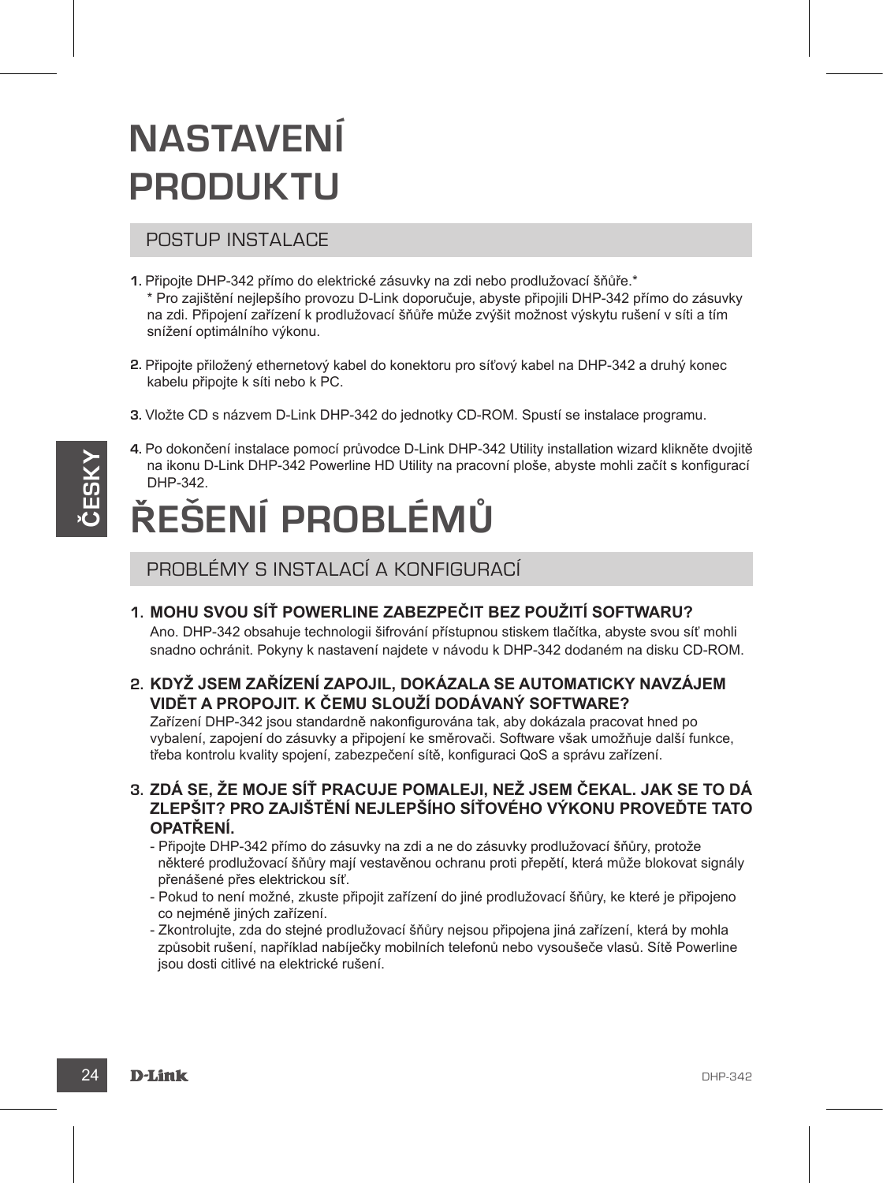# NASTAVENÍ PRODUKTU

## POSTUP INSTALACE

1. Připojte DHP-342 přímo do elektrické zásuvky na zdi nebo prodlužovací šňůře.*
   * Pro zajištění nejlepšího provozu D-Link doporučuje, abyste připojili DHP-342 přímo do zásuvky na zdi. Připojení zařízení k prodlužovací šňůře může zvýšit možnost výskytu rušení v síti a tím snížení optimálního výkonu.

2. Připojte přiložený ethernetový kabel do konektoru pro síťový kabel na DHP-342 a druhý konec kabelu připojte k síti nebo k PC.

3. Vložte CD s názvem D-Link DHP-342 do jednotky CD-ROM. Spustí se instalace programu.

4. Po dokončení instalace pomocí průvodce D-Link DHP-342 Utility installation wizard klikněte dvojitě na ikonu D-Link DHP-342 Powerline HD Utility na pracovní ploše, abyste mohli začít s konfigurací DHP-342.

# ŘEŠENÍ PROBLÉMŮ

## PROBLÉMY S INSTALACÍ A KONFIGURACÍ

1. **MOHU SVOU SÍŤ POWERLINE ZABEZPEČIT BEZ POUŽITÍ SOFTWARU?**
   Ano. DHP-342 obsahuje technologii šifrování přístupnou stiskem tlačítka, abyste svou síť mohli snadno ochránit. Pokyny k nastavení najdete v návodu k DHP-342 dodaném na disku CD-ROM.

2. **KDYŽ JSEM ZAŘÍZENÍ ZAPOJIL, DOKÁZALA SE AUTOMATICKY NAVZÁJEM VIDĚT A PROPOJIT. K ČEMU SLOUŽÍ DODÁVANÝ SOFTWARE?**
   Zařízení DHP-342 jsou standardně nakonfigurována tak, aby dokázala pracovat hned po vybalení, zapojení do zásuvky a připojení ke směrovači. Software však umožňuje další funkce, třeba kontrolu kvality spojení, zabezpečení sítě, konfiguraci QoS a správu zařízení.

3. **ZDÁ SE, ŽE MOJE SÍŤ PRACUJE POMALEJI, NEŽ JSEM ČEKAL. JAK SE TO DÁ ZLEPŠIT? PRO ZAJIŠTĚNÍ NEJLEPŠÍHO SÍŤOVÉHO VÝKONU PROVEĎTE TATO OPATŘENÍ.**
   - Připojte DHP-342 přímo do zásuvky na zdi a ne do zásuvky prodlužovací šňůry, protože některé prodlužovací šňůry mají vestavěnou ochranu proti přepětí, která může blokovat signály přenášené přes elektrickou síť.
   - Pokud to není možné, zkuste připojit zařízení do jiné prodlužovací šňůry, ke které je připojeno co nejméně jiných zařízení.
   - Zkontrolujte, zda do stejné prodlužovací šňůry nejsou připojena jiná zařízení, která by mohla způsobit rušení, například nabíječky mobilních telefonů nebo vysoušeče vlasů. Sítě Powerline jsou dosti citlivé na elektrické rušení.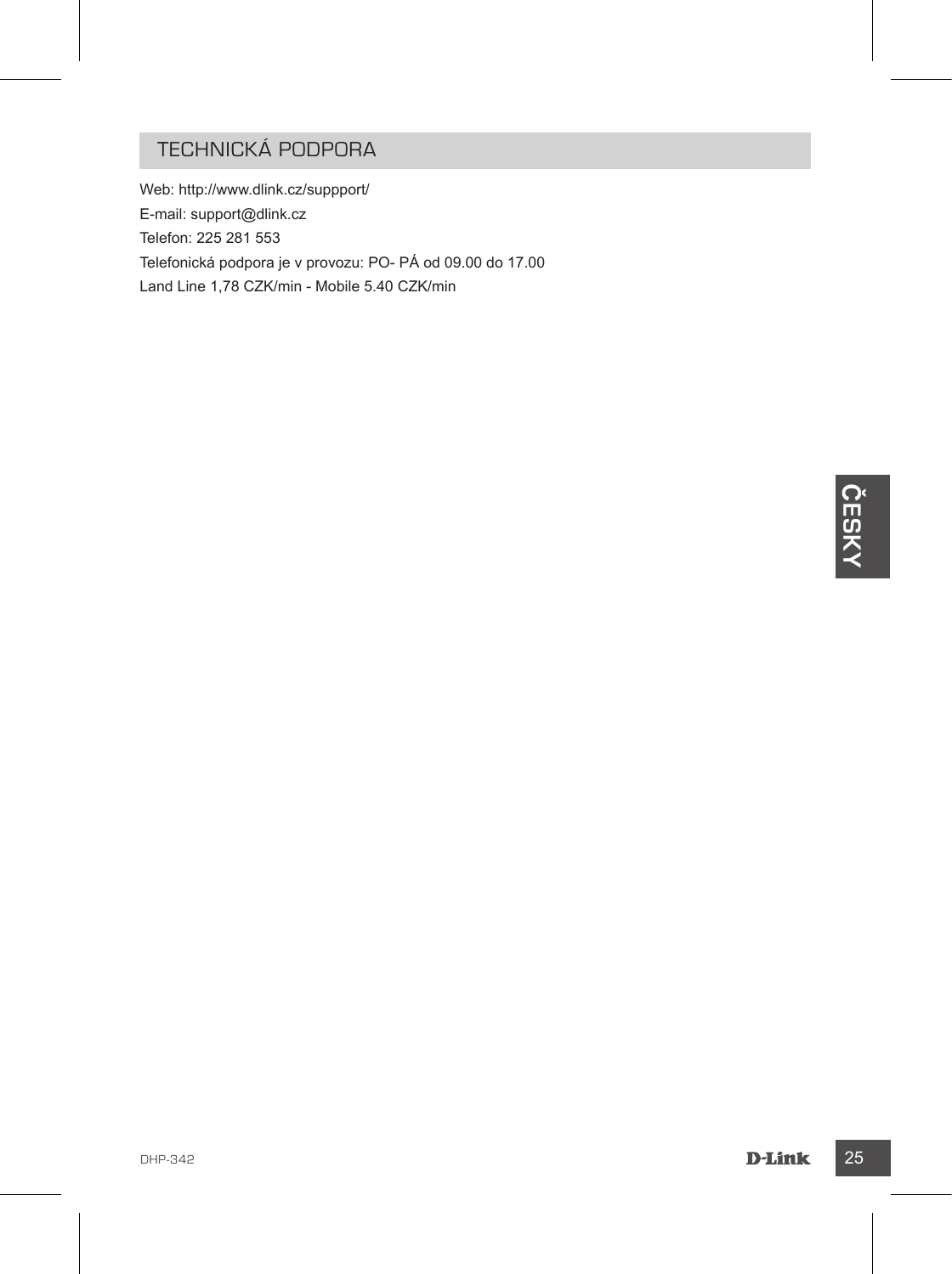## TECHNICKÁ PODPORA

Web: http://www.dlink.cz/suppport/

E-mail: support@dlink.cz

Telefon: 225 281 553

Telefonická podpora je v provozu: PO- PÁ od 09.00 do 17.00

Land Line 1,78 CZK/min - Mobile 5.40 CZK/min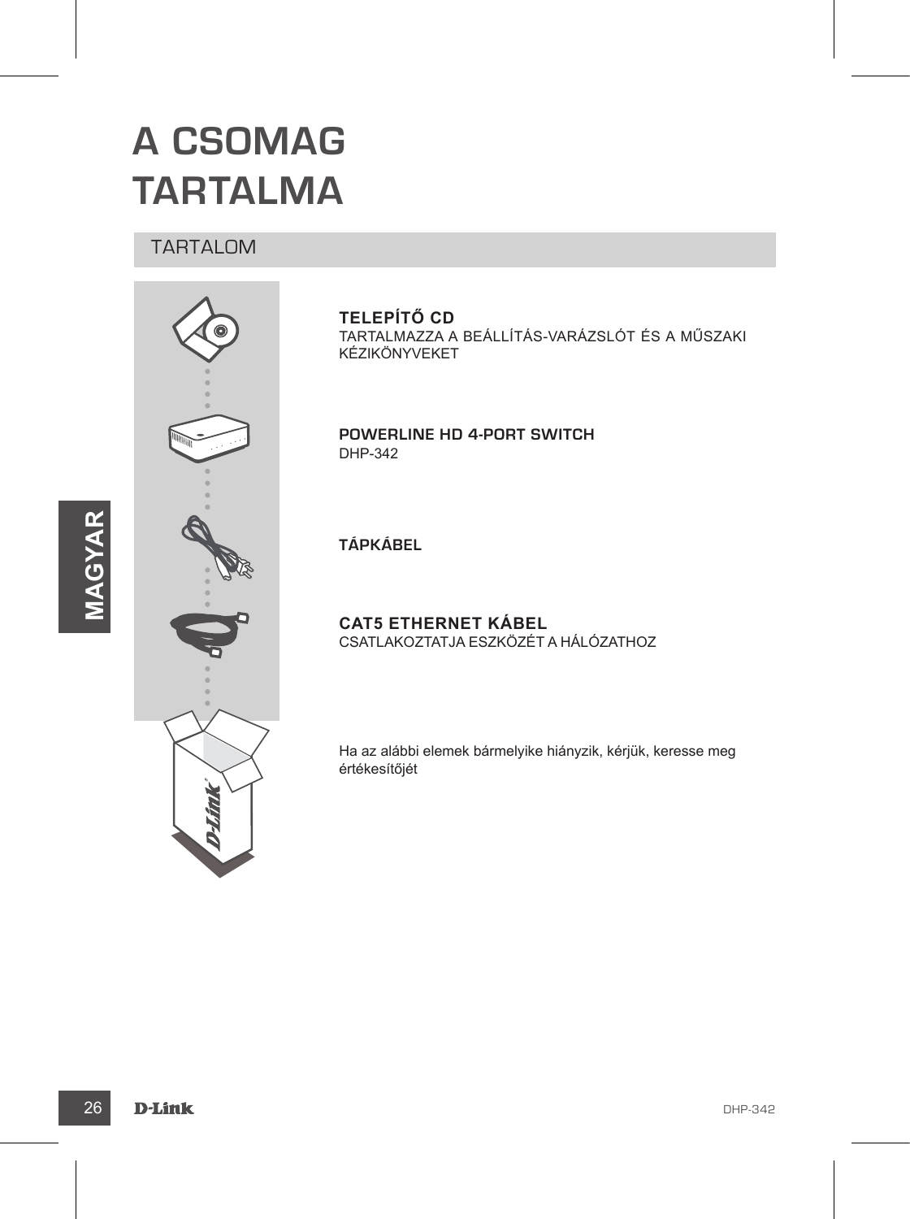# A CSOMAG TARTALMA

## TARTALOM

**TELEPÍTŐ CD**
TARTALMAZZA A BEÁLLÍTÁS-VARÁZSLÓT ÉS A MŰSZAKI KÉZIKÖNYVEKET

**POWERLINE HD 4-PORT SWITCH**
DHP-342

**TÁPKÁBEL**

**CAT5 ETHERNET KÁBEL**
CSATLAKOZTATJA ESZKÖZÉT A HÁLÓZATHOZ

Ha az alábbi elemek bármelyike hiányzik, kérjük, keresse meg értékesítőjét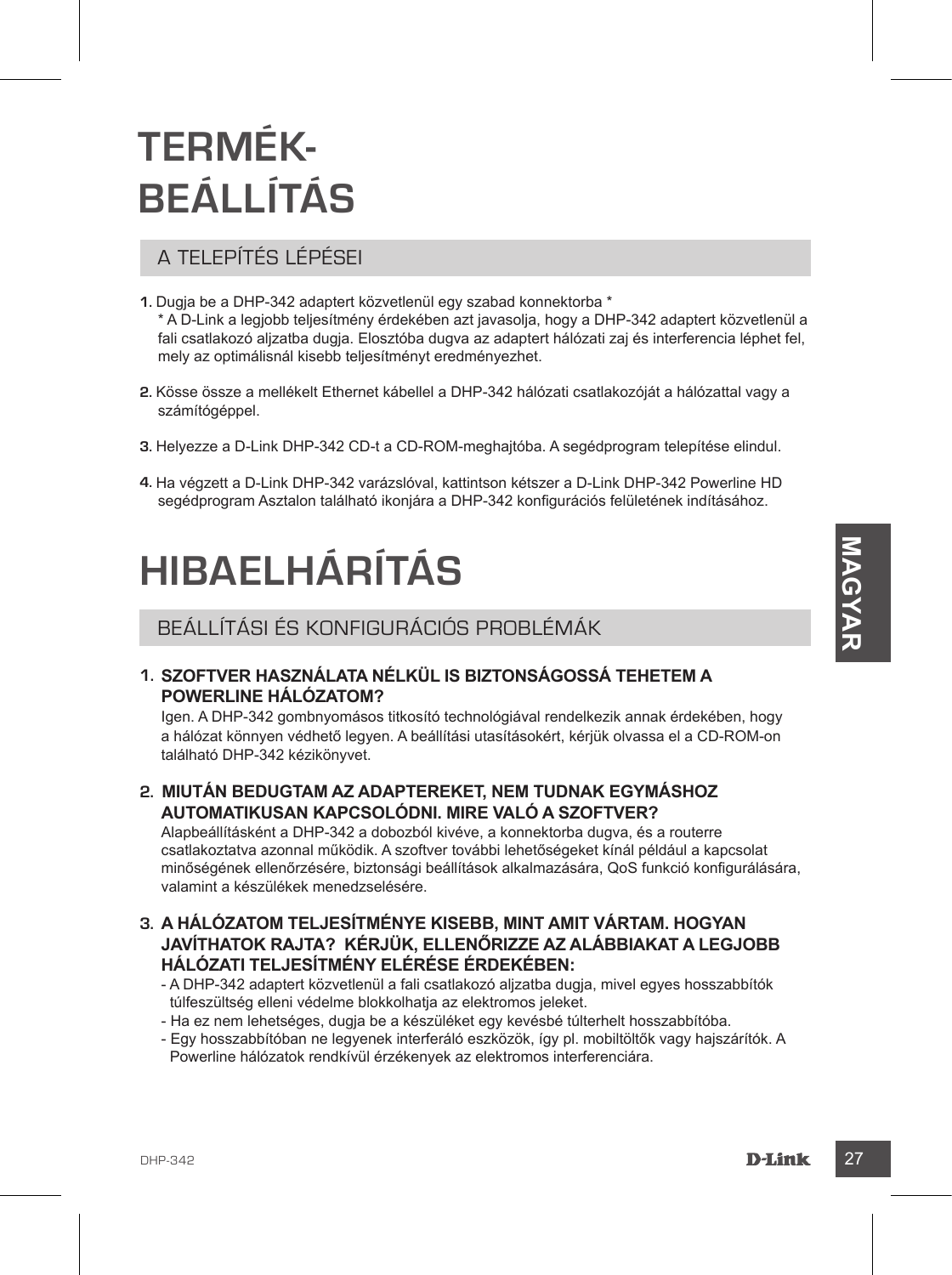# TERMÉK-BEÁLLÍTÁS

## A TELEPÍTÉS LÉPÉSEI

1. Dugja be a DHP-342 adaptert közvetlenül egy szabad konnektorba *
   * A D-Link a legjobb teljesítmény érdekében azt javasolja, hogy a DHP-342 adaptert közvetlenül a fali csatlakozó aljzatba dugja. Elosztóba dugva az adaptert hálózati zaj és interferencia léphet fel, mely az optimálisnál kisebb teljesítményt eredményezhet.

2. Kösse össze a mellékelt Ethernet kábellel a DHP-342 hálózati csatlakozóját a hálózattal vagy a számítógéppel.

3. Helyezze a D-Link DHP-342 CD-t a CD-ROM-meghajtóba. A segédprogram telepítése elindul.

4. Ha végzett a D-Link DHP-342 varázslóval, kattintson kétszer a D-Link DHP-342 Powerline HD segédprogram Asztalon található ikonjára a DHP-342 konfigurációs felületének indításához.

# HIBAELHÁRÍTÁS

## BEÁLLÍTÁSI ÉS KONFIGURÁCIÓS PROBLÉMÁK

1. **SZOFTVER HASZNÁLATA NÉLKÜL IS BIZTONSÁGOSSÁ TEHETEM A POWERLINE HÁLÓZATOM?**
   Igen. A DHP-342 gombnyomásos titkosító technológiával rendelkezik annak érdekében, hogy a hálózat könnyen védhető legyen. A beállítási utasításokért, kérjük olvassa el a CD-ROM-on található DHP-342 kézikönyvet.

2. **MIUTÁN BEDUGTAM AZ ADAPTEREKET, NEM TUDNAK EGYMÁSHOZ AUTOMATIKUSAN KAPCSOLÓDNI. MIRE VALÓ A SZOFTVER?**
   Alapbeállításként a DHP-342 a dobozból kivéve, a konnektorba dugva, és a routerre csatlakoztatva azonnal működik. A szoftver további lehetőségeket kínál például a kapcsolat minőségének ellenőrzésére, biztonsági beállítások alkalmazására, QoS funkció konfigurálására, valamint a készülékek menedzselésére.

3. **A HÁLÓZATOM TELJESÍTMÉNYE KISEBB, MINT AMIT VÁRTAM. HOGYAN JAVÍTHATOK RAJTA? KÉRJÜK, ELLENŐRIZZE AZ ALÁBBIAKAT A LEGJOBB HÁLÓZATI TELJESÍTMÉNY ELÉRÉSE ÉRDEKÉBEN:**
   - A DHP-342 adaptert közvetlenül a fali csatlakozó aljzatba dugja, mivel egyes hosszabbítók túlfeszültség elleni védelme blokkolhatja az elektromos jeleket.
   - Ha ez nem lehetséges, dugja be a készüléket egy kevésbé túlterhelt hosszabbítóba.
   - Egy hosszabbítóban ne legyenek interferáló eszközök, így pl. mobiltöltők vagy hajszárítók. A Powerline hálózatok rendkívül érzékenyek az elektromos interferenciára.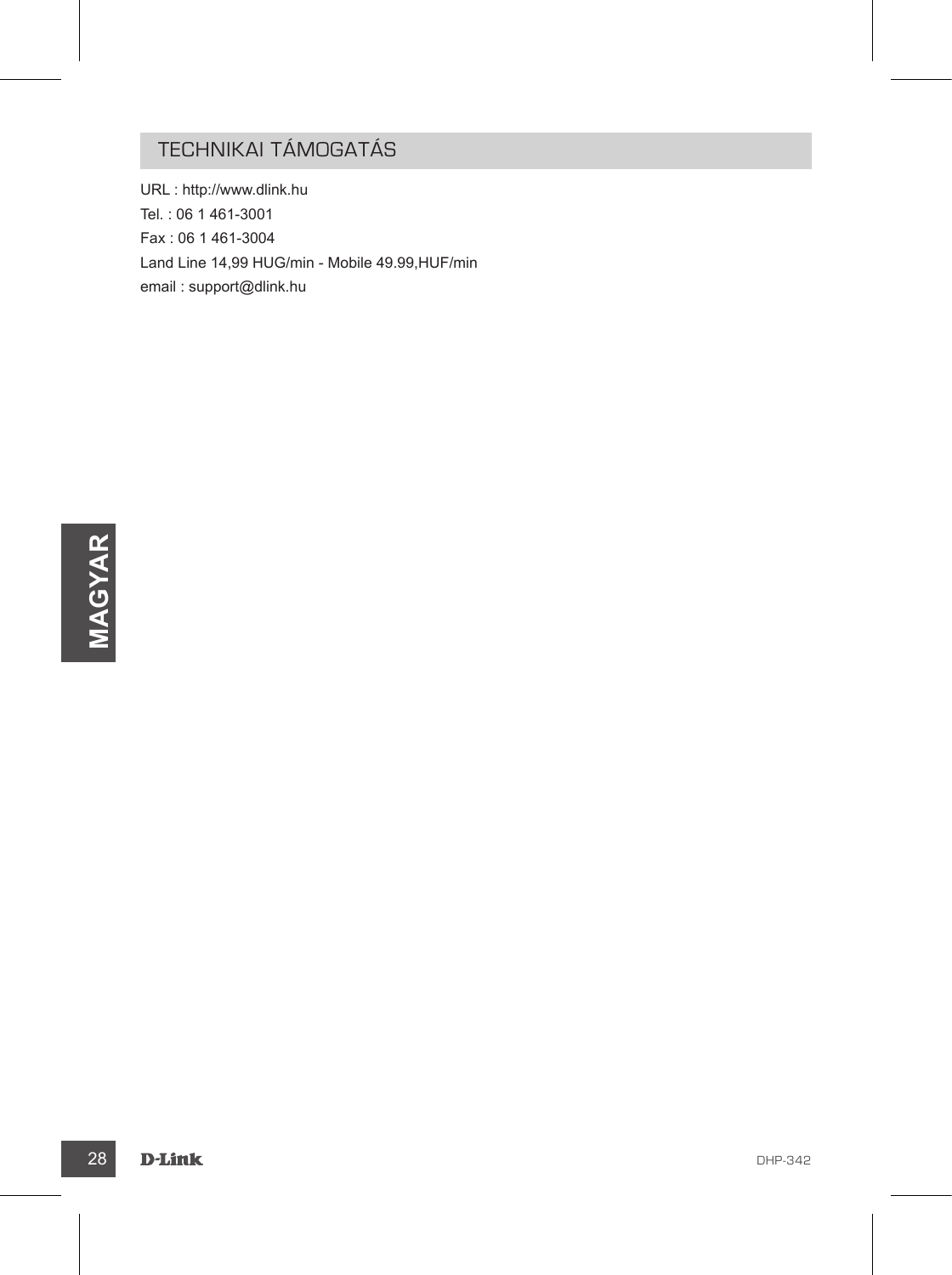## TECHNIKAI TÁMOGATÁS

URL : http://www.dlink.hu
Tel. : 06 1 461-3001
Fax : 06 1 461-3004
Land Line 14,99 HUG/min - Mobile 49.99,HUF/min
email : support@dlink.hu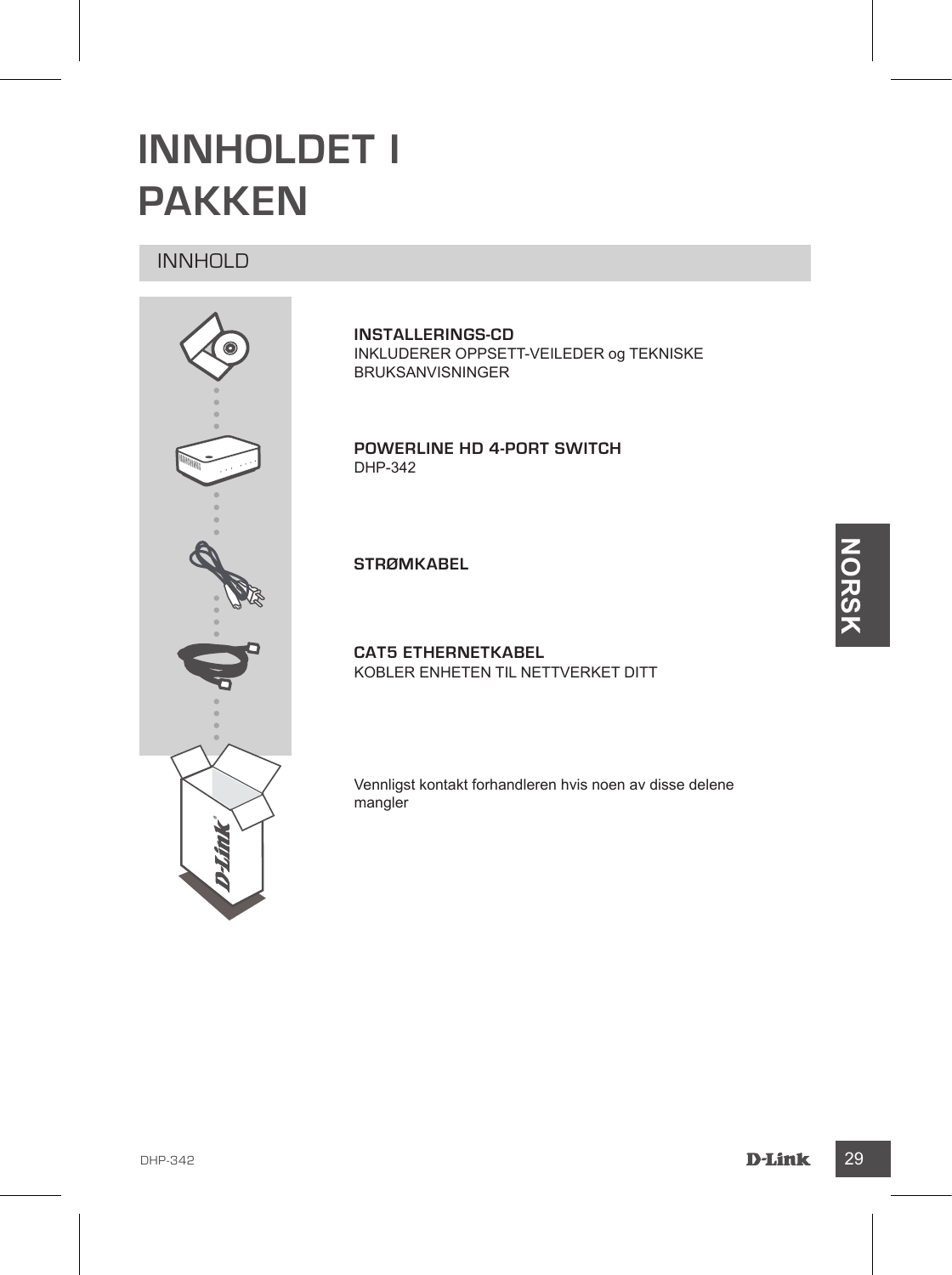# INNHOLDET I PAKKEN

## INNHOLD

**INSTALLERINGS-CD**
INKLUDERER OPPSETT-VEILEDER og TEKNISKE BRUKSANVISNINGER

**POWERLINE HD 4-PORT SWITCH**
DHP-342

**STRØMKABEL**

**CAT5 ETHERNETKABEL**
KOBLER ENHETEN TIL NETTVERKET DITT

Vennligst kontakt forhandleren hvis noen av disse delene mangler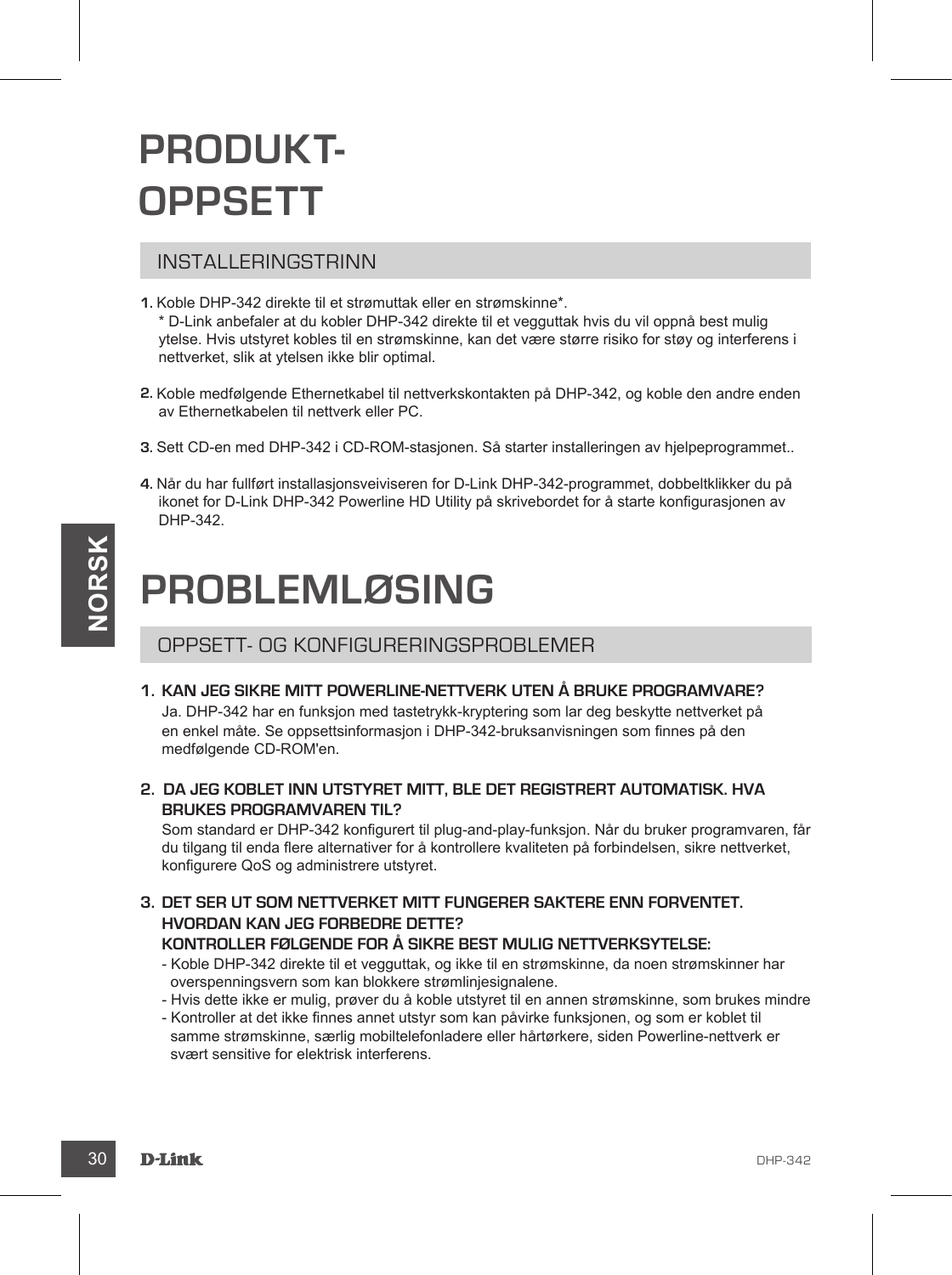# PRODUKT-OPPSETT

## INSTALLERINGSTRINN

1. Koble DHP-342 direkte til et strømuttak eller en strømskinne*.
   * D-Link anbefaler at du kobler DHP-342 direkte til et vegguttak hvis du vil oppnå best mulig ytelse. Hvis utstyret kobles til en strømskinne, kan det være større risiko for støy og interferens i nettverket, slik at ytelsen ikke blir optimal.

2. Koble medfølgende Ethernetkabel til nettverkskontakten på DHP-342, og koble den andre enden av Ethernetkabelen til nettverk eller PC.

3. Sett CD-en med DHP-342 i CD-ROM-stasjonen. Så starter installeringen av hjelpeprogrammet..

4. Når du har fullført installasjonsveiviseren for D-Link DHP-342-programmet, dobbeltklikker du på ikonet for D-Link DHP-342 Powerline HD Utility på skrivebordet for å starte konfigurasjonen av DHP-342.

# PROBLEMLØSING

## OPPSETT- OG KONFIGURERINGSPROBLEMER

1. **KAN JEG SIKRE MITT POWERLINE-NETTVERK UTEN Å BRUKE PROGRAMVARE?**
   Ja. DHP-342 har en funksjon med tastetrykk-kryptering som lar deg beskytte nettverket på en enkel måte. Se oppsettsinformasjon i DHP-342-bruksanvisningen som finnes på den medfølgende CD-ROM'en.

2. **DA JEG KOBLET INN UTSTYRET MITT, BLE DET REGISTRERT AUTOMATISK. HVA BRUKES PROGRAMVAREN TIL?**
   Som standard er DHP-342 konfigurert til plug-and-play-funksjon. Når du bruker programvaren, får du tilgang til enda flere alternativer for å kontrollere kvaliteten på forbindelsen, sikre nettverket, konfigurere QoS og administrere utstyret.

3. **DET SER UT SOM NETTVERKET MITT FUNGERER SAKTERE ENN FORVENTET. HVORDAN KAN JEG FORBEDRE DETTE?**
   **KONTROLLER FØLGENDE FOR Å SIKRE BEST MULIG NETTVERKSYTELSE:**
   - Koble DHP-342 direkte til et vegguttak, og ikke til en strømskinne, da noen strømskinner har overspenningsvern som kan blokkere strømlinjesignalene.
   - Hvis dette ikke er mulig, prøver du å koble utstyret til en annen strømskinne, som brukes mindre
   - Kontroller at det ikke finnes annet utstyr som kan påvirke funksjonen, og som er koblet til samme strømskinne, særlig mobiltelefonladere eller hårtørkere, siden Powerline-nettverk er svært sensitive for elektrisk interferens.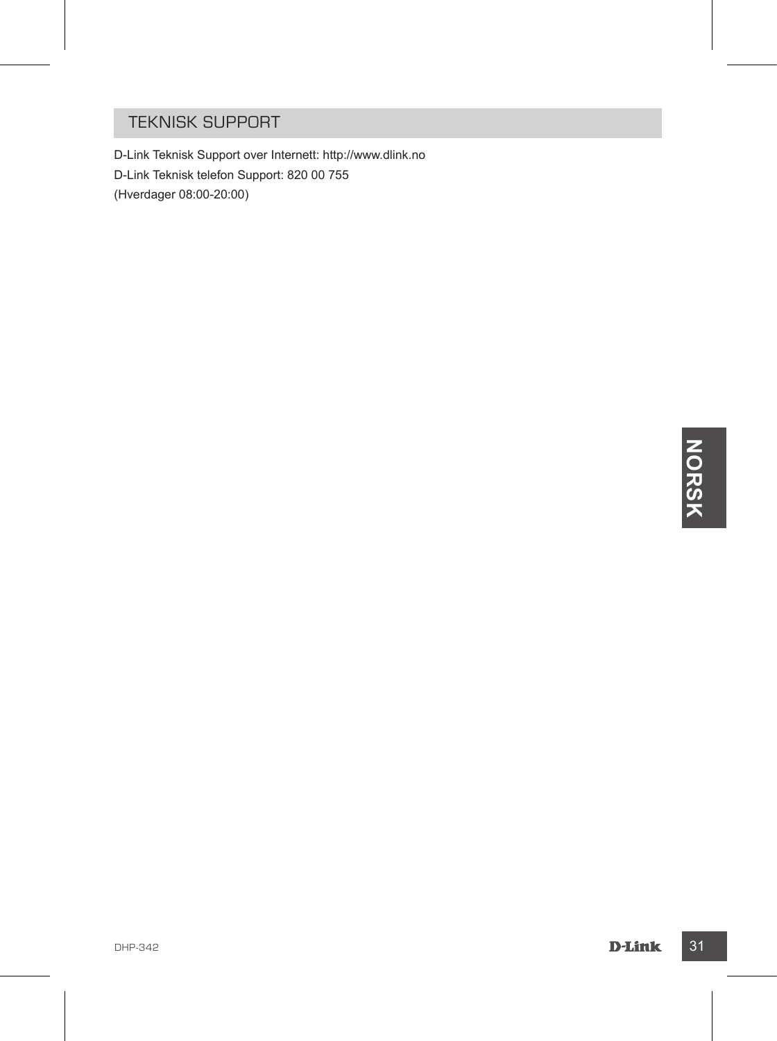## TEKNISK SUPPORT

D-Link Teknisk Support over Internett: http://www.dlink.no

D-Link Teknisk telefon Support: 820 00 755

(Hverdager 08:00-20:00)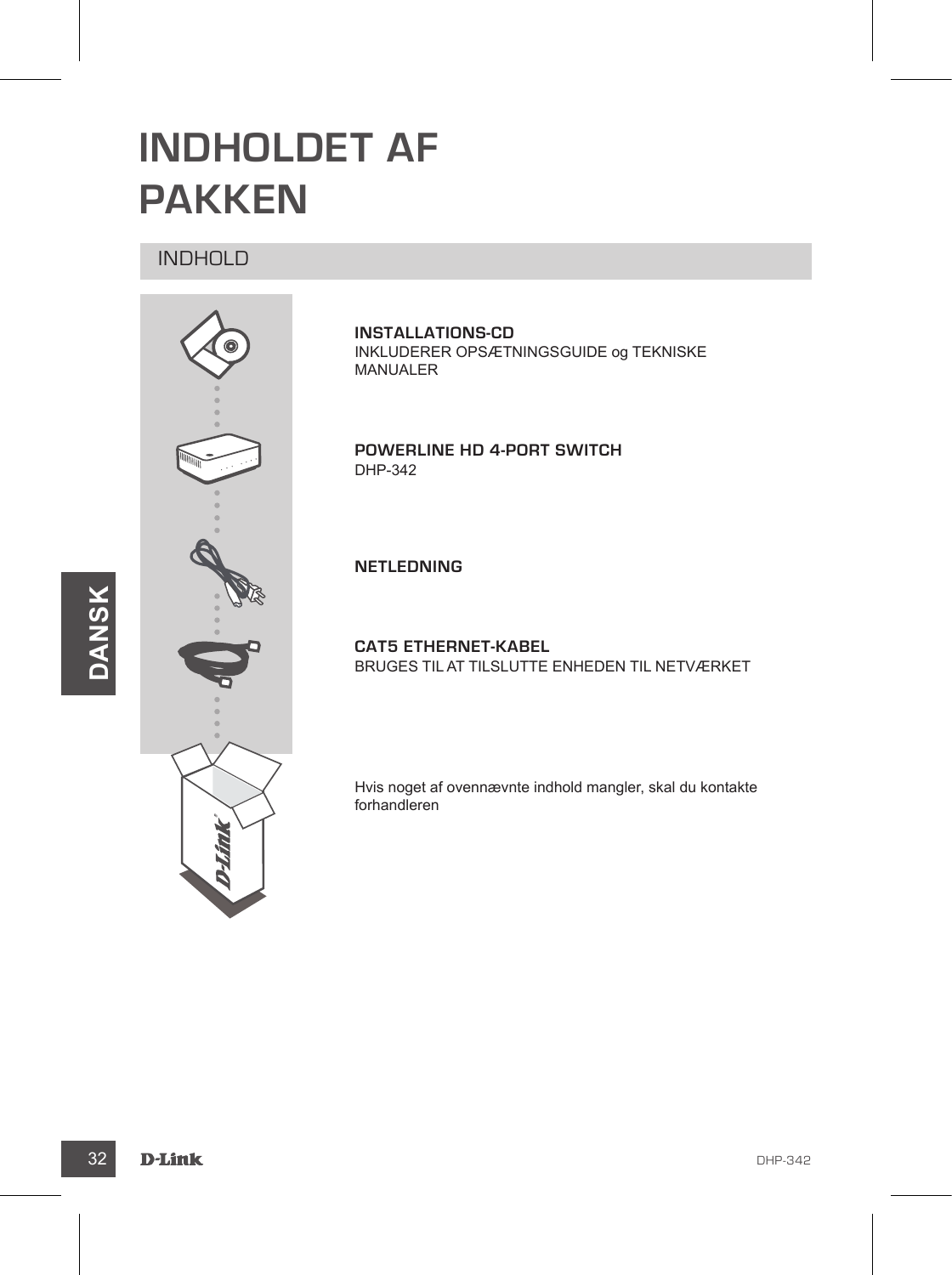# INDHOLDET AF PAKKEN

## INDHOLD

**INSTALLATIONS-CD**
INKLUDERER OPSÆTNINGSGUIDE og TEKNISKE MANUALER

**POWERLINE HD 4-PORT SWITCH**
DHP-342

**NETLEDNING**

**CAT5 ETHERNET-KABEL**
BRUGES TIL AT TILSLUTTE ENHEDEN TIL NETVÆRKET

Hvis noget af ovennævnte indhold mangler, skal du kontakte forhandleren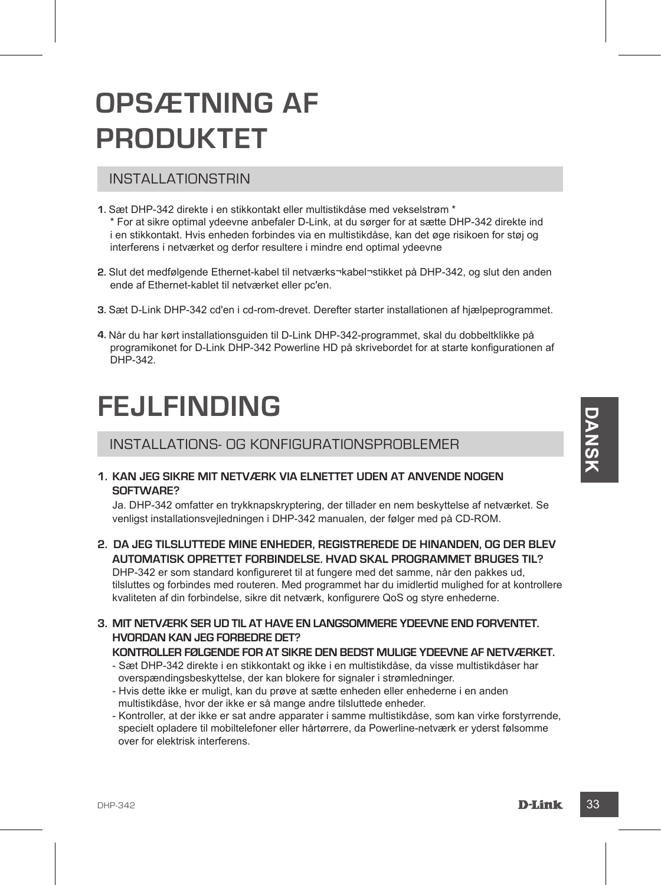# OPSÆTNING AF PRODUKTET

## INSTALLATIONSTRIN

1. Sæt DHP-342 direkte i en stikkontakt eller multistikdåse med vekselstrøm *
   * For at sikre optimal ydeevne anbefaler D-Link, at du sørger for at sætte DHP-342 direkte ind i en stikkontakt. Hvis enheden forbindes via en multistikdåse, kan det øge risikoen for støj og interferens i netværket og derfor resultere i mindre end optimal ydeevne

2. Slut det medfølgende Ethernet-kabel til netværks¬kabel¬stikket på DHP-342, og slut den anden ende af Ethernet-kablet til netværket eller pc'en.

3. Sæt D-Link DHP-342 cd'en i cd-rom-drevet. Derefter starter installationen af hjælpeprogrammet.

4. Når du har kørt installationsguiden til D-Link DHP-342-programmet, skal du dobbeltklikke på programikonet for D-Link DHP-342 Powerline HD på skrivebordet for at starte konfigurationen af DHP-342.

# FEJLFINDING

## INSTALLATIONS- OG KONFIGURATIONSPROBLEMER

1. **KAN JEG SIKRE MIT NETVÆRK VIA ELNETTET UDEN AT ANVENDE NOGEN SOFTWARE?**
   Ja. DHP-342 omfatter en trykknapskryptering, der tillader en nem beskyttelse af netværket. Se venligst installationsvejledningen i DHP-342 manualen, der følger med på CD-ROM.

2. **DA JEG TILSLUTTEDE MINE ENHEDER, REGISTREREDE DE HINANDEN, OG DER BLEV AUTOMATISK OPRETTET FORBINDELSE. HVAD SKAL PROGRAMMET BRUGES TIL?**
   DHP-342 er som standard konfigureret til at fungere med det samme, når den pakkes ud, tilsluttes og forbindes med routeren. Med programmet har du imidlertid mulighed for at kontrollere kvaliteten af din forbindelse, sikre dit netværk, konfigurere QoS og styre enhederne.

3. **MIT NETVÆRK SER UD TIL AT HAVE EN LANGSOMMERE YDEEVNE END FORVENTET. HVORDAN KAN JEG FORBEDRE DET?**
   **KONTROLLER FØLGENDE FOR AT SIKRE DEN BEDST MULIGE YDEEVNE AF NETVÆRKET.**
   - Sæt DHP-342 direkte i en stikkontakt og ikke i en multistikdåse, da visse multistikdåser har overspændingsbeskyttelse, der kan blokere for signaler i strømledninger.
   - Hvis dette ikke er muligt, kan du prøve at sætte enheden eller enhederne i en anden multistikdåse, hvor der ikke er så mange andre tilsluttede enheder.
   - Kontroller, at der ikke er sat andre apparater i samme multistikdåse, som kan virke forstyrrende, specielt opladere til mobiltelefoner eller hårtørrere, da Powerline-netværk er yderst følsomme over for elektrisk interferens.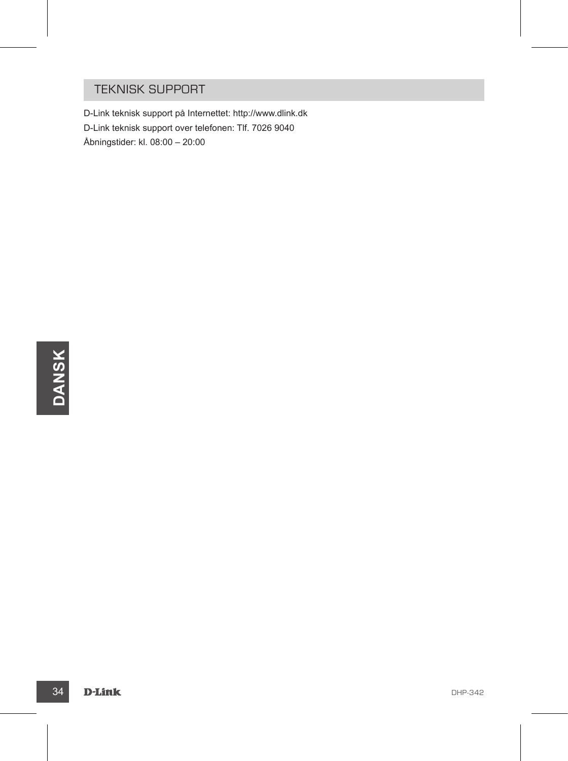## TEKNISK SUPPORT

D-Link teknisk support på Internettet: http://www.dlink.dk

D-Link teknisk support over telefonen: Tlf. 7026 9040

Åbningstider: kl. 08:00 – 20:00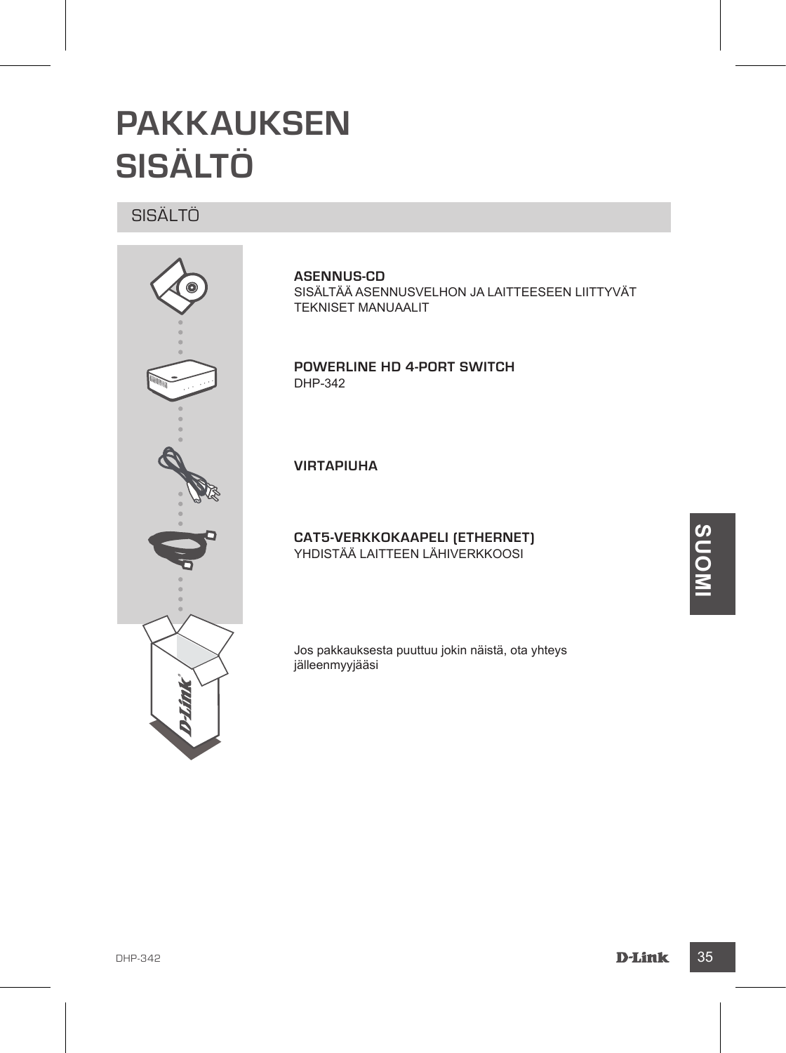# PAKKAUKSEN SISÄLTÖ

## SISÄLTÖ

**ASENNUS-CD**
SISÄLTÄÄ ASENNUSVELHON JA LAITTEESEEN LIITTYVÄT TEKNISET MANUAALIT

**POWERLINE HD 4-PORT SWITCH**
DHP-342

**VIRTAPIUHA**

**CAT5-VERKKOKAAPELI (ETHERNET)**
YHDISTÄÄ LAITTEEN LÄHIVERKKOOSI

Jos pakkauksesta puuttuu jokin näistä, ota yhteys jälleenmyyjääsi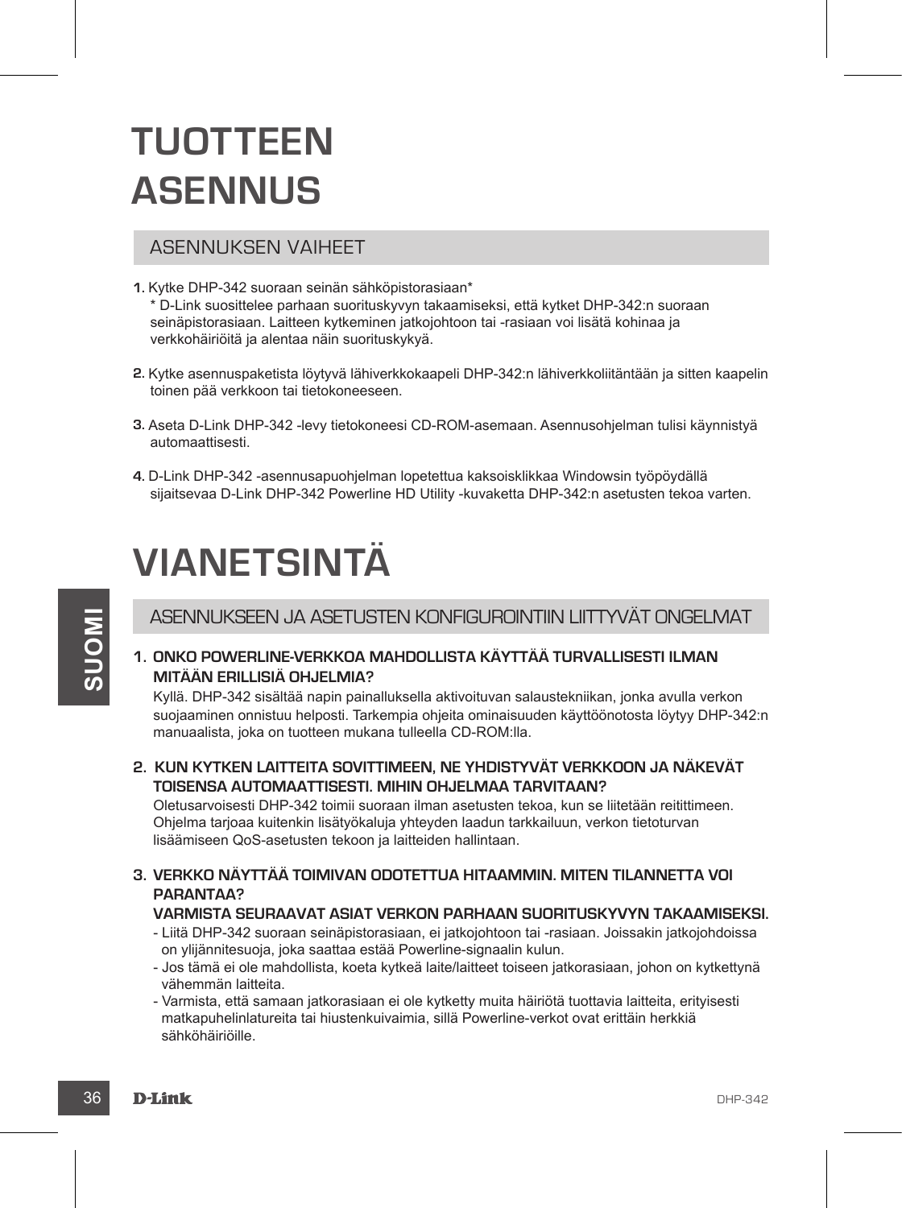# TUOTTEEN ASENNUS

## ASENNUKSEN VAIHEET

1. Kytke DHP-342 suoraan seinän sähköpistorasiaan*
   * D-Link suosittelee parhaan suorituskyvyn takaamiseksi, että kytket DHP-342:n suoraan seinäpistorasiaan. Laitteen kytkeminen jatkojohtoon tai -rasiaan voi lisätä kohinaa ja verkkohäiriöitä ja alentaa näin suorituskykyä.

2. Kytke asennuspaketista löytyvä lähiverkkokaapeli DHP-342:n lähiverkkoliitäntään ja sitten kaapelin toinen pää verkkoon tai tietokoneeseen.

3. Aseta D-Link DHP-342 -levy tietokoneesi CD-ROM-asemaan. Asennusohjelman tulisi käynnistyä automaattisesti.

4. D-Link DHP-342 -asennusapuohjelman lopetettua kaksoisklikkaa Windowsin työpöydällä sijaitsevaa D-Link DHP-342 Powerline HD Utility -kuvaketta DHP-342:n asetusten tekoa varten.

# VIANETSINTÄ

## ASENNUKSEEN JA ASETUSTEN KONFIGUROINTIIN LIITTYVÄT ONGELMAT

1. **ONKO POWERLINE-VERKKOA MAHDOLLISTA KÄYTTÄÄ TURVALLISESTI ILMAN MITÄÄN ERILLISIÄ OHJELMIA?**
   Kyllä. DHP-342 sisältää napin painalluksella aktivoituvan salaustekniikan, jonka avulla verkon suojaaminen onnistuu helposti. Tarkempia ohjeita ominaisuuden käyttöönotosta löytyy DHP-342:n manuaalista, joka on tuotteen mukana tulleella CD-ROM:lla.

2. **KUN KYTKEN LAITTEITA SOVITTIMEEN, NE YHDISTYVÄT VERKKOON JA NÄKEVÄT TOISENSA AUTOMAATTISESTI. MIHIN OHJELMAA TARVITAAN?**
   Oletusarvoisesti DHP-342 toimii suoraan ilman asetusten tekoa, kun se liitetään reitittimeen. Ohjelma tarjoaa kuitenkin lisätyökaluja yhteyden laadun tarkkailuun, verkon tietoturvan lisäämiseen QoS-asetusten tekoon ja laitteiden hallintaan.

3. **VERKKO NÄYTTÄÄ TOIMIVAN ODOTETTUA HITAAMMIN. MITEN TILANNETTA VOI PARANTAA?**
   **VARMISTA SEURAAVAT ASIAT VERKON PARHAAN SUORITUSKYVYN TAKAAMISEKSI.**
   - Liitä DHP-342 suoraan seinäpistorasiaan, ei jatkojohtoon tai -rasiaan. Joissakin jatkojohdoissa on ylijännitesuoja, joka saattaa estää Powerline-signaalin kulun.
   - Jos tämä ei ole mahdollista, koeta kytkeä laite/laitteet toiseen jatkorasiaan, johon on kytkettynä vähemmän laitteita.
   - Varmista, että samaan jatkorasiaan ei ole kytketty muita häiriötä tuottavia laitteita, erityisesti matkapuhelinlatureita tai hiustenkuivaimia, sillä Powerline-verkot ovat erittäin herkkiä sähköhäiriöille.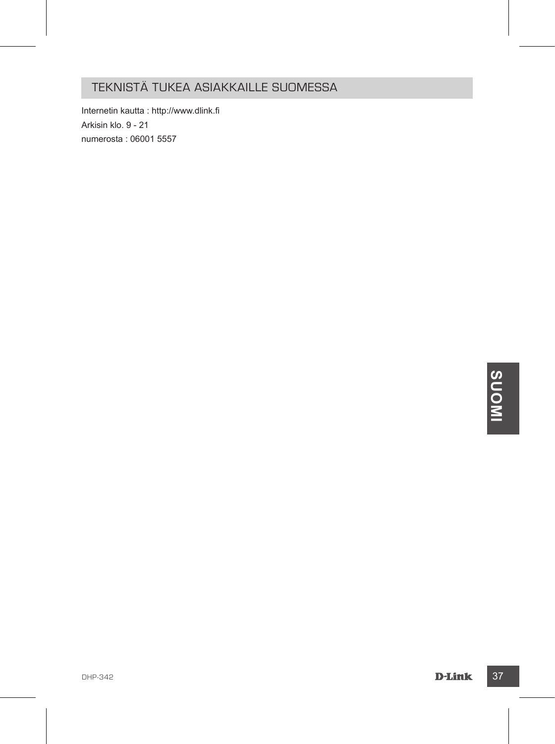## TEKNISTÄ TUKEA ASIAKKAILLE SUOMESSA

Internetin kautta : http://www.dlink.fi

Arkisin klo. 9 - 21

numerosta : 06001 5557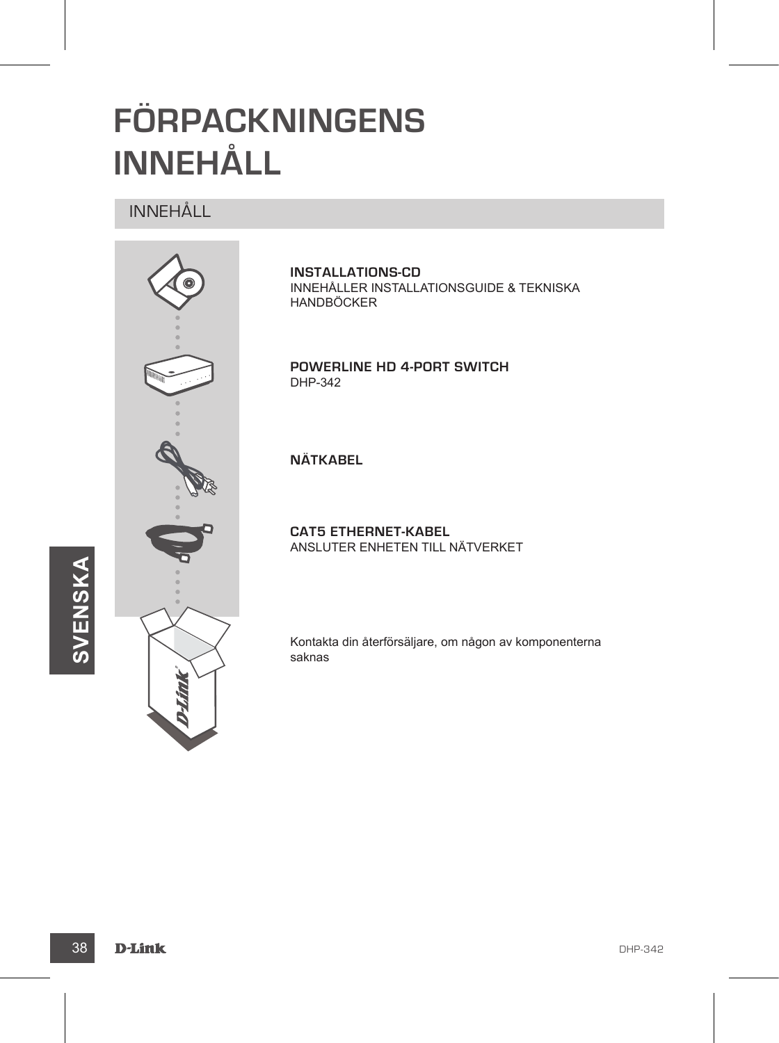# FÖRPACKNINGENS INNEHÅLL

## INNEHÅLL

**INSTALLATIONS-CD**
INNEHÅLLER INSTALLATIONSGUIDE & TEKNISKA HANDBÖCKER

**POWERLINE HD 4-PORT SWITCH**
DHP-342

**NÄTKABEL**

**CAT5 ETHERNET-KABEL**
ANSLUTER ENHETEN TILL NÄTVERKET

Kontakta din återförsäljare, om någon av komponenterna saknas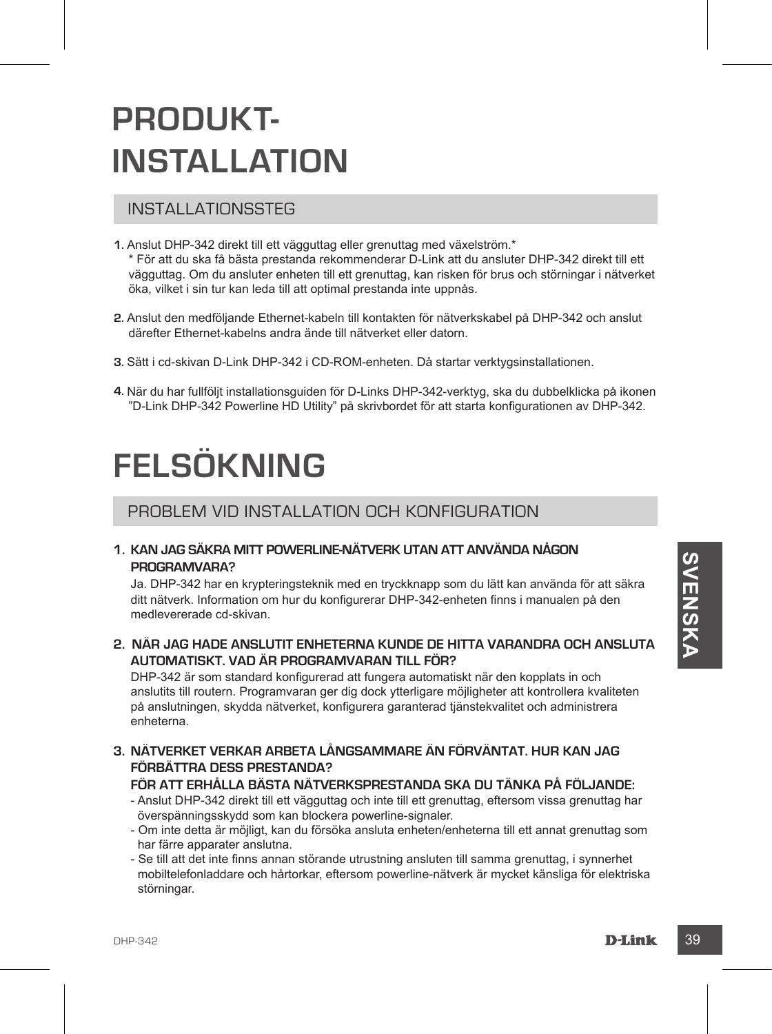# PRODUKT-INSTALLATION

## INSTALLATIONSSTEG

1. Anslut DHP-342 direkt till ett vägguttag eller grenuttag med växelström.*
   * För att du ska få bästa prestanda rekommenderar D-Link att du ansluter DHP-342 direkt till ett vägguttag. Om du ansluter enheten till ett grenuttag, kan risken för brus och störningar i nätverket öka, vilket i sin tur kan leda till att optimal prestanda inte uppnås.

2. Anslut den medföljande Ethernet-kabeln till kontakten för nätverkskabel på DHP-342 och anslut därefter Ethernet-kabelns andra ände till nätverket eller datorn.

3. Sätt i cd-skivan D-Link DHP-342 i CD-ROM-enheten. Då startar verktygsinstallationen.

4. När du har fullföljt installationsguiden för D-Links DHP-342-verktyg, ska du dubbelklicka på ikonen ”D-Link DHP-342 Powerline HD Utility” på skrivbordet för att starta konfigurationen av DHP-342.

# FELSÖKNING

## PROBLEM VID INSTALLATION OCH KONFIGURATION

1. **KAN JAG SÄKRA MITT POWERLINE-NÄTVERK UTAN ATT ANVÄNDA NÅGON PROGRAMVARA?**
   Ja. DHP-342 har en krypteringsteknik med en tryckknapp som du lätt kan använda för att säkra ditt nätverk. Information om hur du konfigurerar DHP-342-enheten finns i manualen på den medlevererade cd-skivan.

2. **NÄR JAG HADE ANSLUTIT ENHETERNA KUNDE DE HITTA VARANDRA OCH ANSLUTA AUTOMATISKT. VAD ÄR PROGRAMVARAN TILL FÖR?**
   DHP-342 är som standard konfigurerad att fungera automatiskt när den kopplats in och anslutits till routern. Programvaran ger dig dock ytterligare möjligheter att kontrollera kvaliteten på anslutningen, skydda nätverket, konfigurera garanterad tjänstekvalitet och administrera enheterna.

3. **NÄTVERKET VERKAR ARBETA LÅNGSAMMARE ÄN FÖRVÄNTAT. HUR KAN JAG FÖRBÄTTRA DESS PRESTANDA?**
   **FÖR ATT ERHÅLLA BÄSTA NÄTVERKSPRESTANDA SKA DU TÄNKA PÅ FÖLJANDE:**
   - Anslut DHP-342 direkt till ett vägguttag och inte till ett grenuttag, eftersom vissa grenuttag har överspänningsskydd som kan blockera powerline-signaler.
   - Om inte detta är möjligt, kan du försöka ansluta enheten/enheterna till ett annat grenuttag som har färre apparater anslutna.
   - Se till att det inte finns annan störande utrustning ansluten till samma grenuttag, i synnerhet mobiltelefonladdare och hårtorkar, eftersom powerline-nätverk är mycket känsliga för elektriska störningar.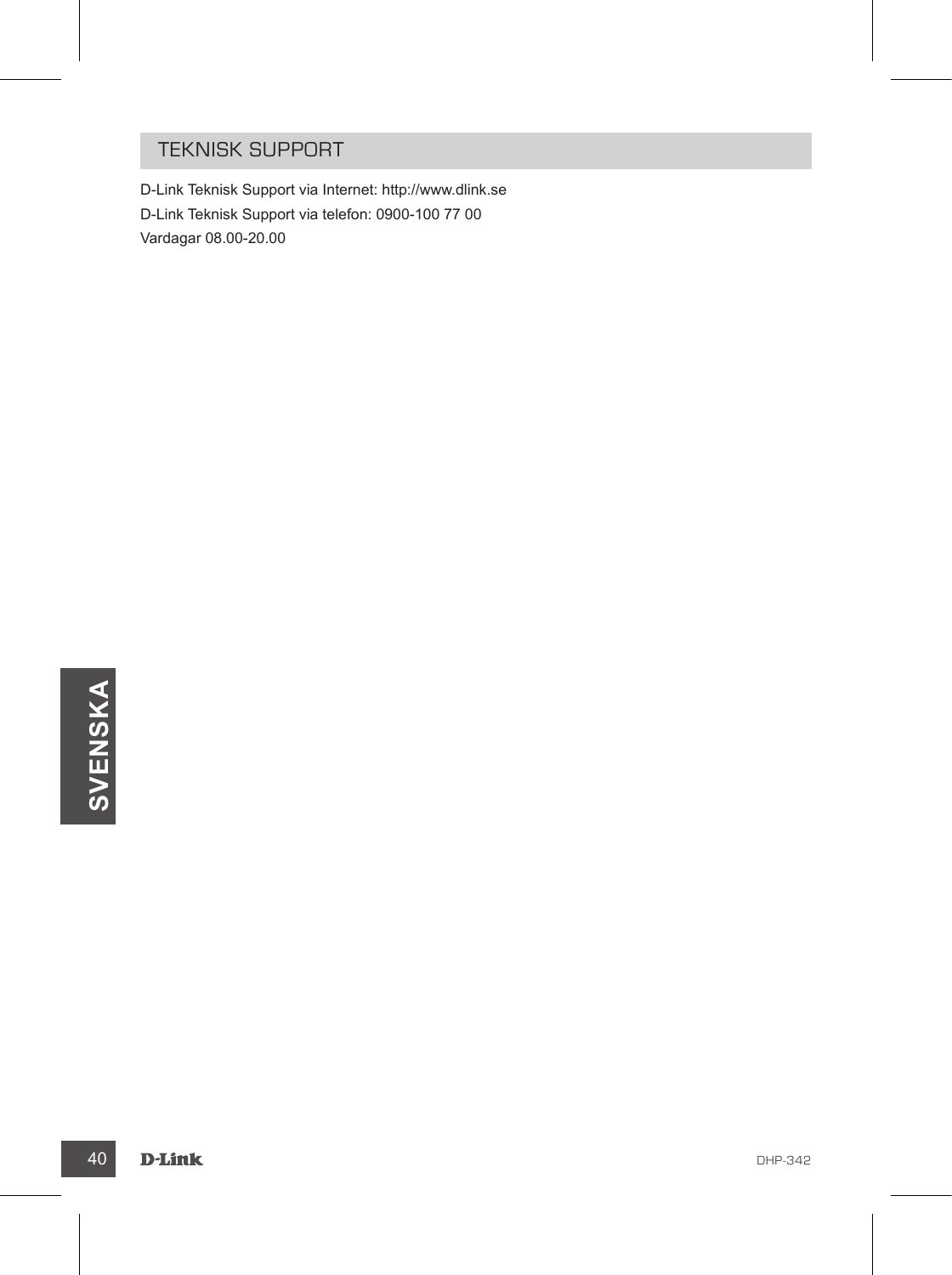## TEKNISK SUPPORT

D-Link Teknisk Support via Internet: http://www.dlink.se

D-Link Teknisk Support via telefon: 0900-100 77 00

Vardagar 08.00-20.00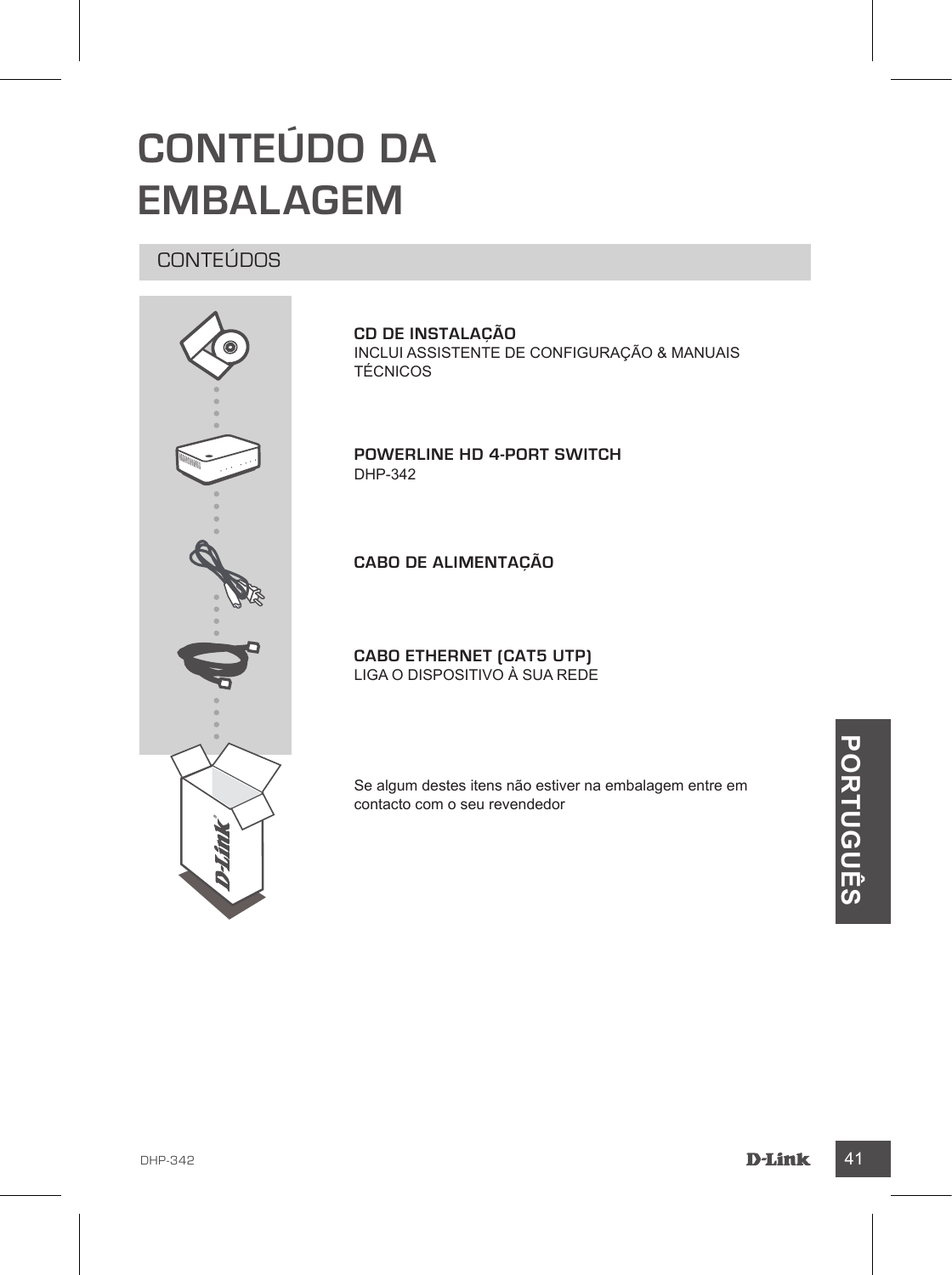# CONTEÚDO DA EMBALAGEM

## CONTEÚDOS

**CD DE INSTALAÇÃO**
INCLUI ASSISTENTE DE CONFIGURAÇÃO & MANUAIS TÉCNICOS

**POWERLINE HD 4-PORT SWITCH**
DHP-342

**CABO DE ALIMENTAÇÃO**

**CABO ETHERNET (CAT5 UTP)**
LIGA O DISPOSITIVO À SUA REDE

Se algum destes itens não estiver na embalagem entre em contacto com o seu revendedor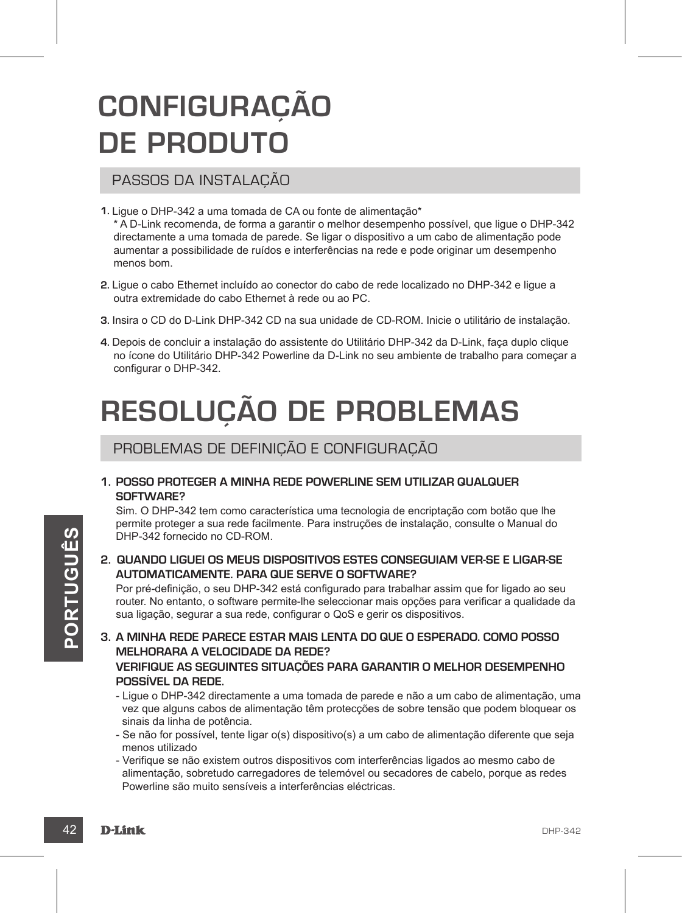# CONFIGURAÇÃO DE PRODUTO

## PASSOS DA INSTALAÇÃO

1. Ligue o DHP-342 a uma tomada de CA ou fonte de alimentação*
   * A D-Link recomenda, de forma a garantir o melhor desempenho possível, que ligue o DHP-342 directamente a uma tomada de parede. Se ligar o dispositivo a um cabo de alimentação pode aumentar a possibilidade de ruídos e interferências na rede e pode originar um desempenho menos bom.
2. Ligue o cabo Ethernet incluído ao conector do cabo de rede localizado no DHP-342 e ligue a outra extremidade do cabo Ethernet à rede ou ao PC.
3. Insira o CD do D-Link DHP-342 CD na sua unidade de CD-ROM. Inicie o utilitário de instalação.
4. Depois de concluir a instalação do assistente do Utilitário DHP-342 da D-Link, faça duplo clique no ícone do Utilitário DHP-342 Powerline da D-Link no seu ambiente de trabalho para começar a configurar o DHP-342.

# RESOLUÇÃO DE PROBLEMAS

## PROBLEMAS DE DEFINIÇÃO E CONFIGURAÇÃO

1. **POSSO PROTEGER A MINHA REDE POWERLINE SEM UTILIZAR QUALQUER SOFTWARE?**
   Sim. O DHP-342 tem como característica uma tecnologia de encriptação com botão que lhe permite proteger a sua rede facilmente. Para instruções de instalação, consulte o Manual do DHP-342 fornecido no CD-ROM.
2. **QUANDO LIGUEI OS MEUS DISPOSITIVOS ESTES CONSEGUIAM VER-SE E LIGAR-SE AUTOMATICAMENTE. PARA QUE SERVE O SOFTWARE?**
   Por pré-definição, o seu DHP-342 está configurado para trabalhar assim que for ligado ao seu router. No entanto, o software permite-lhe seleccionar mais opções para verificar a qualidade da sua ligação, segurar a sua rede, configurar o QoS e gerir os dispositivos.
3. **A MINHA REDE PARECE ESTAR MAIS LENTA DO QUE O ESPERADO. COMO POSSO MELHORARA A VELOCIDADE DA REDE?**
   **VERIFIQUE AS SEGUINTES SITUAÇÕES PARA GARANTIR O MELHOR DESEMPENHO POSSÍVEL DA REDE.**
   - Ligue o DHP-342 directamente a uma tomada de parede e não a um cabo de alimentação, uma vez que alguns cabos de alimentação têm protecções de sobre tensão que podem bloquear os sinais da linha de potência.
   - Se não for possível, tente ligar o(s) dispositivo(s) a um cabo de alimentação diferente que seja menos utilizado
   - Verifique se não existem outros dispositivos com interferências ligados ao mesmo cabo de alimentação, sobretudo carregadores de telemóvel ou secadores de cabelo, porque as redes Powerline são muito sensíveis a interferências eléctricas.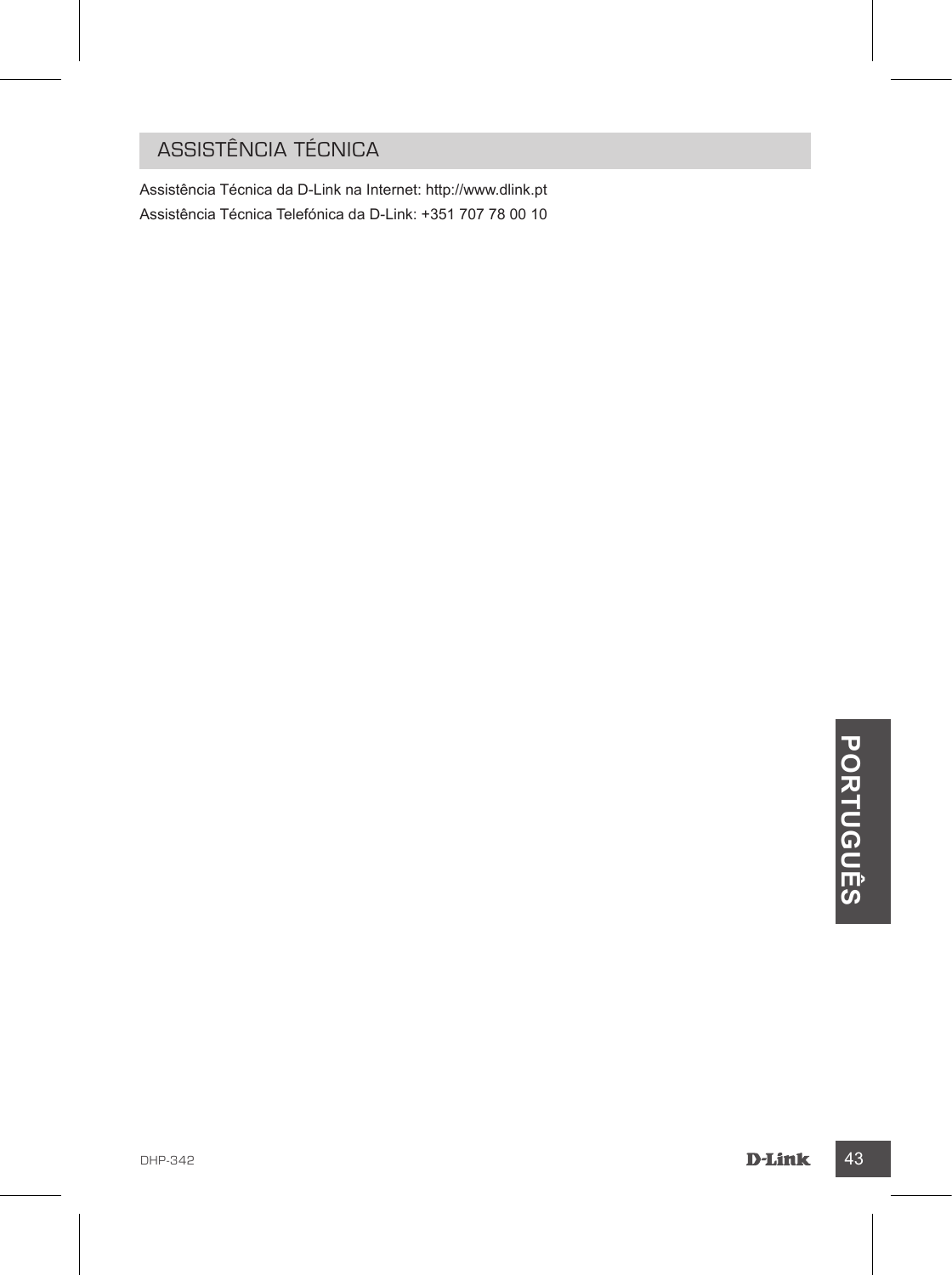## ASSISTÊNCIA TÉCNICA

Assistência Técnica da D-Link na Internet: http://www.dlink.pt

Assistência Técnica Telefónica da D-Link: +351 707 78 00 10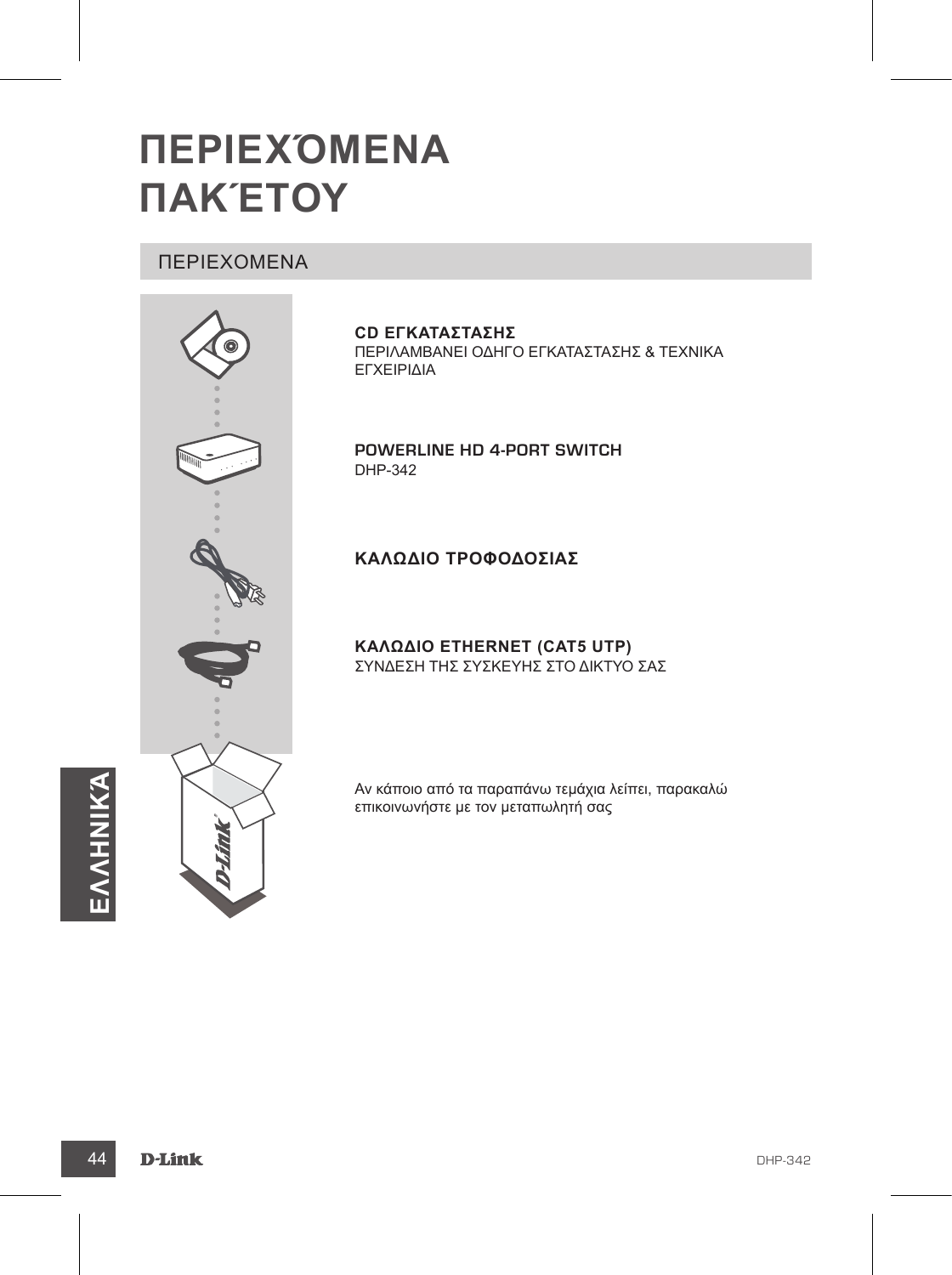# ΠΕΡΙΕΧΌΜΕΝΑ ΠΑΚΈΤΟΥ

## ΠΕΡΙΕΧΟΜΕΝΑ

**CD ΕΓΚΑΤΑΣΤΑΣΗΣ**
ΠΕΡΙΛΑΜΒΑΝΕΙ ΟΔΗΓΟ ΕΓΚΑΤΑΣΤΑΣΗΣ & ΤΕΧΝΙΚΑ ΕΓΧΕΙΡΙΔΙΑ

**POWERLINE HD 4-PORT SWITCH**
DHP-342

**ΚΑΛΩΔΙΟ ΤΡΟΦΟΔΟΣΙΑΣ**

**ΚΑΛΩΔΙΟ ETHERNET (CAT5 UTP)**
ΣΥΝΔΕΣΗ ΤΗΣ ΣΥΣΚΕΥΗΣ ΣΤΟ ΔΙΚΤΥΟ ΣΑΣ

Αν κάποιο από τα παραπάνω τεμάχια λείπει, παρακαλώ επικοινωνήστε με τον μεταπωλητή σας

ΕΛΛΗΝΙΚΑ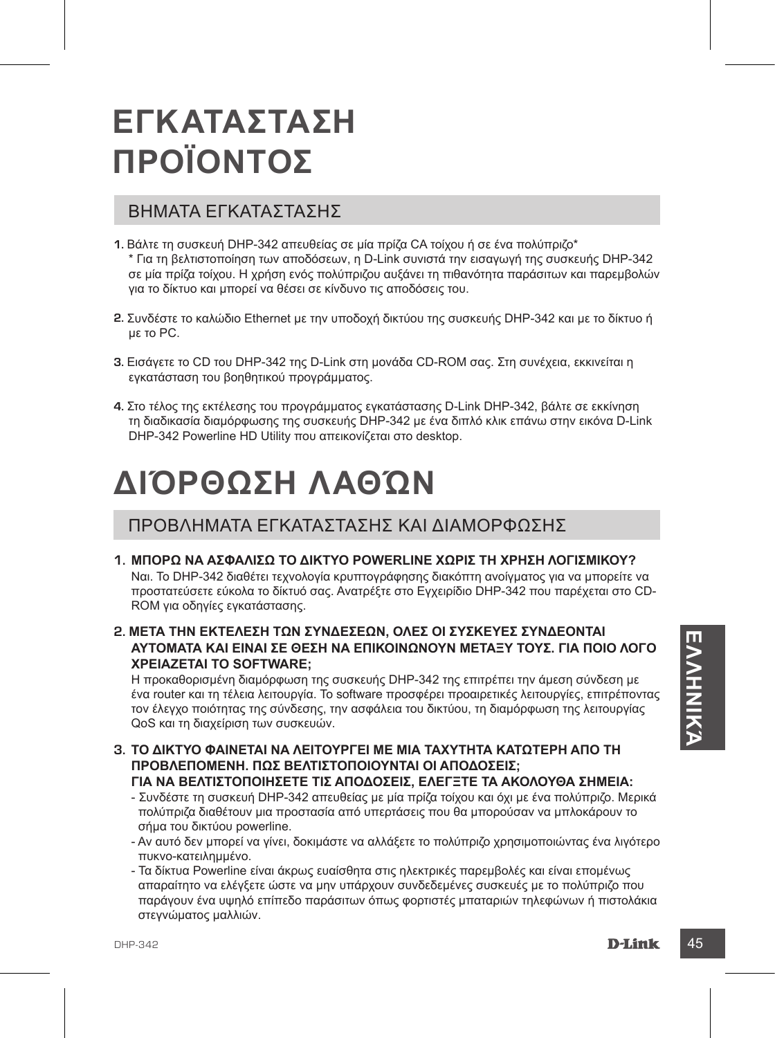# ΕΓΚΑΤΑΣΤΑΣΗ ΠΡΟΪΟΝΤΟΣ

## ΒΗΜΑΤΑ ΕΓΚΑΤΑΣΤΑΣΗΣ

1. Βάλτε τη συσκευή DHP-342 απευθείας σε μία πρίζα CA τοίχου ή σε ένα πολύπριζο*
   * Για τη βελτιστοποίηση των αποδόσεων, η D-Link συνιστά την εισαγωγή της συσκευής DHP-342 σε μία πρίζα τοίχου. Η χρήση ενός πολύπριζου αυξάνει τη πιθανότητα παράσιτων και παρεμβολών για το δίκτυο και μπορεί να θέσει σε κίνδυνο τις αποδόσεις του.

2. Συνδέστε το καλώδιο Ethernet με την υποδοχή δικτύου της συσκευής DHP-342 και με το δίκτυο ή με το PC.

3. Εισάγετε το CD του DHP-342 της D-Link στη μονάδα CD-ROM σας. Στη συνέχεια, εκκινείται η εγκατάσταση του βοηθητικού προγράμματος.

4. Στο τέλος της εκτέλεσης του προγράμματος εγκατάστασης D-Link DHP-342, βάλτε σε εκκίνηση τη διαδικασία διαμόρφωσης της συσκευής DHP-342 με ένα διπλό κλικ επάνω στην εικόνα D-Link DHP-342 Powerline HD Utility που απεικονίζεται στο desktop.

# ΔΙΌΡΘΩΣΗ ΛΑΘΏΝ

## ΠΡΟΒΛΗΜΑΤΑ ΕΓΚΑΤΑΣΤΑΣΗΣ ΚΑΙ ΔΙΑΜΟΡΦΩΣΗΣ

1. **ΜΠΟΡΩ ΝΑ ΑΣΦΑΛΙΣΩ ΤΟ ΔΙΚΤΥΟ POWERLINE ΧΩΡΙΣ ΤΗ ΧΡΗΣΗ ΛΟΓΙΣΜΙΚΟΥ?**
   Ναι. Το DHP-342 διαθέτει τεχνολογία κρυπτογράφησης διακόπτη ανοίγματος για να μπορείτε να προστατεύσετε εύκολα το δίκτυό σας. Ανατρέξτε στο Εγχειρίδιο DHP-342 που παρέχεται στο CD-ROM για οδηγίες εγκατάστασης.

2. **ΜΕΤΑ ΤΗΝ ΕΚΤΕΛΕΣΗ ΤΩΝ ΣΥΝΔΕΣΕΩΝ, ΟΛΕΣ ΟΙ ΣΥΣΚΕΥΕΣ ΣΥΝΔΕΟΝΤΑΙ ΑΥΤΟΜΑΤΑ ΚΑΙ ΕΙΝΑΙ ΣΕ ΘΕΣΗ ΝΑ ΕΠΙΚΟΙΝΩΝΟΥΝ ΜΕΤΑΞΥ ΤΟΥΣ. ΓΙΑ ΠΟΙΟ ΛΟΓΟ ΧΡΕΙΑΖΕΤΑΙ ΤΟ SOFTWARE;**
   Η προκαθορισμένη διαμόρφωση της συσκευής DHP-342 της επιτρέπει την άμεση σύνδεση με ένα router και τη τέλεια λειτουργία. Το software προσφέρει προαιρετικές λειτουργίες, επιτρέποντας τον έλεγχο ποιότητας της σύνδεσης, την ασφάλεια του δικτύου, τη διαμόρφωση της λειτουργίας QoS και τη διαχείριση των συσκευών.

3. **ΤΟ ΔΙΚΤΥΟ ΦΑΙΝΕΤΑΙ ΝΑ ΛΕΙΤΟΥΡΓΕΙ ΜΕ ΜΙΑ ΤΑΧΥΤΗΤΑ ΚΑΤΩΤΕΡΗ ΑΠΟ ΤΗ ΠΡΟΒΛΕΠΟΜΕΝΗ. ΠΩΣ ΒΕΛΤΙΣΤΟΠΟΙΟΥΝΤΑΙ ΟΙ ΑΠΟΔΟΣΕΙΣ; ΓΙΑ ΝΑ ΒΕΛΤΙΣΤΟΠΟΙΗΣΕΤΕ ΤΙΣ ΑΠΟΔΟΣΕΙΣ, ΕΛΕΓΞΤΕ ΤΑ ΑΚΟΛΟΥΘΑ ΣΗΜΕΙΑ:**
   - Συνδέστε τη συσκευή DHP-342 απευθείας με μία πρίζα τοίχου και όχι με ένα πολύπριζο. Μερικά πολύπριζα διαθέτουν μια προστασία από υπερτάσεις που θα μπορούσαν να μπλοκάρουν το σήμα του δικτύου powerline.
   - Αν αυτό δεν μπορεί να γίνει, δοκιμάστε να αλλάξετε το πολύπριζο χρησιμοποιώντας ένα λιγότερο πυκνο-κατειλημμένο.
   - Τα δίκτυα Powerline είναι άκρως ευαίσθητα στις ηλεκτρικές παρεμβολές και είναι επομένως απαραίτητο να ελέγξετε ώστε να μην υπάρχουν συνδεδεμένες συσκευές με το πολύπριζο που παράγουν ένα υψηλό επίπεδο παράσιτων όπως φορτιστές μπαταριών τηλεφώνων ή πιστολάκια στεγνώματος μαλλιών.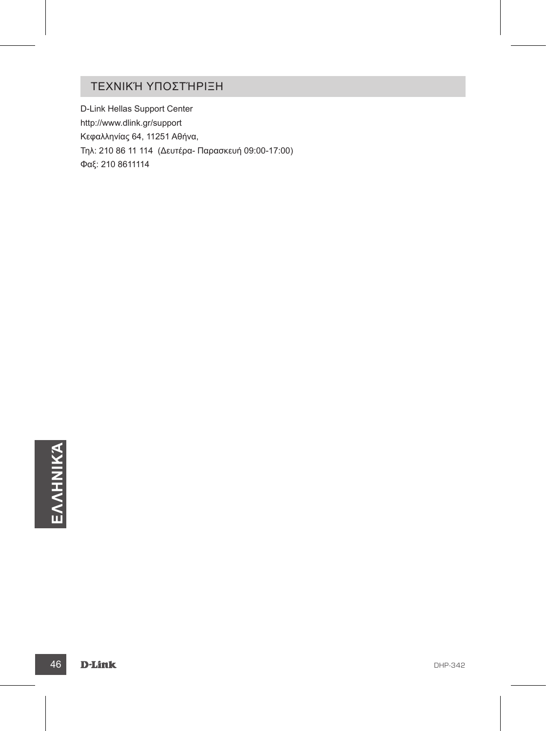## ΤΕΧΝΙΚΉ ΥΠΟΣΤΉΡΙΞΗ

D-Link Hellas Support Center

http://www.dlink.gr/support

Κεφαλληνίας 64, 11251 Αθήνα,

Τηλ: 210 86 11 114 (Δευτέρα- Παρασκευή 09:00-17:00)

Φαξ: 210 8611114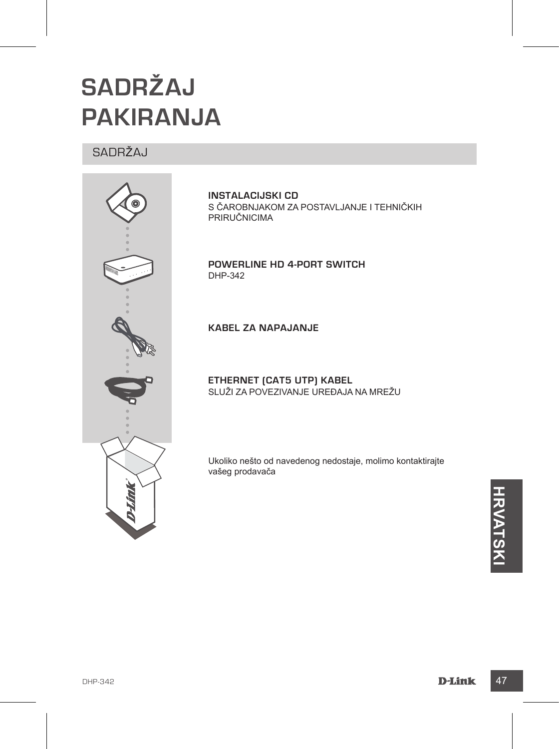# SADRŽAJ PAKIRANJA

## SADRŽAJ

**INSTALACIJSKI CD**
S ČAROBNJAKOM ZA POSTAVLJANJE I TEHNIČKIH PRIRUČNICIMA

**POWERLINE HD 4-PORT SWITCH**
DHP-342

**KABEL ZA NAPAJANJE**

**ETHERNET (CAT5 UTP) KABEL**
SLUŽI ZA POVEZIVANJE UREĐAJA NA MREŽU

Ukoliko nešto od navedenog nedostaje, molimo kontaktirajte vašeg prodavača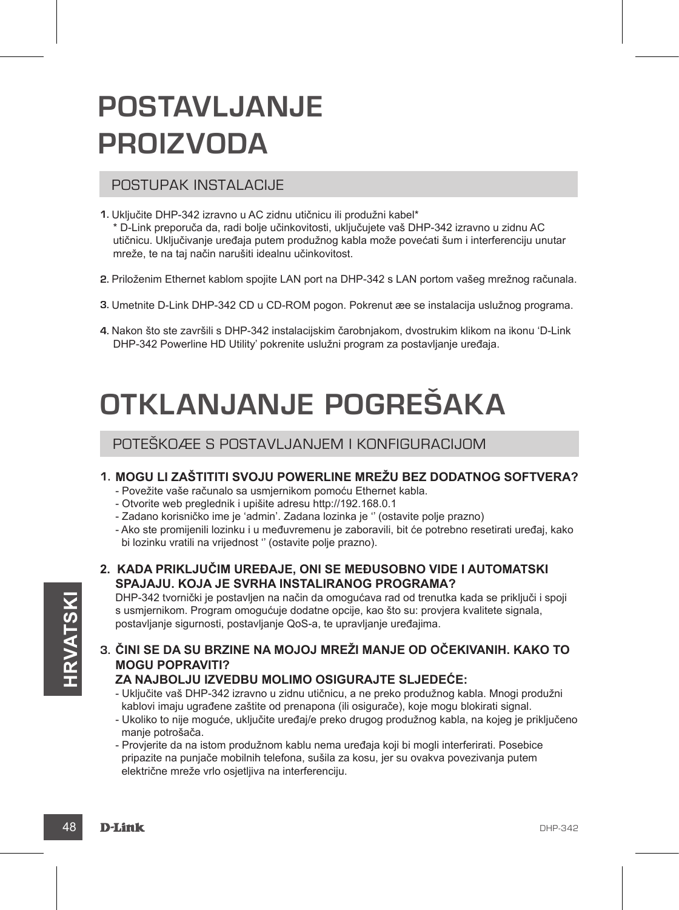# POSTAVLJANJE PROIZVODA

## POSTUPAK INSTALACIJE

1. Uključite DHP-342 izravno u AC zidnu utičnicu ili produžni kabel*
   * D-Link preporuča da, radi bolje učinkovitosti, uključujete vaš DHP-342 izravno u zidnu AC utičnicu. Uključivanje uređaja putem produžnog kabla može povećati šum i interferenciju unutar mreže, te na taj način narušiti idealnu učinkovitost.

2. Priloženim Ethernet kablom spojite LAN port na DHP-342 s LAN portom vašeg mrežnog računala.

3. Umetnite D-Link DHP-342 CD u CD-ROM pogon. Pokrenut æe se instalacija uslužnog programa.

4. Nakon što ste završili s DHP-342 instalacijskim čarobnjakom, dvostrukim klikom na ikonu 'D-Link DHP-342 Powerline HD Utility' pokrenite uslužni program za postavljanje uređaja.

# OTKLANJANJE POGREŠAKA

## POTEŠKOÆE S POSTAVLJANJEM I KONFIGURACIJOM

1. **MOGU LI ZAŠTITITI SVOJU POWERLINE MREŽU BEZ DODATNOG SOFTVERA?**
   - Povežite vaše računalo sa usmjernikom pomoću Ethernet kabla.
   - Otvorite web preglednik i upišite adresu http://192.168.0.1
   - Zadano korisničko ime je 'admin'. Zadana lozinka je '' (ostavite polje prazno)
   - Ako ste promijenili lozinku i u međuvremenu je zaboravili, bit će potrebno resetirati uređaj, kako bi lozinku vratili na vrijednost '' (ostavite polje prazno).

2. **KADA PRIKLJUČIM UREĐAJE, ONI SE MEĐUSOBNO VIDE I AUTOMATSKI SPAJAJU. KOJA JE SVRHA INSTALIRANOG PROGRAMA?**
   DHP-342 tvornički je postavljen na način da omogućava rad od trenutka kada se priključi i spoji s usmjernikom. Program omogućuje dodatne opcije, kao što su: provjera kvalitete signala, postavljanje sigurnosti, postavljanje QoS-a, te upravljanje uređajima.

3. **ČINI SE DA SU BRZINE NA MOJOJ MREŽI MANJE OD OČEKIVANIH. KAKO TO MOGU POPRAVITI?**
   **ZA NAJBOLJU IZVEDBU MOLIMO OSIGURAJTE SLJEDEĆE:**
   - Uključite vaš DHP-342 izravno u zidnu utičnicu, a ne preko produžnog kabla. Mnogi produžni kablovi imaju ugrađene zaštite od prenapona (ili osigurače), koje mogu blokirati signal.
   - Ukoliko to nije moguće, uključite uređaj/e preko drugog produžnog kabla, na kojeg je priključeno manje potrošača.
   - Provjerite da na istom produžnom kablu nema uređaja koji bi mogli interferirati. Posebice pripazite na punjače mobilnih telefona, sušila za kosu, jer su ovakva povezivanja putem električne mreže vrlo osjetljiva na interferenciju.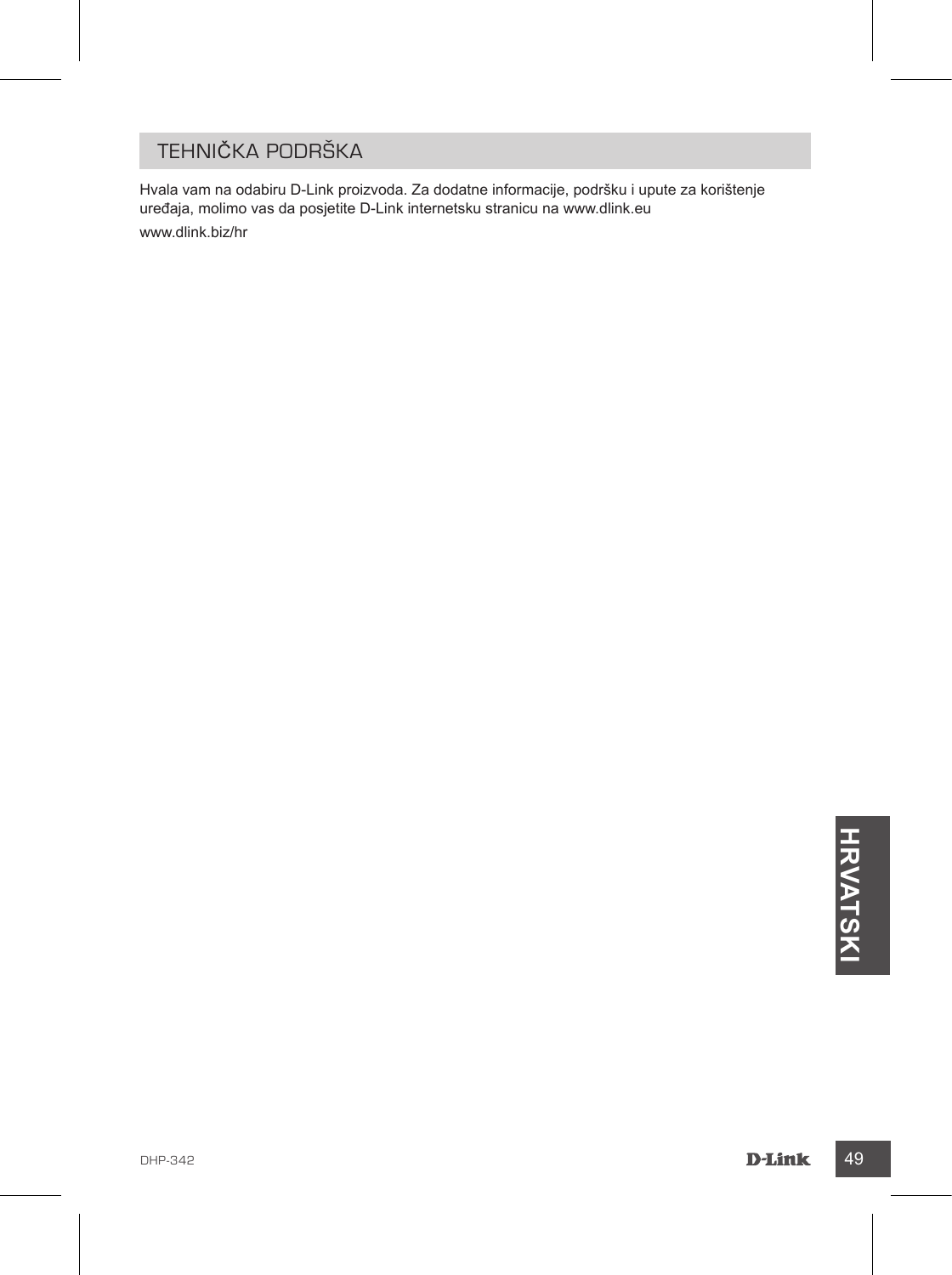## TEHNIČKA PODRŠKA

Hvala vam na odabiru D-Link proizvoda. Za dodatne informacije, podršku i upute za korištenje uređaja, molimo vas da posjetite D-Link internetsku stranicu na www.dlink.eu

www.dlink.biz/hr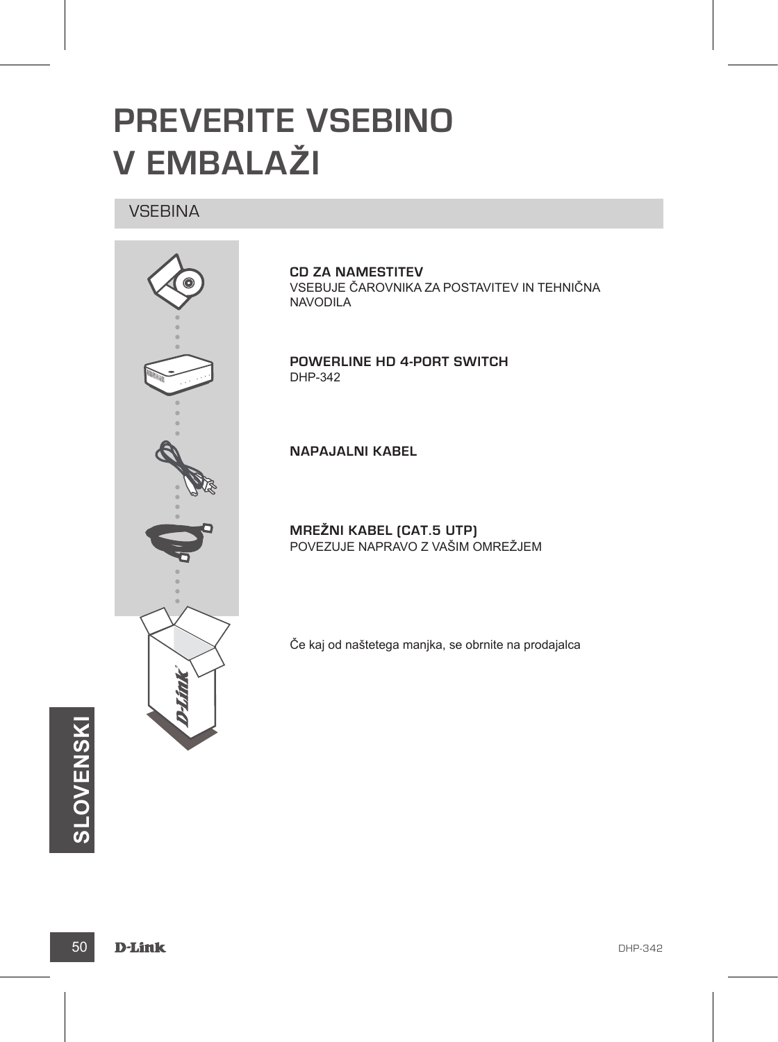# PREVERITE VSEBINO V EMBALAŽI

## VSEBINA

**CD ZA NAMESTITEV**
VSEBUJE ČAROVNIKA ZA POSTAVITEV IN TEHNIČNA NAVODILA

**POWERLINE HD 4-PORT SWITCH**
DHP-342

**NAPAJALNI KABEL**

**MREŽNI KABEL (CAT.5 UTP)**
POVEZUJE NAPRAVO Z VAŠIM OMREŽJEM

Če kaj od naštetega manjka, se obrnite na prodajalca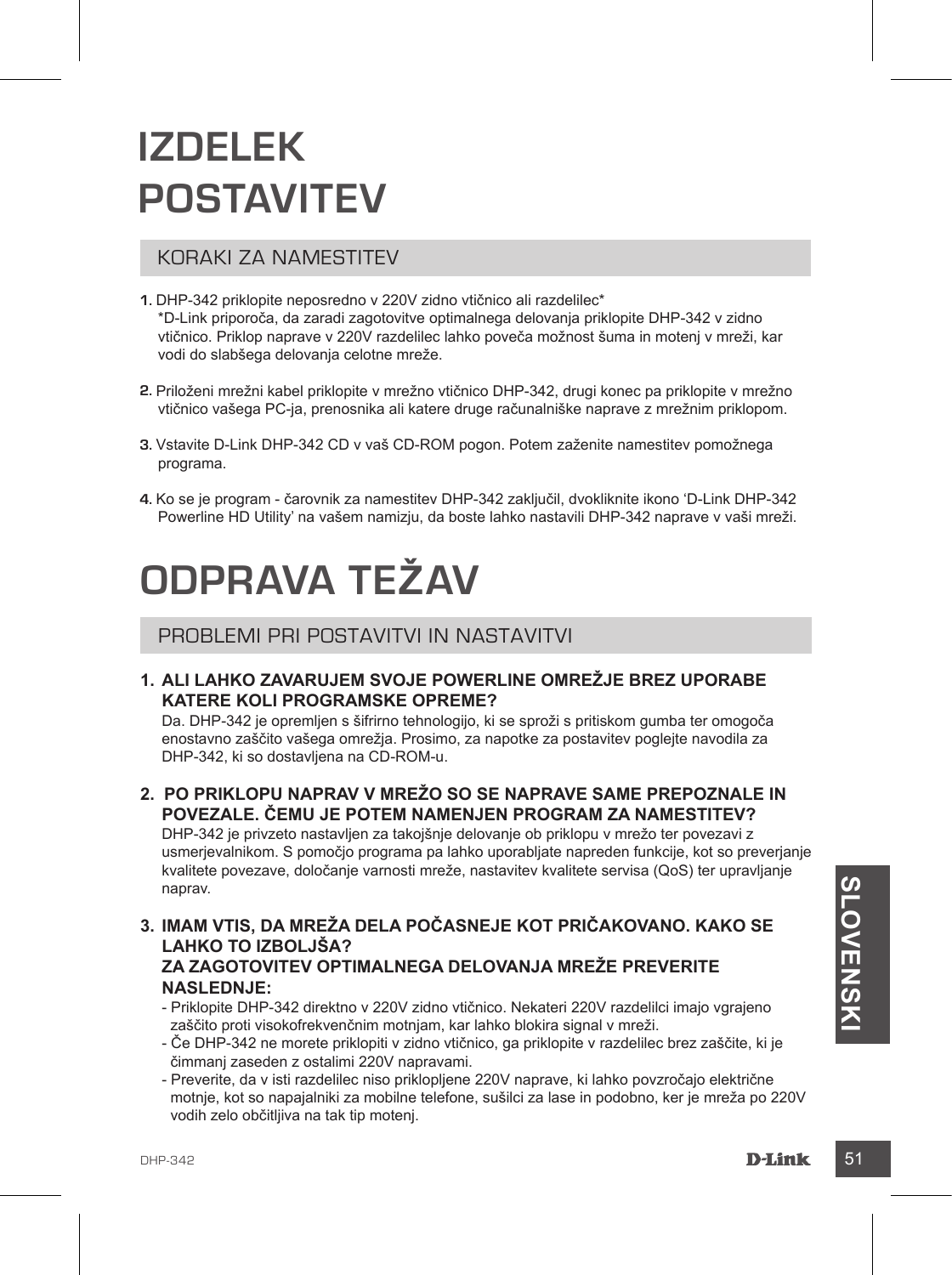# IZDELEK POSTAVITEV

## KORAKI ZA NAMESTITEV

1. DHP-342 priklopite neposredno v 220V zidno vtičnico ali razdelilec*
   *D-Link priporoča, da zaradi zagotovitve optimalnega delovanja priklopite DHP-342 v zidno vtičnico. Priklop naprave v 220V razdelilec lahko poveča možnost šuma in motenj v mreži, kar vodi do slabšega delovanja celotne mreže.

2. Priloženi mrežni kabel priklopite v mrežno vtičnico DHP-342, drugi konec pa priklopite v mrežno vtičnico vašega PC-ja, prenosnika ali katere druge računalniške naprave z mrežnim priklopom.

3. Vstavite D-Link DHP-342 CD v vaš CD-ROM pogon. Potem zaženite namestitev pomožnega programa.

4. Ko se je program - čarovnik za namestitev DHP-342 zaključil, dvokliknite ikono 'D-Link DHP-342 Powerline HD Utility' na vašem namizju, da boste lahko nastavili DHP-342 naprave v vaši mreži.

# ODPRAVA TEŽAV

## PROBLEMI PRI POSTAVITVI IN NASTAVITVI

1. **ALI LAHKO ZAVARUJEM SVOJE POWERLINE OMREŽJE BREZ UPORABE KATERE KOLI PROGRAMSKE OPREME?**
   Da. DHP-342 je opremljen s šifrirno tehnologijo, ki se sproži s pritiskom gumba ter omogoča enostavno zaščito vašega omrežja. Prosimo, za napotke za postavitev poglejte navodila za DHP-342, ki so dostavljena na CD-ROM-u.

2. **PO PRIKLOPU NAPRAV V MREŽO SO SE NAPRAVE SAME PREPOZNALE IN POVEZALE. ČEMU JE POTEM NAMENJEN PROGRAM ZA NAMESTITEV?**
   DHP-342 je privzeto nastavljen za takojšnje delovanje ob priklopu v mrežo ter povezavi z usmerjevalnikom. S pomočjo programa pa lahko uporabljate napreden funkcije, kot so preverjanje kvalitete povezave, določanje varnosti mreže, nastavitev kvalitete servisa (QoS) ter upravljanje naprav.

3. **IMAM VTIS, DA MREŽA DELA POČASNEJE KOT PRIČAKOVANO. KAKO SE LAHKO TO IZBOLJŠA?**
   **ZA ZAGOTOVITEV OPTIMALNEGA DELOVANJA MREŽE PREVERITE NASLEDNJE:**
   - Priklopite DHP-342 direktno v 220V zidno vtičnico. Nekateri 220V razdelilci imajo vgrajeno zaščito proti visokofrekvenčnim motnjam, kar lahko blokira signal v mreži.
   - Če DHP-342 ne morete priklopiti v zidno vtičnico, ga priklopite v razdelilec brez zaščite, ki je čimmanj zaseden z ostalimi 220V napravami.
   - Preverite, da v isti razdelilec niso priklopljene 220V naprave, ki lahko povzročajo električne motnje, kot so napajalniki za mobilne telefone, sušilci za lase in podobno, ker je mreža po 220V vodih zelo občitljiva na tak tip motenj.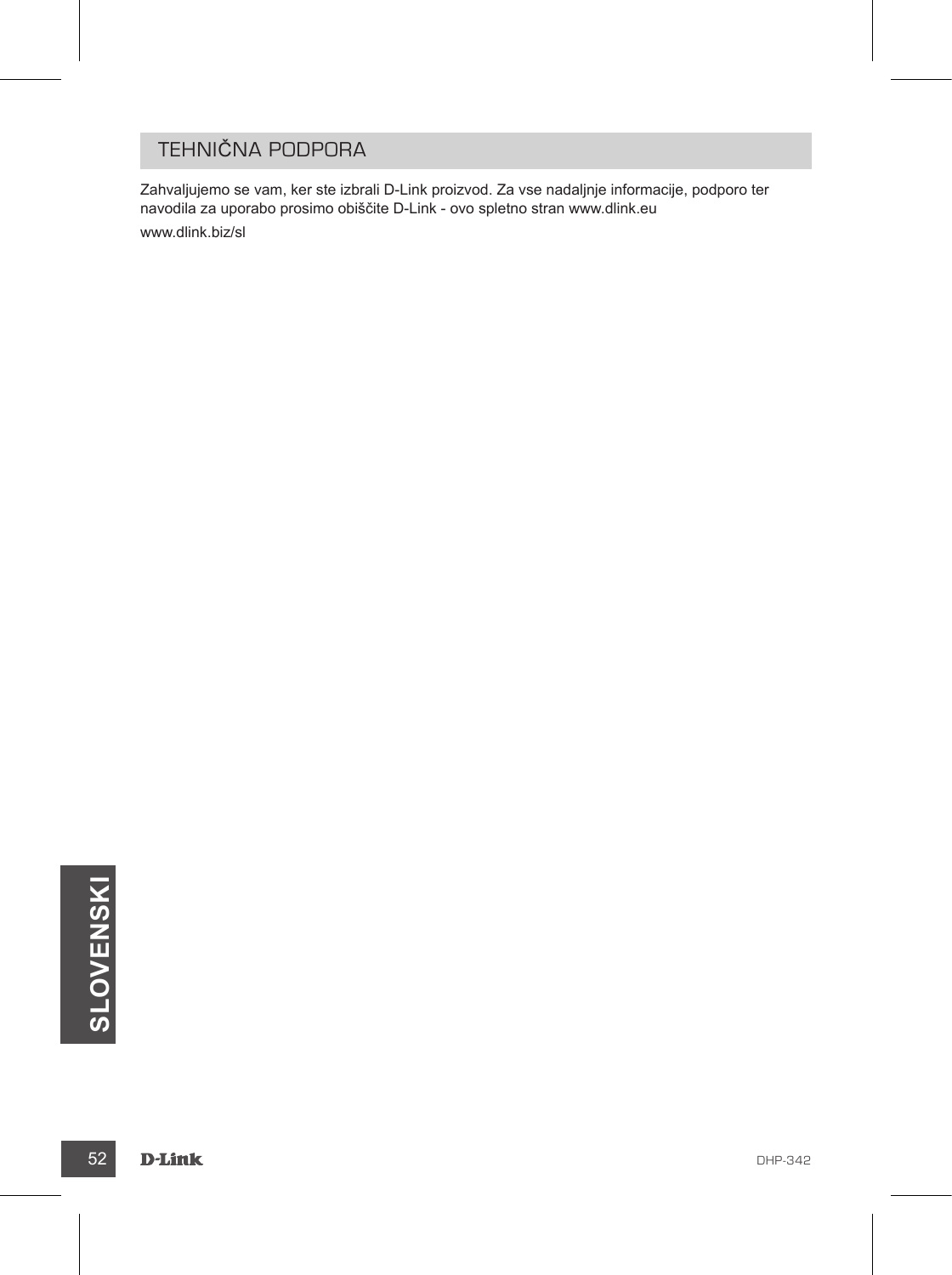## TEHNIČNA PODPORA

Zahvaljujemo se vam, ker ste izbrali D-Link proizvod. Za vse nadaljnje informacije, podporo ter navodila za uporabo prosimo obiščite D-Link - ovo spletno stran www.dlink.eu

www.dlink.biz/sl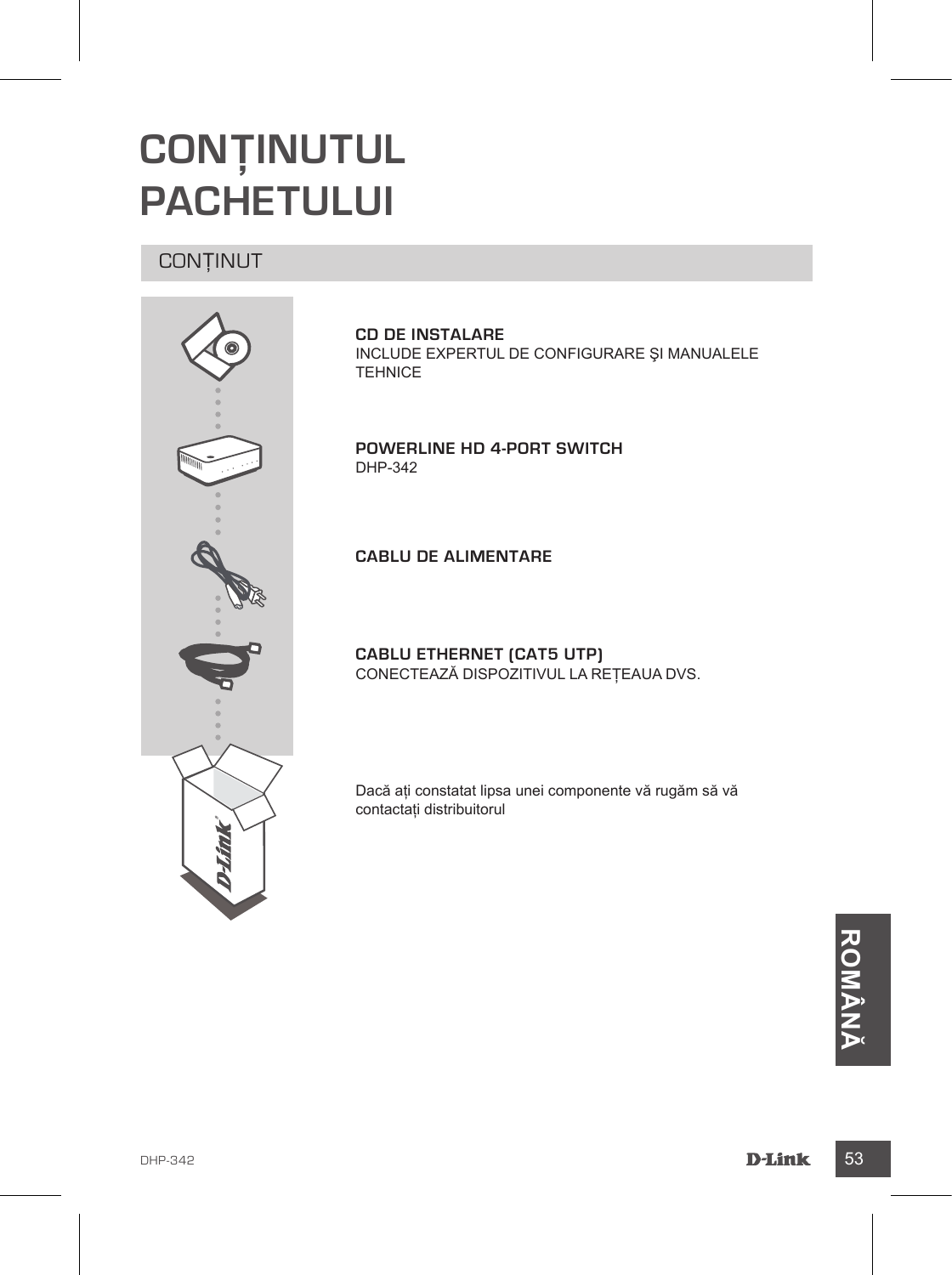# CONȚINUTUL PACHETULUI

## CONȚINUT

**CD DE INSTALARE**
INCLUDE EXPERTUL DE CONFIGURARE ŞI MANUALELE TEHNICE

**POWERLINE HD 4-PORT SWITCH**
DHP-342

**CABLU DE ALIMENTARE**

**CABLU ETHERNET (CAT5 UTP)**
CONECTEAZĂ DISPOZITIVUL LA REȚEAUA DVS.

Dacă ați constatat lipsa unei componente vă rugăm să vă contactați distribuitorul

ROMÂNĂ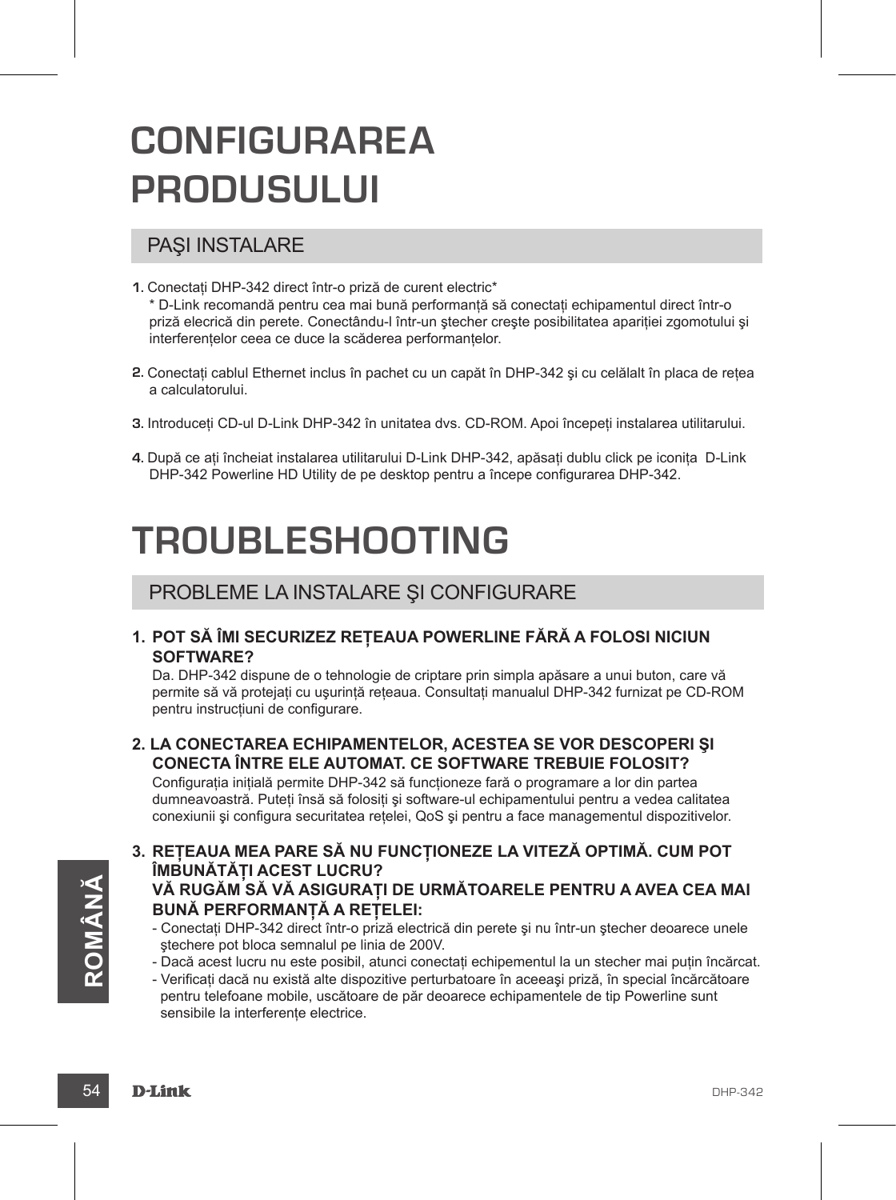# CONFIGURAREA PRODUSULUI

## PAŞI INSTALARE

1. Conectați DHP-342 direct într-o priză de curent electric*
   * D-Link recomandă pentru cea mai bună performanță să conectați echipamentul direct într-o priză elecrică din perete. Conectându-l într-un ştecher creşte posibilitatea apariției zgomotului şi interferențelor ceea ce duce la scăderea performanțelor.

2. Conectați cablul Ethernet inclus în pachet cu un capăt în DHP-342 şi cu celălalt în placa de rețea a calculatorului.

3. Introduceți CD-ul D-Link DHP-342 în unitatea dvs. CD-ROM. Apoi începeți instalarea utilitarului.

4. După ce ați încheiat instalarea utilitarului D-Link DHP-342, apăsați dublu click pe iconița D-Link DHP-342 Powerline HD Utility de pe desktop pentru a începe configurarea DHP-342.

# TROUBLESHOOTING

## PROBLEME LA INSTALARE ŞI CONFIGURARE

1. **POT SĂ ÎMI SECURIZEZ REȚEAUA POWERLINE FĂRĂ A FOLOSI NICIUN SOFTWARE?**
   Da. DHP-342 dispune de o tehnologie de criptare prin simpla apăsare a unui buton, care vă permite să vă protejați cu uşurință rețeaua. Consultați manualul DHP-342 furnizat pe CD-ROM pentru instrucțiuni de configurare.

2. **LA CONECTAREA ECHIPAMENTELOR, ACESTEA SE VOR DESCOPERI ŞI CONECTA ÎNTRE ELE AUTOMAT. CE SOFTWARE TREBUIE FOLOSIT?**
   Configurația inițială permite DHP-342 să funcționeze fară o programare a lor din partea dumneavoastră. Puteți însă să folosiți şi software-ul echipamentului pentru a vedea calitatea conexiunii şi configura securitatea rețelei, QoS şi pentru a face managementul dispozitivelor.

3. **REȚEAUA MEA PARE SĂ NU FUNCȚIONEZE LA VITEZĂ OPTIMĂ. CUM POT ÎMBUNĂTĂȚI ACEST LUCRU?**
   **VĂ RUGĂM SĂ VĂ ASIGURAȚI DE URMĂTOARELE PENTRU A AVEA CEA MAI BUNĂ PERFORMANȚĂ A REȚELEI:**
   - Conectați DHP-342 direct într-o priză electrică din perete şi nu într-un ştecher deoarece unele ştechere pot bloca semnalul pe linia de 200V.
   - Dacă acest lucru nu este posibil, atunci conectați echipementul la un stecher mai puțin încărcat.
   - Verificați dacă nu există alte dispozitive perturbatoare în aceeaşi priză, în special încărcătoare pentru telefoane mobile, uscătoare de păr deoarece echipamentele de tip Powerline sunt sensibile la interferențe electrice.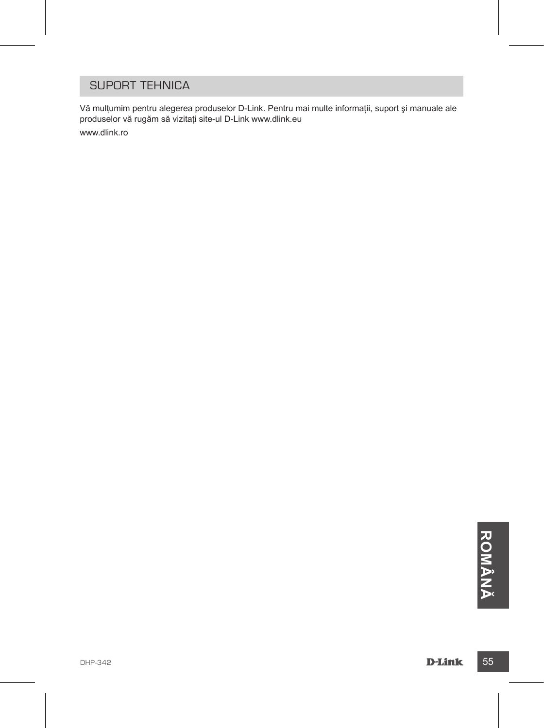## SUPORT TEHNICA

Vă mulțumim pentru alegerea produselor D-Link. Pentru mai multe informații, suport şi manuale ale produselor vă rugăm să vizitați site-ul D-Link www.dlink.eu

www.dlink.ro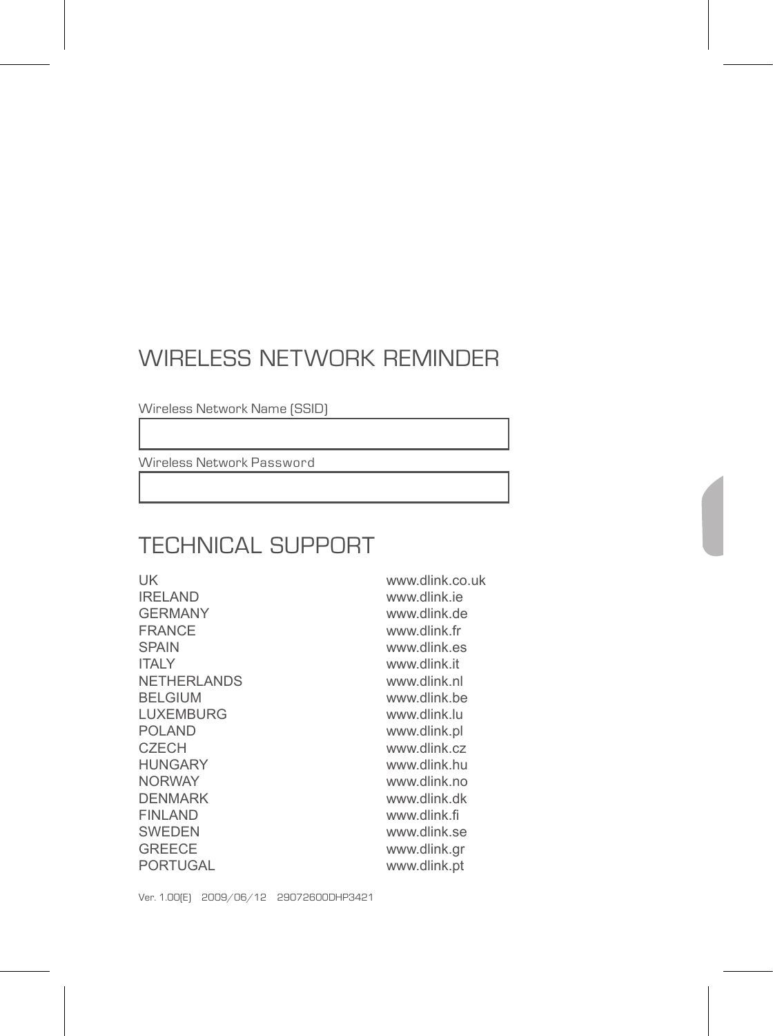# WIRELESS NETWORK REMINDER

Wireless Network Name (SSID)

| |
|---|
| |

Wireless Network Password

| |
|---|
| |

# TECHNICAL SUPPORT

| | |
|---|---|
| UK | www.dlink.co.uk |
| IRELAND | www.dlink.ie |
| GERMANY | www.dlink.de |
| FRANCE | www.dlink.fr |
| SPAIN | www.dlink.es |
| ITALY | www.dlink.it |
| NETHERLANDS | www.dlink.nl |
| BELGIUM | www.dlink.be |
| LUXEMBURG | www.dlink.lu |
| POLAND | www.dlink.pl |
| CZECH | www.dlink.cz |
| HUNGARY | www.dlink.hu |
| NORWAY | www.dlink.no |
| DENMARK | www.dlink.dk |
| FINLAND | www.dlink.fi |
| SWEDEN | www.dlink.se |
| GREECE | www.dlink.gr |
| PORTUGAL | www.dlink.pt |

Ver. 1.00(E) 2009/06/12 29072600DHP3421